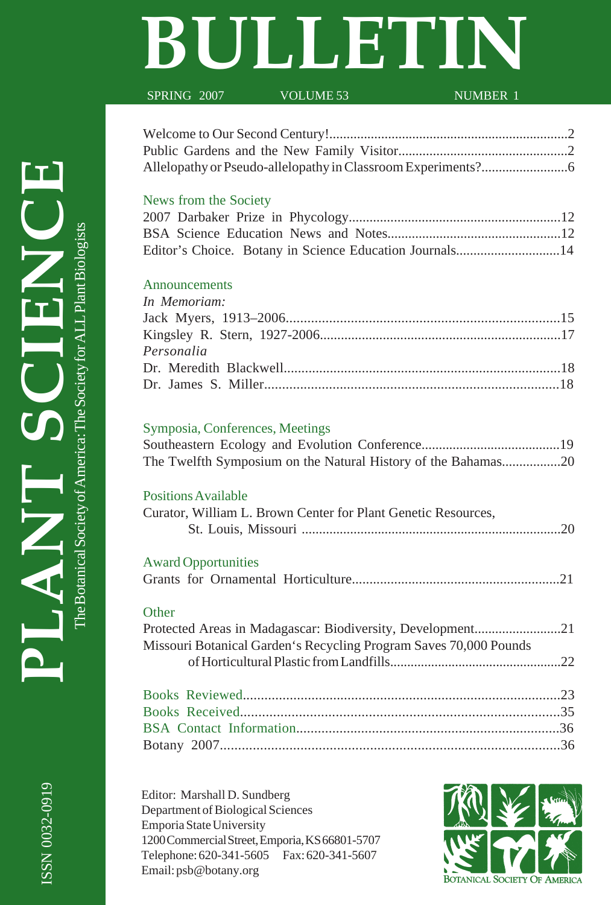# PLANT SCIENCE BULLETIN

The Botanical Society of America: The Society for ALL Plant Biologists

SPRING 2007 VOLUME 53 NUMBER 1

Welcome to Our Second Century!......................................................................2
Public Gardens and the New Family Visitor.................................................2
Allelopathy or Pseudo-allelopathy in Classroom Experiments?.........................6

## News from the Society

2007 Darbaker Prize in Phycology............................................................12
BSA Science Education News and Notes..................................................12
Editor's Choice. Botany in Science Education Journals.............................14

## Announcements

*In Memoriam:*

Jack Myers, 1913–2006.............................................................................15
Kingsley R. Stern, 1927-2006....................................................................17

*Personalia*

Dr. Meredith Blackwell..............................................................................18
Dr. James S. Miller...................................................................................18

## Symposia, Conferences, Meetings

Southeastern Ecology and Evolution Conference........................................19
The Twelfth Symposium on the Natural History of the Bahamas.................20

## Positions Available

Curator, William L. Brown Center for Plant Genetic Resources, St. Louis, Missouri ..........................................................................20

## Award Opportunities

Grants for Ornamental Horticulture...........................................................21

## Other

Protected Areas in Madagascar: Biodiversity, Development.........................21
Missouri Botanical Garden's Recycling Program Saves 70,000 Pounds of Horticultural Plastic from Landfills.................................................22

## Books Reviewed.........................................................................23
## Books Received.........................................................................35
## BSA Contact Information.........................................................36

Botany 2007..............................................................................36

Editor: Marshall D. Sundberg
Department of Biological Sciences
Emporia State University
1200 Commercial Street, Emporia, KS 66801-5707
Telephone: 620-341-5605 Fax: 620-341-5607
Email: psb@botany.org

Botanical Society of America

ISSN 0032-0919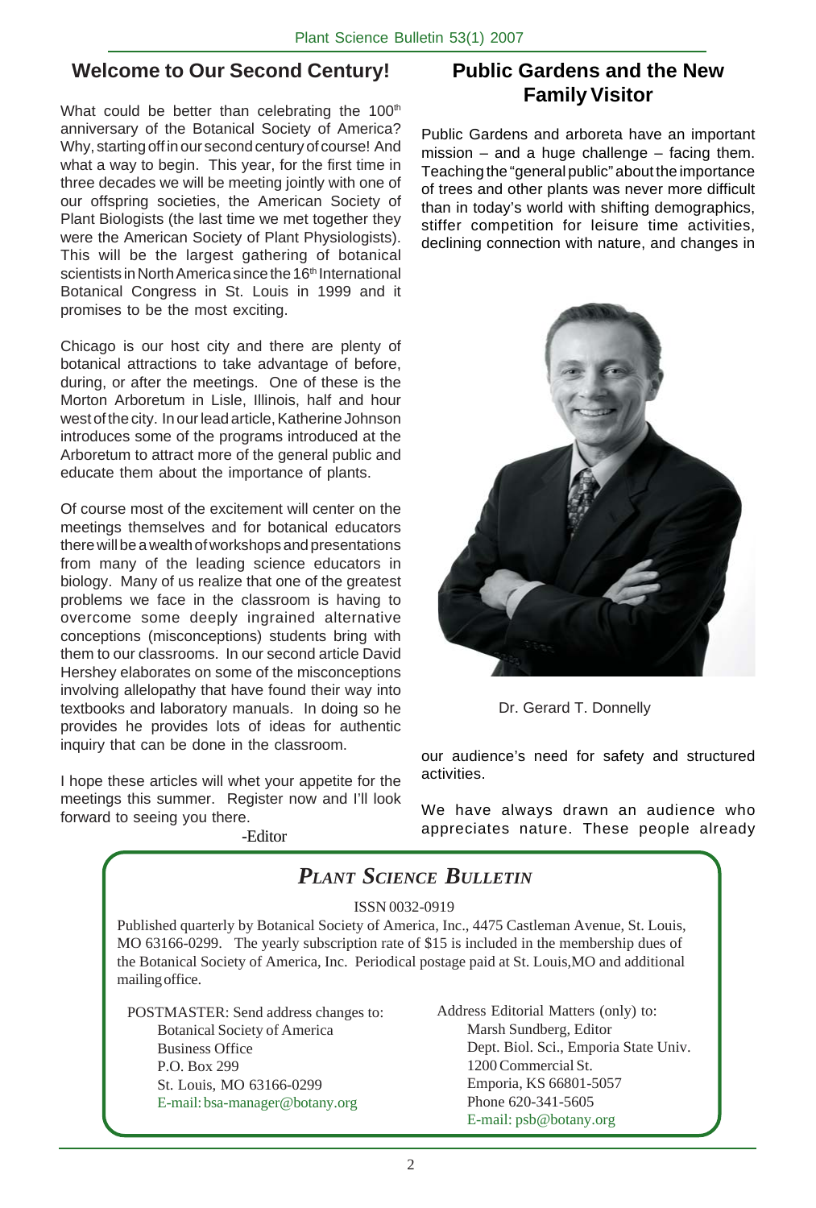## Welcome to Our Second Century!

What could be better than celebrating the 100th anniversary of the Botanical Society of America? Why, starting off in our second century of course! And what a way to begin. This year, for the first time in three decades we will be meeting jointly with one of our offspring societies, the American Society of Plant Biologists (the last time we met together they were the American Society of Plant Physiologists). This will be the largest gathering of botanical scientists in North America since the 16th International Botanical Congress in St. Louis in 1999 and it promises to be the most exciting.

Chicago is our host city and there are plenty of botanical attractions to take advantage of before, during, or after the meetings. One of these is the Morton Arboretum in Lisle, Illinois, half and hour west of the city. In our lead article, Katherine Johnson introduces some of the programs introduced at the Arboretum to attract more of the general public and educate them about the importance of plants.

Of course most of the excitement will center on the meetings themselves and for botanical educators there will be a wealth of workshops and presentations from many of the leading science educators in biology. Many of us realize that one of the greatest problems we face in the classroom is having to overcome some deeply ingrained alternative conceptions (misconceptions) students bring with them to our classrooms. In our second article David Hershey elaborates on some of the misconceptions involving allelopathy that have found their way into textbooks and laboratory manuals. In doing so he provides lots of ideas for authentic inquiry that can be done in the classroom.

I hope these articles will whet your appetite for the meetings this summer. Register now and I'll look forward to seeing you there.

-Editor

## Public Gardens and the New Family Visitor

Public Gardens and arboreta have an important mission – and a huge challenge – facing them. Teaching the "general public" about the importance of trees and other plants was never more difficult than in today's world with shifting demographics, stiffer competition for leisure time activities, declining connection with nature, and changes in our audience's need for safety and structured activities.

Dr. Gerard T. Donnelly

We have always drawn an audience who appreciates nature. These people already

---

### *Plant Science Bulletin*

ISSN 0032-0919

Published quarterly by Botanical Society of America, Inc., 4475 Castleman Avenue, St. Louis, MO 63166-0299. The yearly subscription rate of $15 is included in the membership dues of the Botanical Society of America, Inc. Periodical postage paid at St. Louis,MO and additional mailing office.

POSTMASTER: Send address changes to:
Botanical Society of America
Business Office
P.O. Box 299
St. Louis, MO 63166-0299
E-mail: bsa-manager@botany.org

Address Editorial Matters (only) to:
Marsh Sundberg, Editor
Dept. Biol. Sci., Emporia State Univ.
1200 Commercial St.
Emporia, KS 66801-5057
Phone 620-341-5605
E-mail: psb@botany.org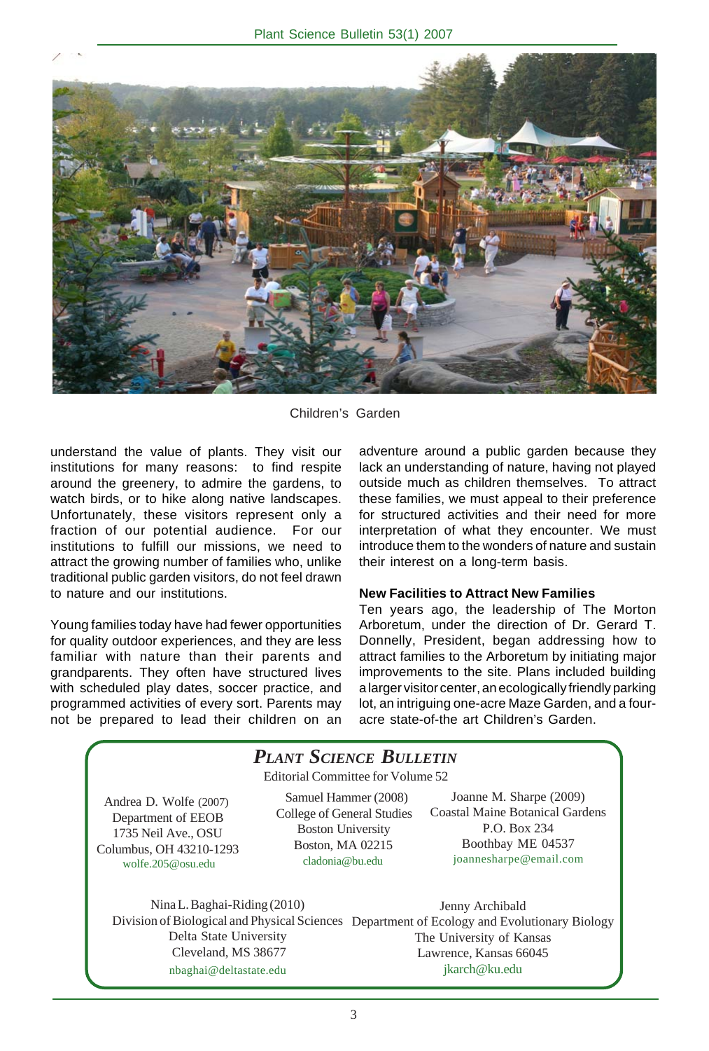Children's Garden

understand the value of plants. They visit our institutions for many reasons: to find respite around the greenery, to admire the gardens, to watch birds, or to hike along native landscapes. Unfortunately, these visitors represent only a fraction of our potential audience. For our institutions to fulfill our missions, we need to attract the growing number of families who, unlike traditional public garden visitors, do not feel drawn to nature and our institutions.

Young families today have had fewer opportunities for quality outdoor experiences, and they are less familiar with nature than their parents and grandparents. They often have structured lives with scheduled play dates, soccer practice, and programmed activities of every sort. Parents may not be prepared to lead their children on an adventure around a public garden because they lack an understanding of nature, having not played outside much as children themselves. To attract these families, we must appeal to their preference for structured activities and their need for more interpretation of what they encounter. We must introduce them to the wonders of nature and sustain their interest on a long-term basis.

**New Facilities to Attract New Families**

Ten years ago, the leadership of The Morton Arboretum, under the direction of Dr. Gerard T. Donnelly, President, began addressing how to attract families to the Arboretum by initiating major improvements to the site. Plans included building a larger visitor center, an ecologically friendly parking lot, an intriguing one-acre Maze Garden, and a four-acre state-of-the art Children's Garden.

## *PLANT SCIENCE BULLETIN*

Editorial Committee for Volume 52

Andrea D. Wolfe (2007)
Department of EEOB
1735 Neil Ave., OSU
Columbus, OH 43210-1293
wolfe.205@osu.edu

Samuel Hammer (2008)
College of General Studies
Boston University
Boston, MA 02215
cladonia@bu.edu

Joanne M. Sharpe (2009)
Coastal Maine Botanical Gardens
P.O. Box 234
Boothbay ME 04537
joannesharpe@email.com

Nina L. Baghai-Riding (2010)
Division of Biological and Physical Sciences
Delta State University
Cleveland, MS 38677
nbaghai@deltastate.edu

Jenny Archibald
Department of Ecology and Evolutionary Biology
The University of Kansas
Lawrence, Kansas 66045
jkarch@ku.edu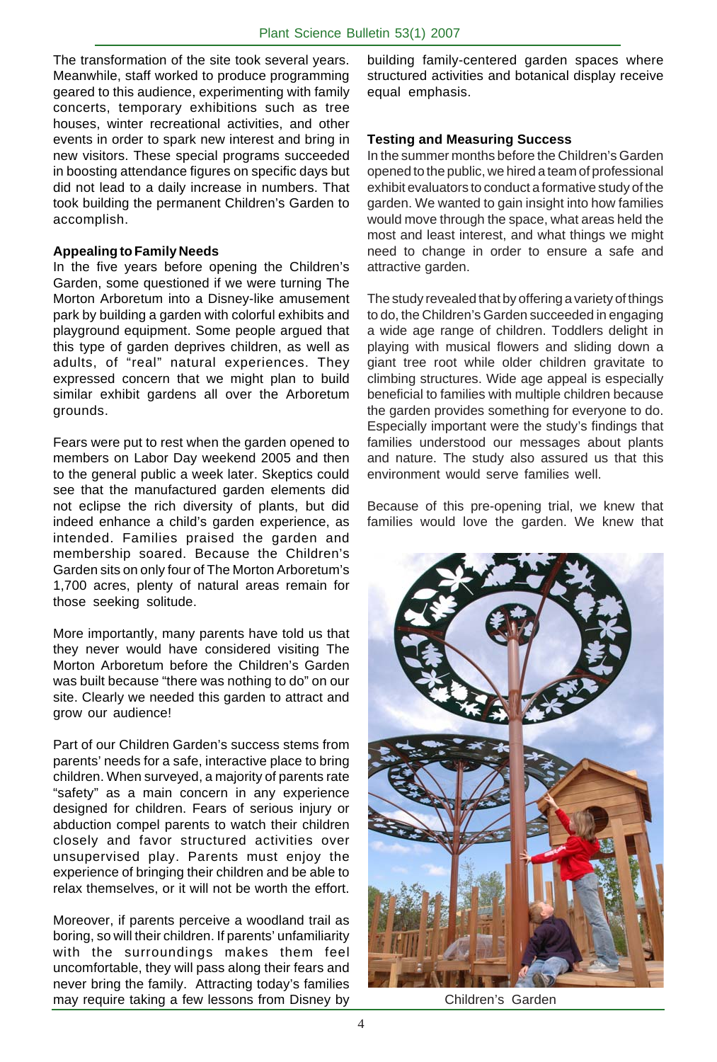The transformation of the site took several years. Meanwhile, staff worked to produce programming geared to this audience, experimenting with family concerts, temporary exhibitions such as tree houses, winter recreational activities, and other events in order to spark new interest and bring in new visitors. These special programs succeeded in boosting attendance figures on specific days but did not lead to a daily increase in numbers. That took building the permanent Children's Garden to accomplish.

**Appealing to Family Needs**

In the five years before opening the Children's Garden, some questioned if we were turning The Morton Arboretum into a Disney-like amusement park by building a garden with colorful exhibits and playground equipment. Some people argued that this type of garden deprives children, as well as adults, of "real" natural experiences. They expressed concern that we might plan to build similar exhibit gardens all over the Arboretum grounds.

Fears were put to rest when the garden opened to members on Labor Day weekend 2005 and then to the general public a week later. Skeptics could see that the manufactured garden elements did not eclipse the rich diversity of plants, but did indeed enhance a child's garden experience, as intended. Families praised the garden and membership soared. Because the Children's Garden sits on only four of The Morton Arboretum's 1,700 acres, plenty of natural areas remain for those seeking solitude.

More importantly, many parents have told us that they never would have considered visiting The Morton Arboretum before the Children's Garden was built because "there was nothing to do" on our site. Clearly we needed this garden to attract and grow our audience!

Part of our Children Garden's success stems from parents' needs for a safe, interactive place to bring children. When surveyed, a majority of parents rate "safety" as a main concern in any experience designed for children. Fears of serious injury or abduction compel parents to watch their children closely and favor structured activities over unsupervised play. Parents must enjoy the experience of bringing their children and be able to relax themselves, or it will not be worth the effort.

Moreover, if parents perceive a woodland trail as boring, so will their children. If parents' unfamiliarity with the surroundings makes them feel uncomfortable, they will pass along their fears and never bring the family. Attracting today's families may require taking a few lessons from Disney by building family-centered garden spaces where structured activities and botanical display receive equal emphasis.

**Testing and Measuring Success**

In the summer months before the Children's Garden opened to the public, we hired a team of professional exhibit evaluators to conduct a formative study of the garden. We wanted to gain insight into how families would move through the space, what areas held the most and least interest, and what things we might need to change in order to ensure a safe and attractive garden.

The study revealed that by offering a variety of things to do, the Children's Garden succeeded in engaging a wide age range of children. Toddlers delight in playing with musical flowers and sliding down a giant tree root while older children gravitate to climbing structures. Wide age appeal is especially beneficial to families with multiple children because the garden provides something for everyone to do. Especially important were the study's findings that families understood our messages about plants and nature. The study also assured us that this environment would serve families well.

Because of this pre-opening trial, we knew that families would love the garden. We knew that

Children's Garden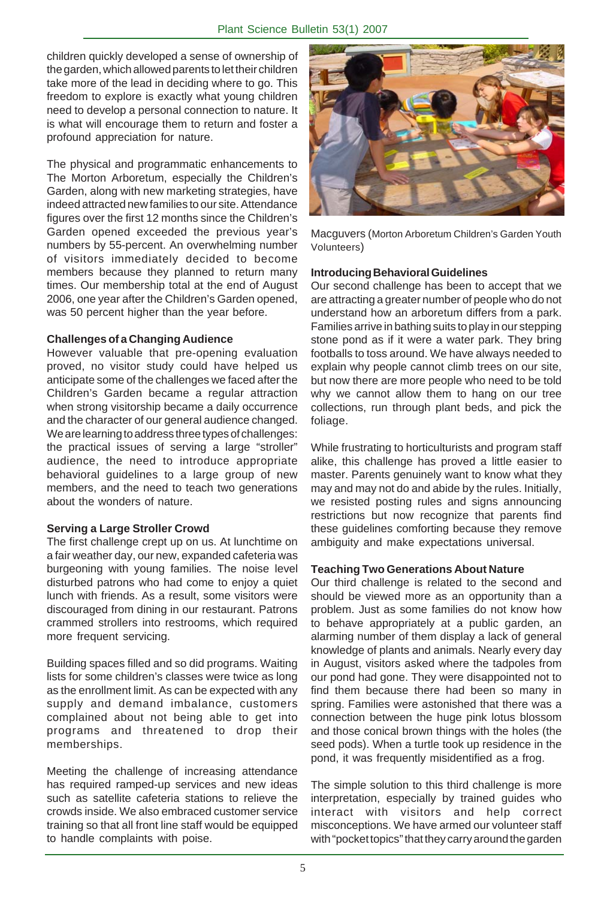children quickly developed a sense of ownership of the garden, which allowed parents to let their children take more of the lead in deciding where to go. This freedom to explore is exactly what young children need to develop a personal connection to nature. It is what will encourage them to return and foster a profound appreciation for nature.

The physical and programmatic enhancements to The Morton Arboretum, especially the Children's Garden, along with new marketing strategies, have indeed attracted new families to our site. Attendance figures over the first 12 months since the Children's Garden opened exceeded the previous year's numbers by 55-percent. An overwhelming number of visitors immediately decided to become members because they planned to return many times. Our membership total at the end of August 2006, one year after the Children's Garden opened, was 50 percent higher than the year before.

**Challenges of a Changing Audience**

However valuable that pre-opening evaluation proved, no visitor study could have helped us anticipate some of the challenges we faced after the Children's Garden became a regular attraction when strong visitorship became a daily occurrence and the character of our general audience changed. We are learning to address three types of challenges: the practical issues of serving a large "stroller" audience, the need to introduce appropriate behavioral guidelines to a large group of new members, and the need to teach two generations about the wonders of nature.

**Serving a Large Stroller Crowd**

The first challenge crept up on us. At lunchtime on a fair weather day, our new, expanded cafeteria was burgeoning with young families. The noise level disturbed patrons who had come to enjoy a quiet lunch with friends. As a result, some visitors were discouraged from dining in our restaurant. Patrons crammed strollers into restrooms, which required more frequent servicing.

Building spaces filled and so did programs. Waiting lists for some children's classes were twice as long as the enrollment limit. As can be expected with any supply and demand imbalance, customers complained about not being able to get into programs and threatened to drop their memberships.

Meeting the challenge of increasing attendance has required ramped-up services and new ideas such as satellite cafeteria stations to relieve the crowds inside. We also embraced customer service training so that all front line staff would be equipped to handle complaints with poise.

Macguvers (Morton Arboretum Children's Garden Youth Volunteers)

**Introducing Behavioral Guidelines**

Our second challenge has been to accept that we are attracting a greater number of people who do not understand how an arboretum differs from a park. Families arrive in bathing suits to play in our stepping stone pond as if it were a water park. They bring footballs to toss around. We have always needed to explain why people cannot climb trees on our site, but now there are more people who need to be told why we cannot allow them to hang on our tree collections, run through plant beds, and pick the foliage.

While frustrating to horticulturists and program staff alike, this challenge has proved a little easier to master. Parents genuinely want to know what they may and may not do and abide by the rules. Initially, we resisted posting rules and signs announcing restrictions but now recognize that parents find these guidelines comforting because they remove ambiguity and make expectations universal.

**Teaching Two Generations About Nature**

Our third challenge is related to the second and should be viewed more as an opportunity than a problem. Just as some families do not know how to behave appropriately at a public garden, an alarming number of them display a lack of general knowledge of plants and animals. Nearly every day in August, visitors asked where the tadpoles from our pond had gone. They were disappointed not to find them because there had been so many in spring. Families were astonished that there was a connection between the huge pink lotus blossom and those conical brown things with the holes (the seed pods). When a turtle took up residence in the pond, it was frequently misidentified as a frog.

The simple solution to this third challenge is more interpretation, especially by trained guides who interact with visitors and help correct misconceptions. We have armed our volunteer staff with "pocket topics" that they carry around the garden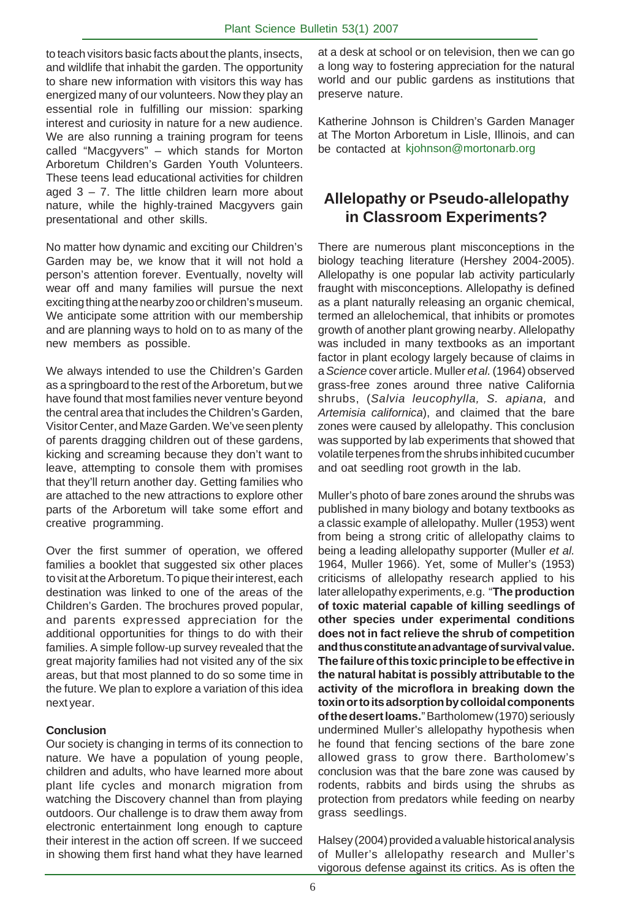to teach visitors basic facts about the plants, insects, and wildlife that inhabit the garden. The opportunity to share new information with visitors this way has energized many of our volunteers. Now they play an essential role in fulfilling our mission: sparking interest and curiosity in nature for a new audience. We are also running a training program for teens called "Macgyvers" – which stands for Morton Arboretum Children's Garden Youth Volunteers. These teens lead educational activities for children aged 3 – 7. The little children learn more about nature, while the highly-trained Macgyvers gain presentational and other skills.

No matter how dynamic and exciting our Children's Garden may be, we know that it will not hold a person's attention forever. Eventually, novelty will wear off and many families will pursue the next exciting thing at the nearby zoo or children's museum. We anticipate some attrition with our membership and are planning ways to hold on to as many of the new members as possible.

We always intended to use the Children's Garden as a springboard to the rest of the Arboretum, but we have found that most families never venture beyond the central area that includes the Children's Garden, Visitor Center, and Maze Garden. We've seen plenty of parents dragging children out of these gardens, kicking and screaming because they don't want to leave, attempting to console them with promises that they'll return another day. Getting families who are attached to the new attractions to explore other parts of the Arboretum will take some effort and creative programming.

Over the first summer of operation, we offered families a booklet that suggested six other places to visit at the Arboretum. To pique their interest, each destination was linked to one of the areas of the Children's Garden. The brochures proved popular, and parents expressed appreciation for the additional opportunities for things to do with their families. A simple follow-up survey revealed that the great majority families had not visited any of the six areas, but that most planned to do so some time in the future. We plan to explore a variation of this idea next year.

**Conclusion**

Our society is changing in terms of its connection to nature. We have a population of young people, children and adults, who have learned more about plant life cycles and monarch migration from watching the Discovery channel than from playing outdoors. Our challenge is to draw them away from electronic entertainment long enough to capture their interest in the action off screen. If we succeed in showing them first hand what they have learned at a desk at school or on television, then we can go a long way to fostering appreciation for the natural world and our public gardens as institutions that preserve nature.

Katherine Johnson is Children's Garden Manager at The Morton Arboretum in Lisle, Illinois, and can be contacted at kjohnson@mortonarb.org

## Allelopathy or Pseudo-allelopathy in Classroom Experiments?

There are numerous plant misconceptions in the biology teaching literature (Hershey 2004-2005). Allelopathy is one popular lab activity particularly fraught with misconceptions. Allelopathy is defined as a plant naturally releasing an organic chemical, termed an allelochemical, that inhibits or promotes growth of another plant growing nearby. Allelopathy was included in many textbooks as an important factor in plant ecology largely because of claims in a *Science* cover article. Muller *et al.* (1964) observed grass-free zones around three native California shrubs, (*Salvia leucophylla, S. apiana,* and *Artemisia californica*), and claimed that the bare zones were caused by allelopathy. This conclusion was supported by lab experiments that showed that volatile terpenes from the shrubs inhibited cucumber and oat seedling root growth in the lab.

Muller's photo of bare zones around the shrubs was published in many biology and botany textbooks as a classic example of allelopathy. Muller (1953) went from being a strong critic of allelopathy claims to being a leading allelopathy supporter (Muller *et al.* 1964, Muller 1966). Yet, some of Muller's (1953) criticisms of allelopathy research applied to his later allelopathy experiments, e.g. "**The production of toxic material capable of killing seedlings of other species under experimental conditions does not in fact relieve the shrub of competition and thus constitute an advantage of survival value. The failure of this toxic principle to be effective in the natural habitat is possibly attributable to the activity of the microflora in breaking down the toxin or to its adsorption by colloidal components of the desert loams.**" Bartholomew (1970) seriously undermined Muller's allelopathy hypothesis when he found that fencing sections of the bare zone allowed grass to grow there. Bartholomew's conclusion was that the bare zone was caused by rodents, rabbits and birds using the shrubs as protection from predators while feeding on nearby grass seedlings.

Halsey (2004) provided a valuable historical analysis of Muller's allelopathy research and Muller's vigorous defense against its critics. As is often the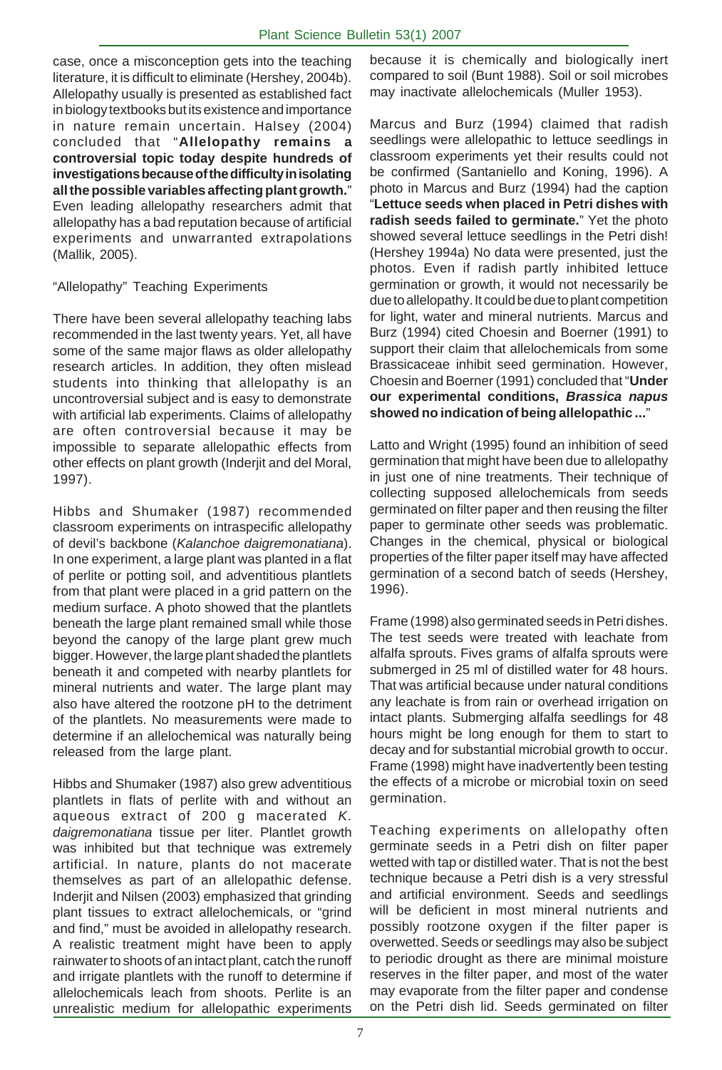case, once a misconception gets into the teaching literature, it is difficult to eliminate (Hershey, 2004b). Allelopathy usually is presented as established fact in biology textbooks but its existence and importance in nature remain uncertain. Halsey (2004) concluded that "**Allelopathy remains a controversial topic today despite hundreds of investigations because of the difficulty in isolating all the possible variables affecting plant growth.**" Even leading allelopathy researchers admit that allelopathy has a bad reputation because of artificial experiments and unwarranted extrapolations (Mallik, 2005).

"Allelopathy" Teaching Experiments

There have been several allelopathy teaching labs recommended in the last twenty years. Yet, all have some of the same major flaws as older allelopathy research articles. In addition, they often mislead students into thinking that allelopathy is an uncontroversial subject and is easy to demonstrate with artificial lab experiments. Claims of allelopathy are often controversial because it may be impossible to separate allelopathic effects from other effects on plant growth (Inderjit and del Moral, 1997).

Hibbs and Shumaker (1987) recommended classroom experiments on intraspecific allelopathy of devil's backbone (*Kalanchoe daigremontiana*). In one experiment, a large plant was planted in a flat of perlite or potting soil, and adventitious plantlets from that plant were placed in a grid pattern on the medium surface. A photo showed that the plantlets beneath the large plant remained small while those beyond the canopy of the large plant grew much bigger. However, the large plant shaded the plantlets beneath it and competed with nearby plantlets for mineral nutrients and water. The large plant may also have altered the rootzone pH to the detriment of the plantlets. No measurements were made to determine if an allelochemical was naturally being released from the large plant.

Hibbs and Shumaker (1987) also grew adventitious plantlets in flats of perlite with and without an aqueous extract of 200 g macerated *K. daigremonatiana* tissue per liter. Plantlet growth was inhibited but that technique was extremely artificial. In nature, plants do not macerate themselves as part of an allelopathic defense. Inderjit and Nilsen (2003) emphasized that grinding plant tissues to extract allelochemicals, or "grind and find," must be avoided in allelopathy research. A realistic treatment might have been to apply rainwater to shoots of an intact plant, catch the runoff and irrigate plantlets with the runoff to determine if allelochemicals leach from shoots. Perlite is an unrealistic medium for allelopathic experiments because it is chemically and biologically inert compared to soil (Bunt 1988). Soil or soil microbes may inactivate allelochemicals (Muller 1953).

Marcus and Burz (1994) claimed that radish seedlings were allelopathic to lettuce seedlings in classroom experiments yet their results could not be confirmed (Santaniello and Koning, 1996). A photo in Marcus and Burz (1994) had the caption "**Lettuce seeds when placed in Petri dishes with radish seeds failed to germinate.**" Yet the photo showed several lettuce seedlings in the Petri dish! (Hershey 1994a) No data were presented, just the photos. Even if radish partly inhibited lettuce germination or growth, it would not necessarily be due to allelopathy. It could be due to plant competition for light, water and mineral nutrients. Marcus and Burz (1994) cited Choesin and Boerner (1991) to support their claim that allelochemicals from some Brassicaceae inhibit seed germination. However, Choesin and Boerner (1991) concluded that "**Under our experimental conditions, *Brassica napus* showed no indication of being allelopathic ...**"

Latto and Wright (1995) found an inhibition of seed germination that might have been due to allelopathy in just one of nine treatments. Their technique of collecting supposed allelochemicals from seeds germinated on filter paper and then reusing the filter paper to germinate other seeds was problematic. Changes in the chemical, physical or biological properties of the filter paper itself may have affected germination of a second batch of seeds (Hershey, 1996).

Frame (1998) also germinated seeds in Petri dishes. The test seeds were treated with leachate from alfalfa sprouts. Fives grams of alfalfa sprouts were submerged in 25 ml of distilled water for 48 hours. That was artificial because under natural conditions any leachate is from rain or overhead irrigation on intact plants. Submerging alfalfa seedlings for 48 hours might be long enough for them to start to decay and for substantial microbial growth to occur. Frame (1998) might have inadvertently been testing the effects of a microbe or microbial toxin on seed germination.

Teaching experiments on allelopathy often germinate seeds in a Petri dish on filter paper wetted with tap or distilled water. That is not the best technique because a Petri dish is a very stressful and artificial environment. Seeds and seedlings will be deficient in most mineral nutrients and possibly rootzone oxygen if the filter paper is overwetted. Seeds or seedlings may also be subject to periodic drought as there are minimal moisture reserves in the filter paper, and most of the water may evaporate from the filter paper and condense on the Petri dish lid. Seeds germinated on filter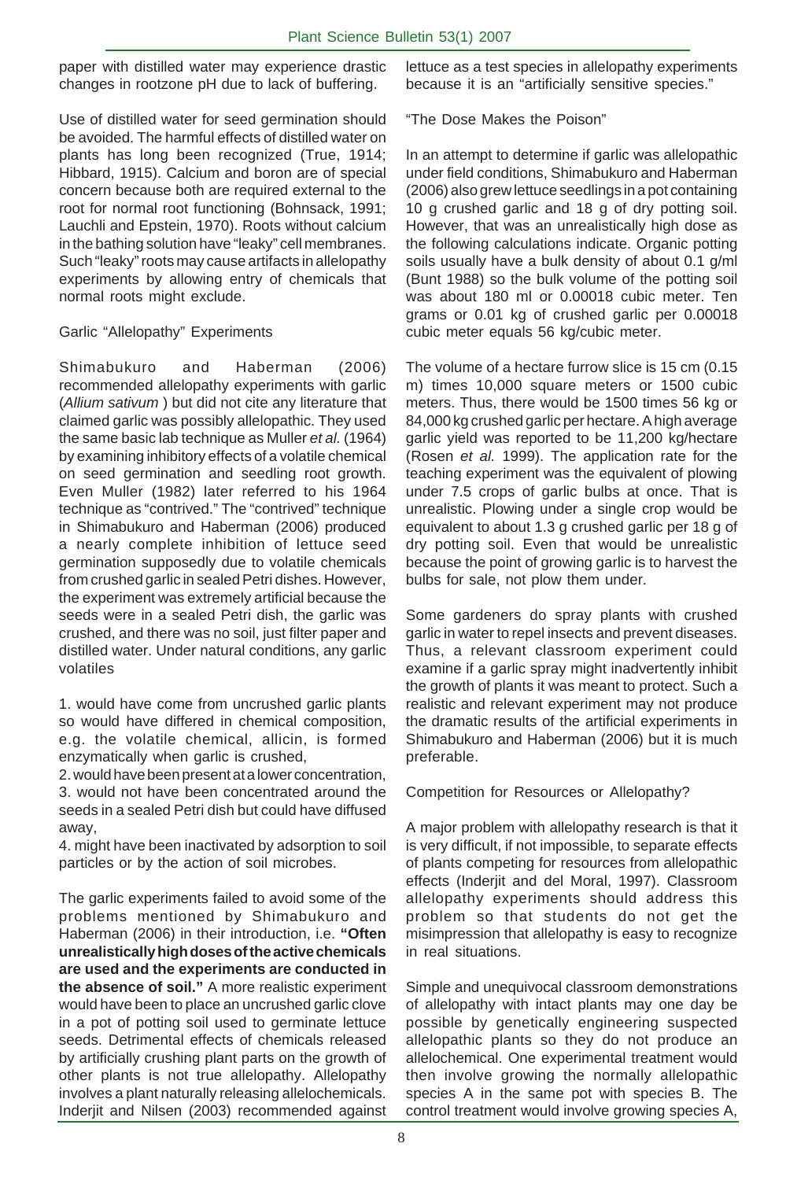paper with distilled water may experience drastic changes in rootzone pH due to lack of buffering.

Use of distilled water for seed germination should be avoided. The harmful effects of distilled water on plants has long been recognized (True, 1914; Hibbard, 1915). Calcium and boron are of special concern because both are required external to the root for normal root functioning (Bohnsack, 1991; Lauchli and Epstein, 1970). Roots without calcium in the bathing solution have "leaky" cell membranes. Such "leaky" roots may cause artifacts in allelopathy experiments by allowing entry of chemicals that normal roots might exclude.

## Garlic "Allelopathy" Experiments

Shimabukuro and Haberman (2006) recommended allelopathy experiments with garlic (*Allium sativum* ) but did not cite any literature that claimed garlic was possibly allelopathic. They used the same basic lab technique as Muller *et al.* (1964) by examining inhibitory effects of a volatile chemical on seed germination and seedling root growth. Even Muller (1982) later referred to his 1964 technique as "contrived." The "contrived" technique in Shimabukuro and Haberman (2006) produced a nearly complete inhibition of lettuce seed germination supposedly due to volatile chemicals from crushed garlic in sealed Petri dishes. However, the experiment was extremely artificial because the seeds were in a sealed Petri dish, the garlic was crushed, and there was no soil, just filter paper and distilled water. Under natural conditions, any garlic volatiles

1. would have come from uncrushed garlic plants so would have differed in chemical composition, e.g. the volatile chemical, allicin, is formed enzymatically when garlic is crushed,
2. would have been present at a lower concentration,
3. would not have been concentrated around the seeds in a sealed Petri dish but could have diffused away,
4. might have been inactivated by adsorption to soil particles or by the action of soil microbes.

The garlic experiments failed to avoid some of the problems mentioned by Shimabukuro and Haberman (2006) in their introduction, i.e. **"Often unrealistically high doses of the active chemicals are used and the experiments are conducted in the absence of soil."** A more realistic experiment would have been to place an uncrushed garlic clove in a pot of potting soil used to germinate lettuce seeds. Detrimental effects of chemicals released by artificially crushing plant parts on the growth of other plants is not true allelopathy. Allelopathy involves a plant naturally releasing allelochemicals. Inderjit and Nilsen (2003) recommended against lettuce as a test species in allelopathy experiments because it is an "artificially sensitive species."

## "The Dose Makes the Poison"

In an attempt to determine if garlic was allelopathic under field conditions, Shimabukuro and Haberman (2006) also grew lettuce seedlings in a pot containing 10 g crushed garlic and 18 g of dry potting soil. However, that was an unrealistically high dose as the following calculations indicate. Organic potting soils usually have a bulk density of about 0.1 g/ml (Bunt 1988) so the bulk volume of the potting soil was about 180 ml or 0.00018 cubic meter. Ten grams or 0.01 kg of crushed garlic per 0.00018 cubic meter equals 56 kg/cubic meter.

The volume of a hectare furrow slice is 15 cm (0.15 m) times 10,000 square meters or 1500 cubic meters. Thus, there would be 1500 times 56 kg or 84,000 kg crushed garlic per hectare. A high average garlic yield was reported to be 11,200 kg/hectare (Rosen *et al.* 1999). The application rate for the teaching experiment was the equivalent of plowing under 7.5 crops of garlic bulbs at once. That is unrealistic. Plowing under a single crop would be equivalent to about 1.3 g crushed garlic per 18 g of dry potting soil. Even that would be unrealistic because the point of growing garlic is to harvest the bulbs for sale, not plow them under.

Some gardeners do spray plants with crushed garlic in water to repel insects and prevent diseases. Thus, a relevant classroom experiment could examine if a garlic spray might inadvertently inhibit the growth of plants it was meant to protect. Such a realistic and relevant experiment may not produce the dramatic results of the artificial experiments in Shimabukuro and Haberman (2006) but it is much preferable.

## Competition for Resources or Allelopathy?

A major problem with allelopathy research is that it is very difficult, if not impossible, to separate effects of plants competing for resources from allelopathic effects (Inderjit and del Moral, 1997). Classroom allelopathy experiments should address this problem so that students do not get the misimpression that allelopathy is easy to recognize in real situations.

Simple and unequivocal classroom demonstrations of allelopathy with intact plants may one day be possible by genetically engineering suspected allelopathic plants so they do not produce an allelochemical. One experimental treatment would then involve growing the normally allelopathic species A in the same pot with species B. The control treatment would involve growing species A,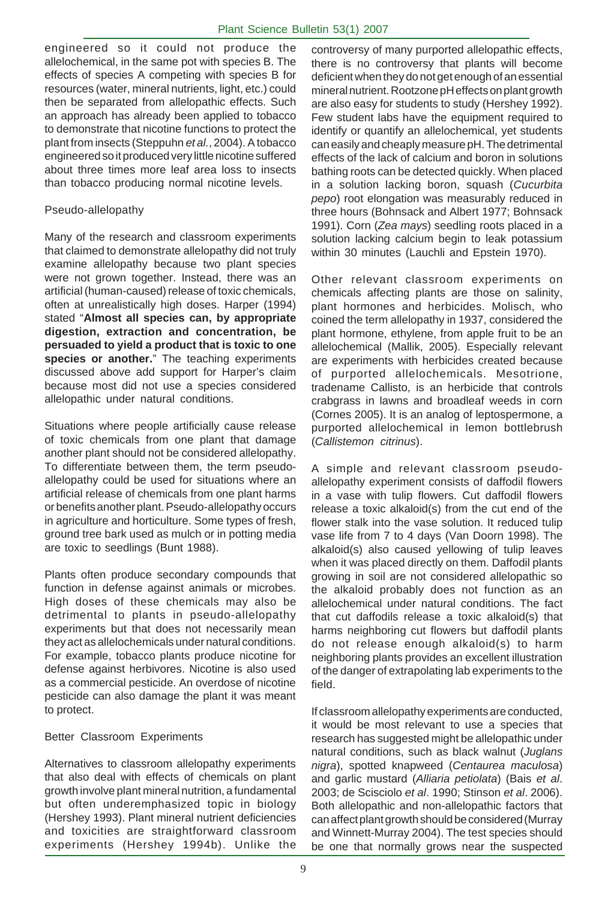engineered so it could not produce the allelochemical, in the same pot with species B. The effects of species A competing with species B for resources (water, mineral nutrients, light, etc.) could then be separated from allelopathic effects. Such an approach has already been applied to tobacco to demonstrate that nicotine functions to protect the plant from insects (Steppuhn *et al.*, 2004). A tobacco engineered so it produced very little nicotine suffered about three times more leaf area loss to insects than tobacco producing normal nicotine levels.

### Pseudo-allelopathy

Many of the research and classroom experiments that claimed to demonstrate allelopathy did not truly examine allelopathy because two plant species were not grown together. Instead, there was an artificial (human-caused) release of toxic chemicals, often at unrealistically high doses. Harper (1994) stated "**Almost all species can, by appropriate digestion, extraction and concentration, be persuaded to yield a product that is toxic to one species or another.**" The teaching experiments discussed above add support for Harper's claim because most did not use a species considered allelopathic under natural conditions.

Situations where people artificially cause release of toxic chemicals from one plant that damage another plant should not be considered allelopathy. To differentiate between them, the term pseudo-allelopathy could be used for situations where an artificial release of chemicals from one plant harms or benefits another plant. Pseudo-allelopathy occurs in agriculture and horticulture. Some types of fresh, ground tree bark used as mulch or in potting media are toxic to seedlings (Bunt 1988).

Plants often produce secondary compounds that function in defense against animals or microbes. High doses of these chemicals may also be detrimental to plants in pseudo-allelopathy experiments but that does not necessarily mean they act as allelochemicals under natural conditions. For example, tobacco plants produce nicotine for defense against herbivores. Nicotine is also used as a commercial pesticide. An overdose of nicotine pesticide can also damage the plant it was meant to protect.

### Better Classroom Experiments

Alternatives to classroom allelopathy experiments that also deal with effects of chemicals on plant growth involve plant mineral nutrition, a fundamental but often underemphasized topic in biology (Hershey 1993). Plant mineral nutrient deficiencies and toxicities are straightforward classroom experiments (Hershey 1994b). Unlike the controversy of many purported allelopathic effects, there is no controversy that plants will become deficient when they do not get enough of an essential mineral nutrient. Rootzone pH effects on plant growth are also easy for students to study (Hershey 1992). Few student labs have the equipment required to identify or quantify an allelochemical, yet students can easily and cheaply measure pH. The detrimental effects of the lack of calcium and boron in solutions bathing roots can be detected quickly. When placed in a solution lacking boron, squash (*Cucurbita pepo*) root elongation was measurably reduced in three hours (Bohnsack and Albert 1977; Bohnsack 1991). Corn (*Zea mays*) seedling roots placed in a solution lacking calcium begin to leak potassium within 30 minutes (Lauchli and Epstein 1970).

Other relevant classroom experiments on chemicals affecting plants are those on salinity, plant hormones and herbicides. Molisch, who coined the term allelopathy in 1937, considered the plant hormone, ethylene, from apple fruit to be an allelochemical (Mallik, 2005). Especially relevant are experiments with herbicides created because of purported allelochemicals. Mesotrione, tradename Callisto, is an herbicide that controls crabgrass in lawns and broadleaf weeds in corn (Cornes 2005). It is an analog of leptospermone, a purported allelochemical in lemon bottlebrush (*Callistemon citrinus*).

A simple and relevant classroom pseudo-allelopathy experiment consists of daffodil flowers in a vase with tulip flowers. Cut daffodil flowers release a toxic alkaloid(s) from the cut end of the flower stalk into the vase solution. It reduced tulip vase life from 7 to 4 days (Van Doorn 1998). The alkaloid(s) also caused yellowing of tulip leaves when it was placed directly on them. Daffodil plants growing in soil are not considered allelopathic so the alkaloid probably does not function as an allelochemical under natural conditions. The fact that cut daffodils release a toxic alkaloid(s) that harms neighboring cut flowers but daffodil plants do not release enough alkaloid(s) to harm neighboring plants provides an excellent illustration of the danger of extrapolating lab experiments to the field.

If classroom allelopathy experiments are conducted, it would be most relevant to use a species that research has suggested might be allelopathic under natural conditions, such as black walnut (*Juglans nigra*), spotted knapweed (*Centaurea maculosa*) and garlic mustard (*Alliaria petiolata*) (Bais *et al*. 2003; de Scisciolo *et al*. 1990; Stinson *et al*. 2006). Both allelopathic and non-allelopathic factors that can affect plant growth should be considered (Murray and Winnett-Murray 2004). The test species should be one that normally grows near the suspected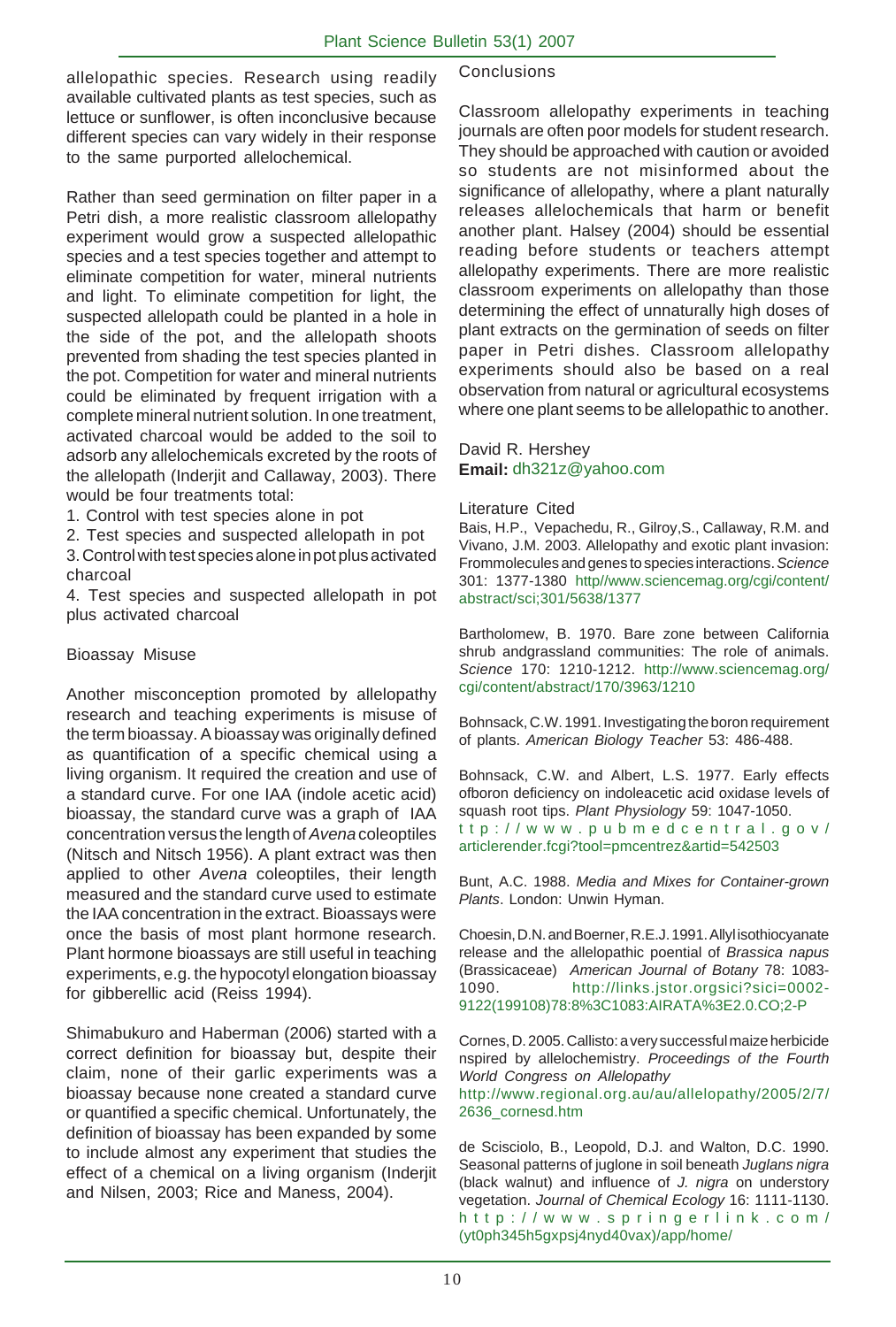allelopathic species. Research using readily available cultivated plants as test species, such as lettuce or sunflower, is often inconclusive because different species can vary widely in their response to the same purported allelochemical.

Rather than seed germination on filter paper in a Petri dish, a more realistic classroom allelopathy experiment would grow a suspected allelopathic species and a test species together and attempt to eliminate competition for water, mineral nutrients and light. To eliminate competition for light, the suspected allelopath could be planted in a hole in the side of the pot, and the allelopath shoots prevented from shading the test species planted in the pot. Competition for water and mineral nutrients could be eliminated by frequent irrigation with a complete mineral nutrient solution. In one treatment, activated charcoal would be added to the soil to adsorb any allelochemicals excreted by the roots of the allelopath (Inderjit and Callaway, 2003). There would be four treatments total:

1. Control with test species alone in pot
2. Test species and suspected allelopath in pot
3. Control with test species alone in pot plus activated charcoal
4. Test species and suspected allelopath in pot plus activated charcoal

### Bioassay Misuse

Another misconception promoted by allelopathy research and teaching experiments is misuse of the term bioassay. A bioassay was originally defined as quantification of a specific chemical using a living organism. It required the creation and use of a standard curve. For one IAA (indole acetic acid) bioassay, the standard curve was a graph of IAA concentration versus the length of *Avena* coleoptiles (Nitsch and Nitsch 1956). A plant extract was then applied to other *Avena* coleoptiles, their length measured and the standard curve used to estimate the IAA concentration in the extract. Bioassays were once the basis of most plant hormone research. Plant hormone bioassays are still useful in teaching experiments, e.g. the hypocotyl elongation bioassay for gibberellic acid (Reiss 1994).

Shimabukuro and Haberman (2006) started with a correct definition for bioassay but, despite their claim, none of their garlic experiments was a bioassay because none created a standard curve or quantified a specific chemical. Unfortunately, the definition of bioassay has been expanded by some to include almost any experiment that studies the effect of a chemical on a living organism (Inderjit and Nilsen, 2003; Rice and Maness, 2004).

### Conclusions

Classroom allelopathy experiments in teaching journals are often poor models for student research. They should be approached with caution or avoided so students are not misinformed about the significance of allelopathy, where a plant naturally releases allelochemicals that harm or benefit another plant. Halsey (2004) should be essential reading before students or teachers attempt allelopathy experiments. There are more realistic classroom experiments on allelopathy than those determining the effect of unnaturally high doses of plant extracts on the germination of seeds on filter paper in Petri dishes. Classroom allelopathy experiments should also be based on a real observation from natural or agricultural ecosystems where one plant seems to be allelopathic to another.

David R. Hershey
**Email:** dh321z@yahoo.com

### Literature Cited

Bais, H.P., Vepachedu, R., Gilroy,S., Callaway, R.M. and Vivano, J.M. 2003. Allelopathy and exotic plant invasion: Frommolecules and genes to species interactions. *Science* 301: 1377-1380 http//www.sciencemag.org/cgi/content/abstract/sci;301/5638/1377

Bartholomew, B. 1970. Bare zone between California shrub andgrassland communities: The role of animals. *Science* 170: 1210-1212. http://www.sciencemag.org/cgi/content/abstract/170/3963/1210

Bohnsack, C.W. 1991. Investigating the boron requirement of plants. *American Biology Teacher* 53: 486-488.

Bohnsack, C.W. and Albert, L.S. 1977. Early effects ofboron deficiency on indoleacetic acid oxidase levels of squash root tips. *Plant Physiology* 59: 1047-1050. ttp://www.pubmedcentral.gov/articlerender.fcgi?tool=pmcentrez&artid=542503

Bunt, A.C. 1988. *Media and Mixes for Container-grown Plants*. London: Unwin Hyman.

Choesin, D.N. and Boerner, R.E.J. 1991. Allyl isothiocyanate release and the allelopathic poential of *Brassica napus* (Brassicaceae) *American Journal of Botany* 78: 1083-1090. http://links.jstor.orgsici?sici=0002-9122(199108)78:8%3C1083:AIRATA%3E2.0.CO;2-P

Cornes, D. 2005. Callisto: a very successful maize herbicide nspired by allelochemistry. *Proceedings of the Fourth World Congress on Allelopathy* http://www.regional.org.au/au/allelopathy/2005/2/7/2636_cornesd.htm

de Scisciolo, B., Leopold, D.J. and Walton, D.C. 1990. Seasonal patterns of juglone in soil beneath *Juglans nigra* (black walnut) and influence of *J. nigra* on understory vegetation. *Journal of Chemical Ecology* 16: 1111-1130. http://www.springerlink.com/(yt0ph345h5gxpsj4nyd40vax)/app/home/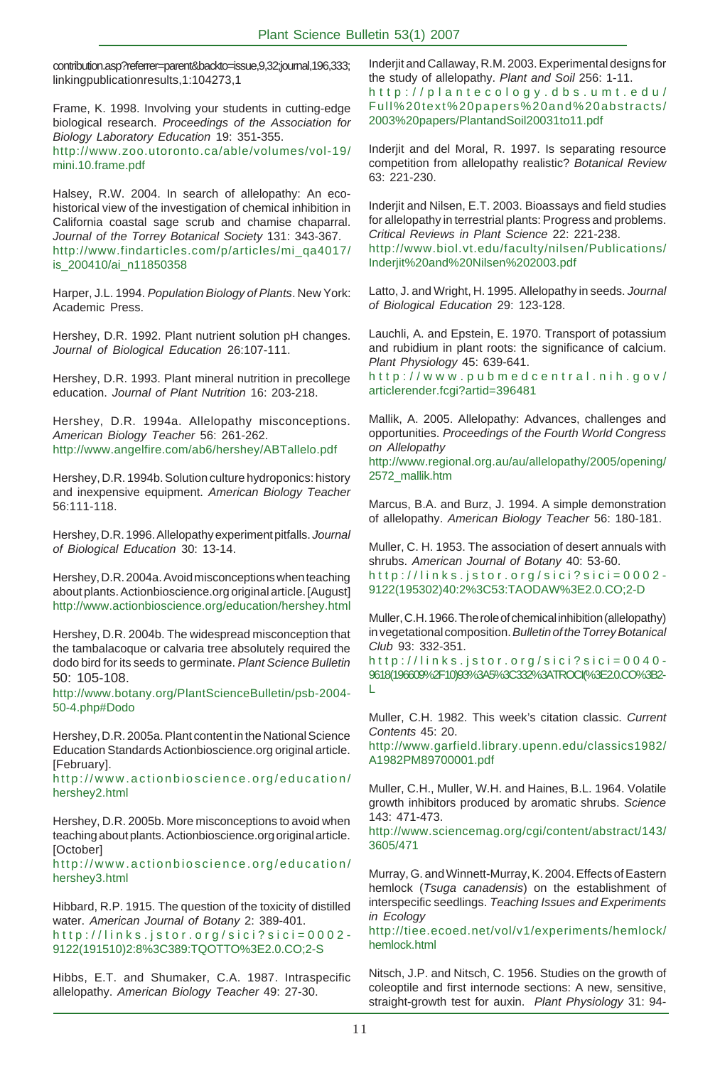contribution.asp?referrer=parent&backto=issue,9,32;journal,196,333; linkingpublicationresults,1:104273,1

Frame, K. 1998. Involving your students in cutting-edge biological research. *Proceedings of the Association for Biology Laboratory Education* 19: 351-355. http://www.zoo.utoronto.ca/able/volumes/vol-19/mini.10.frame.pdf

Halsey, R.W. 2004. In search of allelopathy: An eco-historical view of the investigation of chemical inhibition in California coastal sage scrub and chamise chaparral. *Journal of the Torrey Botanical Society* 131: 343-367. http://www.findarticles.com/p/articles/mi_qa4017/is_200410/ai_n11850358

Harper, J.L. 1994. *Population Biology of Plants*. New York: Academic Press.

Hershey, D.R. 1992. Plant nutrient solution pH changes. *Journal of Biological Education* 26:107-111.

Hershey, D.R. 1993. Plant mineral nutrition in precollege education. *Journal of Plant Nutrition* 16: 203-218.

Hershey, D.R. 1994a. Allelopathy misconceptions. *American Biology Teacher* 56: 261-262. http://www.angelfire.com/ab6/hershey/ABTallelo.pdf

Hershey, D.R. 1994b. Solution culture hydroponics: history and inexpensive equipment. *American Biology Teacher* 56:111-118.

Hershey, D.R. 1996. Allelopathy experiment pitfalls. *Journal of Biological Education* 30: 13-14.

Hershey, D.R. 2004a. Avoid misconceptions when teaching about plants. Actionbioscience.org original article. [August] http://www.actionbioscience.org/education/hershey.html

Hershey, D.R. 2004b. The widespread misconception that the tambalacoque or calvaria tree absolutely required the dodo bird for its seeds to germinate. *Plant Science Bulletin* 50: 105-108. http://www.botany.org/PlantScienceBulletin/psb-2004-50-4.php#Dodo

Hershey, D.R. 2005a. Plant content in the National Science Education Standards Actionbioscience.org original article. [February]. http://www.actionbioscience.org/education/hershey2.html

Hershey, D.R. 2005b. More misconceptions to avoid when teaching about plants. Actionbioscience.org original article. [October] http://www.actionbioscience.org/education/hershey3.html

Hibbard, R.P. 1915. The question of the toxicity of distilled water. *American Journal of Botany* 2: 389-401. http://links.jstor.org/sici?sici=0002-9122(191510)2:8%3C389:TQOTTO%3E2.0.CO;2-S

Hibbs, E.T. and Shumaker, C.A. 1987. Intraspecific allelopathy. *American Biology Teacher* 49: 27-30.

Inderjit and Callaway, R.M. 2003. Experimental designs for the study of allelopathy. *Plant and Soil* 256: 1-11. http://plantecology.dbs.umt.edu/Full%20text%20papers%20and%20abstracts/2003%20papers/PlantandSoil20031to11.pdf

Inderjit and del Moral, R. 1997. Is separating resource competition from allelopathy realistic? *Botanical Review* 63: 221-230.

Inderjit and Nilsen, E.T. 2003. Bioassays and field studies for allelopathy in terrestrial plants: Progress and problems. *Critical Reviews in Plant Science* 22: 221-238. http://www.biol.vt.edu/faculty/nilsen/Publications/Inderjit%20and%20Nilsen%202003.pdf

Latto, J. and Wright, H. 1995. Allelopathy in seeds. *Journal of Biological Education* 29: 123-128.

Lauchli, A. and Epstein, E. 1970. Transport of potassium and rubidium in plant roots: the significance of calcium. *Plant Physiology* 45: 639-641. http://www.pubmedcentral.nih.gov/articlerender.fcgi?artid=396481

Mallik, A. 2005. Allelopathy: Advances, challenges and opportunities. *Proceedings of the Fourth World Congress on Allelopathy* http://www.regional.org.au/au/allelopathy/2005/opening/2572_mallik.htm

Marcus, B.A. and Burz, J. 1994. A simple demonstration of allelopathy. *American Biology Teacher* 56: 180-181.

Muller, C. H. 1953. The association of desert annuals with shrubs. *American Journal of Botany* 40: 53-60. http://links.jstor.org/sici?sici=0002-9122(195302)40:2%3C53:TAODAW%3E2.0.CO;2-D

Muller, C.H. 1966. The role of chemical inhibition (allelopathy) in vegetational composition. *Bulletin of the Torrey Botanical Club* 93: 332-351. http://links.jstor.org/sici?sici=0040-9618(196609%2F10)93%3A5%3C332%3ATROCI(%3E2.0.CO%3B2-L

Muller, C.H. 1982. This week's citation classic. *Current Contents* 45: 20. http://www.garfield.library.upenn.edu/classics1982/A1982PM89700001.pdf

Muller, C.H., Muller, W.H. and Haines, B.L. 1964. Volatile growth inhibitors produced by aromatic shrubs. *Science* 143: 471-473. http://www.sciencemag.org/cgi/content/abstract/143/3605/471

Murray, G. and Winnett-Murray, K. 2004. Effects of Eastern hemlock (*Tsuga canadensis*) on the establishment of interspecific seedlings. *Teaching Issues and Experiments in Ecology* http://tiee.ecoed.net/vol/v1/experiments/hemlock/hemlock.html

Nitsch, J.P. and Nitsch, C. 1956. Studies on the growth of coleoptile and first internode sections: A new, sensitive, straight-growth test for auxin. *Plant Physiology* 31: 94-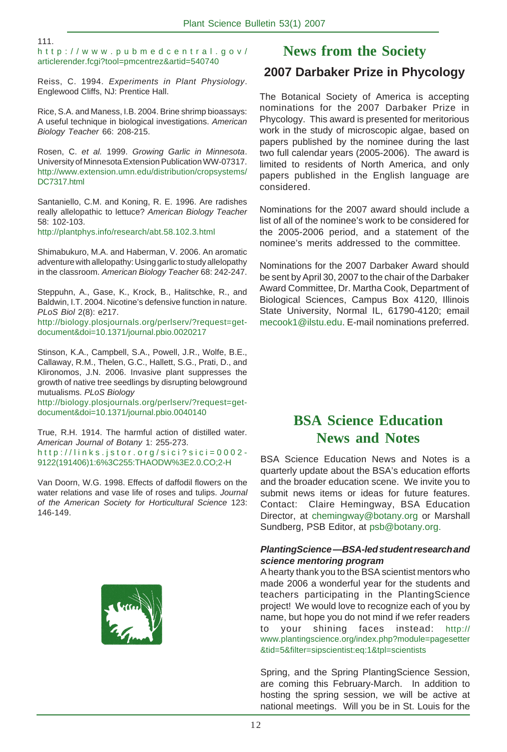111.
http://www.pubmedcentral.gov/articlerender.fcgi?tool=pmcentrez&artid=540740

Reiss, C. 1994. *Experiments in Plant Physiology*. Englewood Cliffs, NJ: Prentice Hall.

Rice, S.A. and Maness, I.B. 2004. Brine shrimp bioassays: A useful technique in biological investigations. *American Biology Teacher* 66: 208-215.

Rosen, C. *et al.* 1999. *Growing Garlic in Minnesota*. University of Minnesota Extension Publication WW-07317. http://www.extension.umn.edu/distribution/cropsystems/DC7317.html

Santaniello, C.M. and Koning, R. E. 1996. Are radishes really allelopathic to lettuce? *American Biology Teacher* 58: 102-103.
http://plantphys.info/research/abt.58.102.3.html

Shimabukuro, M.A. and Haberman, V. 2006. An aromatic adventure with allelopathy: Using garlic to study allelopathy in the classroom. *American Biology Teacher* 68: 242-247.

Steppuhn, A., Gase, K., Krock, B., Halitschke, R., and Baldwin, I.T. 2004. Nicotine's defensive function in nature. *PLoS Biol* 2(8): e217.
http://biology.plosjournals.org/perlserv/?request=get-document&doi=10.1371/journal.pbio.0020217

Stinson, K.A., Campbell, S.A., Powell, J.R., Wolfe, B.E., Callaway, R.M., Thelen, G.C., Hallett, S.G., Prati, D., and Klironomos, J.N. 2006. Invasive plant suppresses the growth of native tree seedlings by disrupting belowground mutualisms. *PLoS Biology*
http://biology.plosjournals.org/perlserv/?request=get-document&doi=10.1371/journal.pbio.0040140

True, R.H. 1914. The harmful action of distilled water. *American Journal of Botany* 1: 255-273.
http://links.jstor.org/sici?sici=0002-9122(191406)1:6%3C255:THAODW%3E2.0.CO;2-H

Van Doorn, W.G. 1998. Effects of daffodil flowers on the water relations and vase life of roses and tulips. *Journal of the American Society for Horticultural Science* 123: 146-149.

# News from the Society

## 2007 Darbaker Prize in Phycology

The Botanical Society of America is accepting nominations for the 2007 Darbaker Prize in Phycology. This award is presented for meritorious work in the study of microscopic algae, based on papers published by the nominee during the last two full calendar years (2005-2006). The award is limited to residents of North America, and only papers published in the English language are considered.

Nominations for the 2007 award should include a list of all of the nominee's work to be considered for the 2005-2006 period, and a statement of the nominee's merits addressed to the committee.

Nominations for the 2007 Darbaker Award should be sent by April 30, 2007 to the chair of the Darbaker Award Committee, Dr. Martha Cook, Department of Biological Sciences, Campus Box 4120, Illinois State University, Normal IL, 61790-4120; email mecook1@ilstu.edu. E-mail nominations preferred.

# BSA Science Education News and Notes

BSA Science Education News and Notes is a quarterly update about the BSA's education efforts and the broader education scene. We invite you to submit news items or ideas for future features. Contact: Claire Hemingway, BSA Education Director, at chemingway@botany.org or Marshall Sundberg, PSB Editor, at psb@botany.org.

***PlantingScience—BSA-led student research and science mentoring program***

A hearty thank you to the BSA scientist mentors who made 2006 a wonderful year for the students and teachers participating in the PlantingScience project! We would love to recognize each of you by name, but hope you do not mind if we refer readers to your shining faces instead: http://www.plantingscience.org/index.php?module=pagesetter&tid=5&filter=sipscientist:eq:1&tpl=scientists

Spring, and the Spring PlantingScience Session, are coming this February-March. In addition to hosting the spring session, we will be active at national meetings. Will you be in St. Louis for the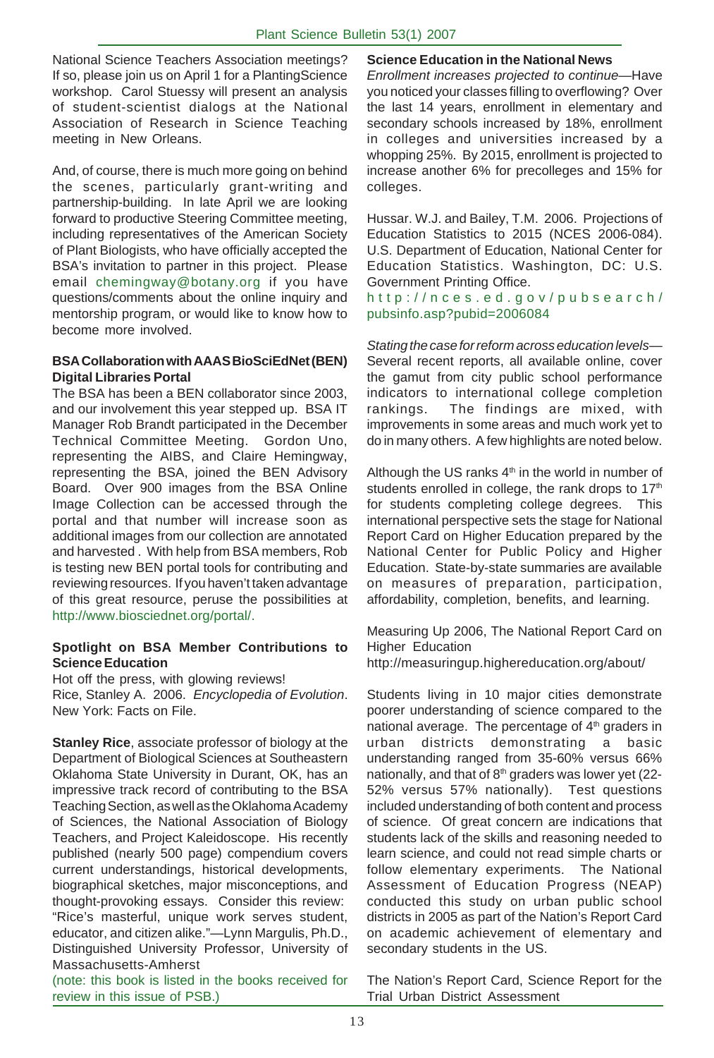National Science Teachers Association meetings? If so, please join us on April 1 for a PlantingScience workshop. Carol Stuessy will present an analysis of student-scientist dialogs at the National Association of Research in Science Teaching meeting in New Orleans.

And, of course, there is much more going on behind the scenes, particularly grant-writing and partnership-building. In late April we are looking forward to productive Steering Committee meeting, including representatives of the American Society of Plant Biologists, who have officially accepted the BSA's invitation to partner in this project. Please email chemingway@botany.org if you have questions/comments about the online inquiry and mentorship program, or would like to know how to become more involved.

**BSA Collaboration with AAAS BioSciEdNet (BEN) Digital Libraries Portal**

The BSA has been a BEN collaborator since 2003, and our involvement this year stepped up. BSA IT Manager Rob Brandt participated in the December Technical Committee Meeting. Gordon Uno, representing the AIBS, and Claire Hemingway, representing the BSA, joined the BEN Advisory Board. Over 900 images from the BSA Online Image Collection can be accessed through the portal and that number will increase soon as additional images from our collection are annotated and harvested . With help from BSA members, Rob is testing new BEN portal tools for contributing and reviewing resources. If you haven't taken advantage of this great resource, peruse the possibilities at http://www.biosciednet.org/portal/.

**Spotlight on BSA Member Contributions to Science Education**

Hot off the press, with glowing reviews!
Rice, Stanley A. 2006. *Encyclopedia of Evolution*. New York: Facts on File.

**Stanley Rice**, associate professor of biology at the Department of Biological Sciences at Southeastern Oklahoma State University in Durant, OK, has an impressive track record of contributing to the BSA Teaching Section, as well as the Oklahoma Academy of Sciences, the National Association of Biology Teachers, and Project Kaleidoscope. His recently published (nearly 500 page) compendium covers current understandings, historical developments, biographical sketches, major misconceptions, and thought-provoking essays. Consider this review: "Rice's masterful, unique work serves student, educator, and citizen alike."—Lynn Margulis, Ph.D., Distinguished University Professor, University of Massachusetts-Amherst

(note: this book is listed in the books received for review in this issue of PSB.)

**Science Education in the National News**

*Enrollment increases projected to continue*—Have you noticed your classes filling to overflowing? Over the last 14 years, enrollment in elementary and secondary schools increased by 18%, enrollment in colleges and universities increased by a whopping 25%. By 2015, enrollment is projected to increase another 6% for precolleges and 15% for colleges.

Hussar. W.J. and Bailey, T.M. 2006. Projections of Education Statistics to 2015 (NCES 2006-084). U.S. Department of Education, National Center for Education Statistics. Washington, DC: U.S. Government Printing Office.
http://nces.ed.gov/pubsearch/pubsinfo.asp?pubid=2006084

*Stating the case for reform across education levels*—Several recent reports, all available online, cover the gamut from city public school performance indicators to international college completion rankings. The findings are mixed, with improvements in some areas and much work yet to do in many others. A few highlights are noted below.

Although the US ranks 4th in the world in number of students enrolled in college, the rank drops to 17th for students completing college degrees. This international perspective sets the stage for National Report Card on Higher Education prepared by the National Center for Public Policy and Higher Education. State-by-state summaries are available on measures of preparation, participation, affordability, completion, benefits, and learning.

Measuring Up 2006, The National Report Card on Higher Education
http://measuringup.highereducation.org/about/

Students living in 10 major cities demonstrate poorer understanding of science compared to the national average. The percentage of 4th graders in urban districts demonstrating a basic understanding ranged from 35-60% versus 66% nationally, and that of 8th graders was lower yet (22-52% versus 57% nationally). Test questions included understanding of both content and process of science. Of great concern are indications that students lack of the skills and reasoning needed to learn science, and could not read simple charts or follow elementary experiments. The National Assessment of Education Progress (NEAP) conducted this study on urban public school districts in 2005 as part of the Nation's Report Card on academic achievement of elementary and secondary students in the US.

The Nation's Report Card, Science Report for the Trial Urban District Assessment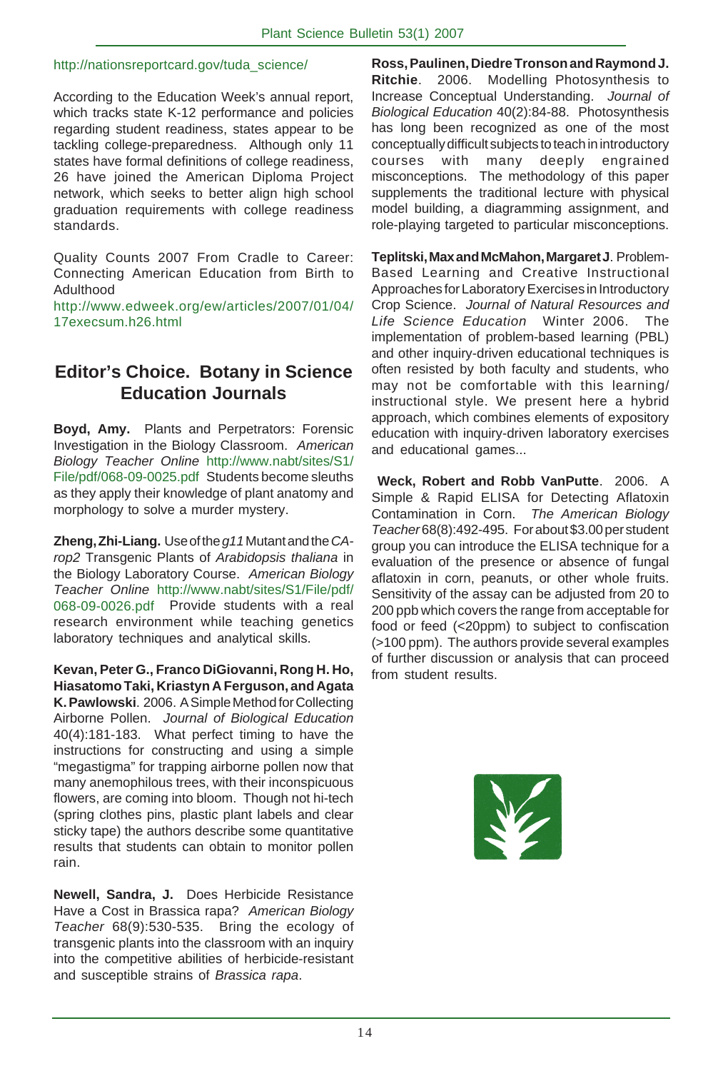http://nationsreportcard.gov/tuda_science/

According to the Education Week's annual report, which tracks state K-12 performance and policies regarding student readiness, states appear to be tackling college-preparedness. Although only 11 states have formal definitions of college readiness, 26 have joined the American Diploma Project network, which seeks to better align high school graduation requirements with college readiness standards.

Quality Counts 2007 From Cradle to Career: Connecting American Education from Birth to Adulthood
http://www.edweek.org/ew/articles/2007/01/04/17execsum.h26.html

## Editor's Choice. Botany in Science Education Journals

**Boyd, Amy.** Plants and Perpetrators: Forensic Investigation in the Biology Classroom. *American Biology Teacher Online* http://www.nabt/sites/S1/File/pdf/068-09-0025.pdf Students become sleuths as they apply their knowledge of plant anatomy and morphology to solve a murder mystery.

**Zheng, Zhi-Liang.** Use of the *g11* Mutant and the *CA-rop2* Transgenic Plants of *Arabidopsis thaliana* in the Biology Laboratory Course. *American Biology Teacher Online* http://www.nabt/sites/S1/File/pdf/068-09-0026.pdf Provide students with a real research environment while teaching genetics laboratory techniques and analytical skills.

**Kevan, Peter G., Franco DiGiovanni, Rong H. Ho, Hiasatomo Taki, Kriastyn A Ferguson, and Agata K. Pawlowski**. 2006. A Simple Method for Collecting Airborne Pollen. *Journal of Biological Education* 40(4):181-183. What perfect timing to have the instructions for constructing and using a simple "megastigma" for trapping airborne pollen now that many anemophilous trees, with their inconspicuous flowers, are coming into bloom. Though not hi-tech (spring clothes pins, plastic plant labels and clear sticky tape) the authors describe some quantitative results that students can obtain to monitor pollen rain.

**Newell, Sandra, J.** Does Herbicide Resistance Have a Cost in Brassica rapa? *American Biology Teacher* 68(9):530-535. Bring the ecology of transgenic plants into the classroom with an inquiry into the competitive abilities of herbicide-resistant and susceptible strains of *Brassica rapa*.

**Ross, Paulinen, Diedre Tronson and Raymond J. Ritchie**. 2006. Modelling Photosynthesis to Increase Conceptual Understanding. *Journal of Biological Education* 40(2):84-88. Photosynthesis has long been recognized as one of the most conceptually difficult subjects to teach in introductory courses with many deeply engrained misconceptions. The methodology of this paper supplements the traditional lecture with physical model building, a diagramming assignment, and role-playing targeted to particular misconceptions.

**Teplitski, Max and McMahon, Margaret J**. Problem-Based Learning and Creative Instructional Approaches for Laboratory Exercises in Introductory Crop Science. *Journal of Natural Resources and Life Science Education* Winter 2006. The implementation of problem-based learning (PBL) and other inquiry-driven educational techniques is often resisted by both faculty and students, who may not be comfortable with this learning/instructional style. We present here a hybrid approach, which combines elements of expository education with inquiry-driven laboratory exercises and educational games...

**Weck, Robert and Robb VanPutte**. 2006. A Simple & Rapid ELISA for Detecting Aflatoxin Contamination in Corn. *The American Biology Teacher* 68(8):492-495. For about $3.00 per student group you can introduce the ELISA technique for a evaluation of the presence or absence of fungal aflatoxin in corn, peanuts, or other whole fruits. Sensitivity of the assay can be adjusted from 20 to 200 ppb which covers the range from acceptable for food or feed (<20ppm) to subject to confiscation (>100 ppm). The authors provide several examples of further discussion or analysis that can proceed from student results.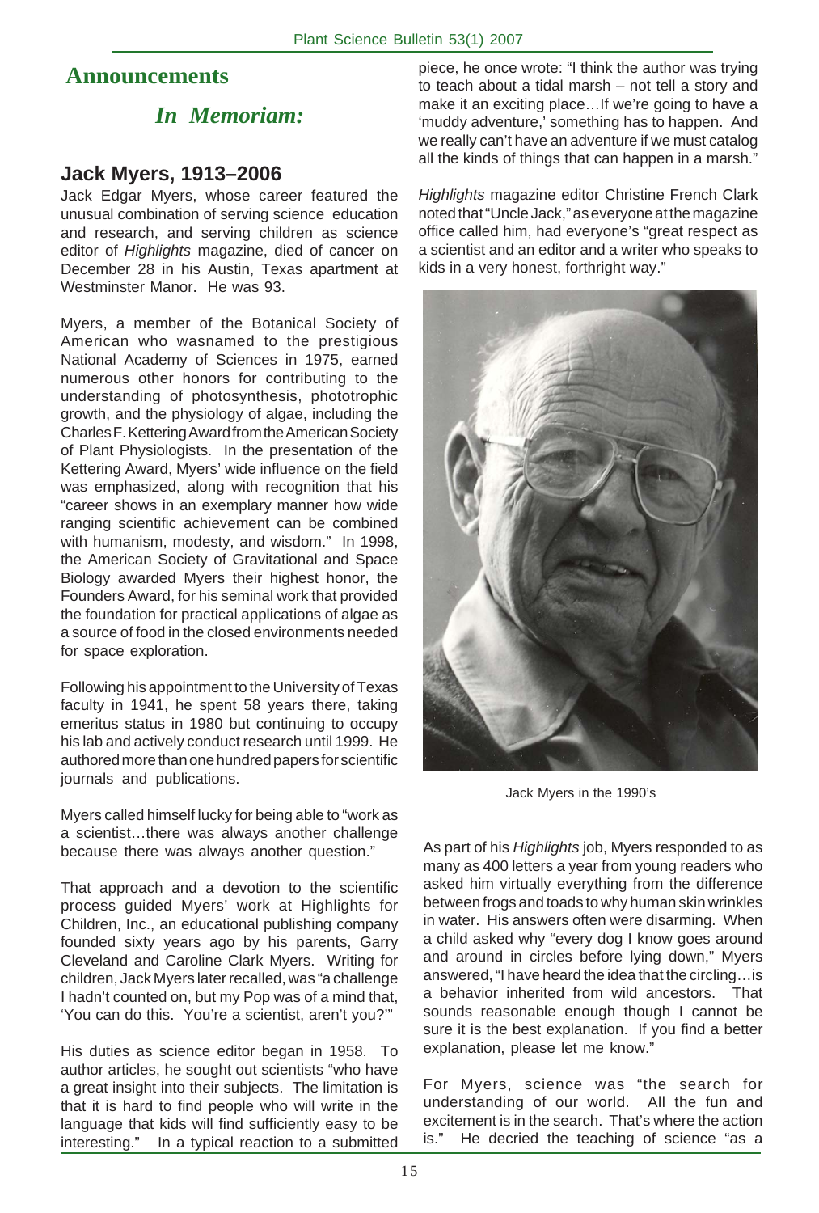# Announcements

## *In Memoriam:*

### Jack Myers, 1913–2006

Jack Edgar Myers, whose career featured the unusual combination of serving science education and research, and serving children as science editor of *Highlights* magazine, died of cancer on December 28 in his Austin, Texas apartment at Westminster Manor. He was 93.

Myers, a member of the Botanical Society of American who wasnamed to the prestigious National Academy of Sciences in 1975, earned numerous other honors for contributing to the understanding of photosynthesis, phototrophic growth, and the physiology of algae, including the Charles F. Kettering Award from the American Society of Plant Physiologists. In the presentation of the Kettering Award, Myers' wide influence on the field was emphasized, along with recognition that his "career shows in an exemplary manner how wide ranging scientific achievement can be combined with humanism, modesty, and wisdom." In 1998, the American Society of Gravitational and Space Biology awarded Myers their highest honor, the Founders Award, for his seminal work that provided the foundation for practical applications of algae as a source of food in the closed environments needed for space exploration.

Following his appointment to the University of Texas faculty in 1941, he spent 58 years there, taking emeritus status in 1980 but continuing to occupy his lab and actively conduct research until 1999. He authored more than one hundred papers for scientific journals and publications.

Myers called himself lucky for being able to "work as a scientist…there was always another challenge because there was always another question."

That approach and a devotion to the scientific process guided Myers' work at Highlights for Children, Inc., an educational publishing company founded sixty years ago by his parents, Garry Cleveland and Caroline Clark Myers. Writing for children, Jack Myers later recalled, was "a challenge I hadn't counted on, but my Pop was of a mind that, 'You can do this. You're a scientist, aren't you?'"

His duties as science editor began in 1958. To author articles, he sought out scientists "who have a great insight into their subjects. The limitation is that it is hard to find people who will write in the language that kids will find sufficiently easy to be interesting." In a typical reaction to a submitted piece, he once wrote: "I think the author was trying to teach about a tidal marsh – not tell a story and make it an exciting place…If we're going to have a 'muddy adventure,' something has to happen. And we really can't have an adventure if we must catalog all the kinds of things that can happen in a marsh."

*Highlights* magazine editor Christine French Clark noted that "Uncle Jack," as everyone at the magazine office called him, had everyone's "great respect as a scientist and an editor and a writer who speaks to kids in a very honest, forthright way."

Jack Myers in the 1990's

As part of his *Highlights* job, Myers responded to as many as 400 letters a year from young readers who asked him virtually everything from the difference between frogs and toads to why human skin wrinkles in water. His answers often were disarming. When a child asked why "every dog I know goes around and around in circles before lying down," Myers answered, "I have heard the idea that the circling…is a behavior inherited from wild ancestors. That sounds reasonable enough though I cannot be sure it is the best explanation. If you find a better explanation, please let me know."

For Myers, science was "the search for understanding of our world. All the fun and excitement is in the search. That's where the action is." He decried the teaching of science "as a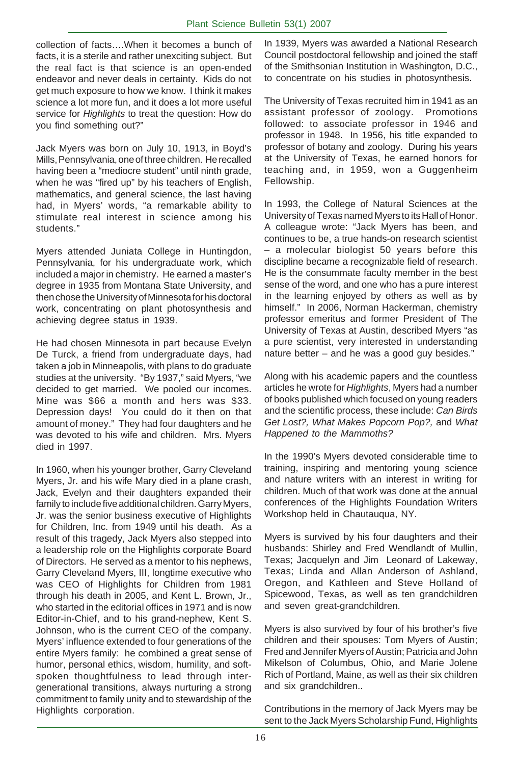collection of facts….When it becomes a bunch of facts, it is a sterile and rather unexciting subject. But the real fact is that science is an open-ended endeavor and never deals in certainty. Kids do not get much exposure to how we know. I think it makes science a lot more fun, and it does a lot more useful service for *Highlights* to treat the question: How do you find something out?"

Jack Myers was born on July 10, 1913, in Boyd's Mills, Pennsylvania, one of three children. He recalled having been a "mediocre student" until ninth grade, when he was "fired up" by his teachers of English, mathematics, and general science, the last having had, in Myers' words, "a remarkable ability to stimulate real interest in science among his students."

Myers attended Juniata College in Huntingdon, Pennsylvania, for his undergraduate work, which included a major in chemistry. He earned a master's degree in 1935 from Montana State University, and then chose the University of Minnesota for his doctoral work, concentrating on plant photosynthesis and achieving degree status in 1939.

He had chosen Minnesota in part because Evelyn De Turck, a friend from undergraduate days, had taken a job in Minneapolis, with plans to do graduate studies at the university. "By 1937," said Myers, "we decided to get married. We pooled our incomes. Mine was $66 a month and hers was $33. Depression days! You could do it then on that amount of money." They had four daughters and he was devoted to his wife and children. Mrs. Myers died in 1997.

In 1960, when his younger brother, Garry Cleveland Myers, Jr. and his wife Mary died in a plane crash, Jack, Evelyn and their daughters expanded their family to include five additional children. Garry Myers, Jr. was the senior business executive of Highlights for Children, Inc. from 1949 until his death. As a result of this tragedy, Jack Myers also stepped into a leadership role on the Highlights corporate Board of Directors. He served as a mentor to his nephews, Garry Cleveland Myers, III, longtime executive who was CEO of Highlights for Children from 1981 through his death in 2005, and Kent L. Brown, Jr., who started in the editorial offices in 1971 and is now Editor-in-Chief, and to his grand-nephew, Kent S. Johnson, who is the current CEO of the company. Myers' influence extended to four generations of the entire Myers family: he combined a great sense of humor, personal ethics, wisdom, humility, and soft-spoken thoughtfulness to lead through inter-generational transitions, always nurturing a strong commitment to family unity and to stewardship of the Highlights corporation.

In 1939, Myers was awarded a National Research Council postdoctoral fellowship and joined the staff of the Smithsonian Institution in Washington, D.C., to concentrate on his studies in photosynthesis.

The University of Texas recruited him in 1941 as an assistant professor of zoology. Promotions followed: to associate professor in 1946 and professor in 1948. In 1956, his title expanded to professor of botany and zoology. During his years at the University of Texas, he earned honors for teaching and, in 1959, won a Guggenheim Fellowship.

In 1993, the College of Natural Sciences at the University of Texas named Myers to its Hall of Honor. A colleague wrote: "Jack Myers has been, and continues to be, a true hands-on research scientist – a molecular biologist 50 years before this discipline became a recognizable field of research. He is the consummate faculty member in the best sense of the word, and one who has a pure interest in the learning enjoyed by others as well as by himself." In 2006, Norman Hackerman, chemistry professor emeritus and former President of The University of Texas at Austin, described Myers "as a pure scientist, very interested in understanding nature better – and he was a good guy besides."

Along with his academic papers and the countless articles he wrote for *Highlights*, Myers had a number of books published which focused on young readers and the scientific process, these include: *Can Birds Get Lost?, What Makes Popcorn Pop?,* and *What Happened to the Mammoths?*

In the 1990's Myers devoted considerable time to training, inspiring and mentoring young science and nature writers with an interest in writing for children. Much of that work was done at the annual conferences of the Highlights Foundation Writers Workshop held in Chautauqua, NY.

Myers is survived by his four daughters and their husbands: Shirley and Fred Wendlandt of Mullin, Texas; Jacquelyn and Jim Leonard of Lakeway, Texas; Linda and Allan Anderson of Ashland, Oregon, and Kathleen and Steve Holland of Spicewood, Texas, as well as ten grandchildren and seven great-grandchildren.

Myers is also survived by four of his brother's five children and their spouses: Tom Myers of Austin; Fred and Jennifer Myers of Austin; Patricia and John Mikelson of Columbus, Ohio, and Marie Jolene Rich of Portland, Maine, as well as their six children and six grandchildren..

Contributions in the memory of Jack Myers may be sent to the Jack Myers Scholarship Fund, Highlights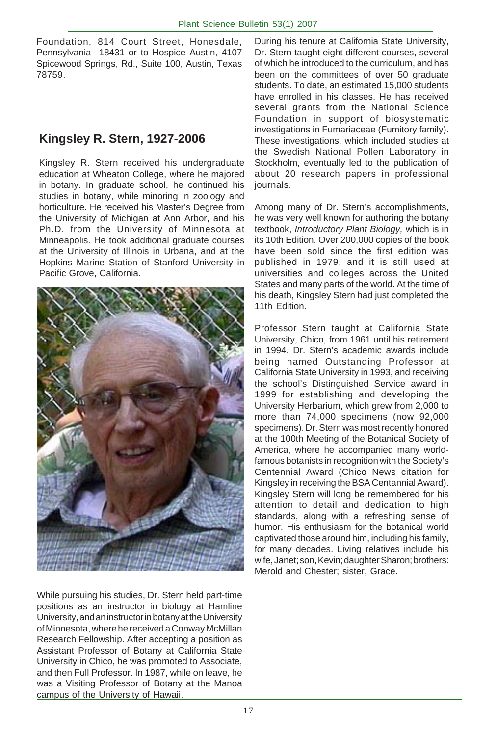Foundation, 814 Court Street, Honesdale, Pennsylvania 18431 or to Hospice Austin, 4107 Spicewood Springs, Rd., Suite 100, Austin, Texas 78759.

## Kingsley R. Stern, 1927-2006

Kingsley R. Stern received his undergraduate education at Wheaton College, where he majored in botany. In graduate school, he continued his studies in botany, while minoring in zoology and horticulture. He received his Master's Degree from the University of Michigan at Ann Arbor, and his Ph.D. from the University of Minnesota at Minneapolis. He took additional graduate courses at the University of Illinois in Urbana, and at the Hopkins Marine Station of Stanford University in Pacific Grove, California.

While pursuing his studies, Dr. Stern held part-time positions as an instructor in biology at Hamline University, and an instructor in botany at the University of Minnesota, where he received a Conway McMillan Research Fellowship. After accepting a position as Assistant Professor of Botany at California State University in Chico, he was promoted to Associate, and then Full Professor. In 1987, while on leave, he was a Visiting Professor of Botany at the Manoa campus of the University of Hawaii.

During his tenure at California State University, Dr. Stern taught eight different courses, several of which he introduced to the curriculum, and has been on the committees of over 50 graduate students. To date, an estimated 15,000 students have enrolled in his classes. He has received several grants from the National Science Foundation in support of biosystematic investigations in Fumariaceae (Fumitory family). These investigations, which included studies at the Swedish National Pollen Laboratory in Stockholm, eventually led to the publication of about 20 research papers in professional journals.

Among many of Dr. Stern's accomplishments, he was very well known for authoring the botany textbook, *Introductory Plant Biology,* which is in its 10th Edition. Over 200,000 copies of the book have been sold since the first edition was published in 1979, and it is still used at universities and colleges across the United States and many parts of the world. At the time of his death, Kingsley Stern had just completed the 11th Edition.

Professor Stern taught at California State University, Chico, from 1961 until his retirement in 1994. Dr. Stern's academic awards include being named Outstanding Professor at California State University in 1993, and receiving the school's Distinguished Service award in 1999 for establishing and developing the University Herbarium, which grew from 2,000 to more than 74,000 specimens (now 92,000 specimens). Dr. Stern was most recently honored at the 100th Meeting of the Botanical Society of America, where he accompanied many world-famous botanists in recognition with the Society's Centennial Award (Chico News citation for Kingsley in receiving the BSA Centannial Award). Kingsley Stern will long be remembered for his attention to detail and dedication to high standards, along with a refreshing sense of humor. His enthusiasm for the botanical world captivated those around him, including his family, for many decades. Living relatives include his wife, Janet; son, Kevin; daughter Sharon; brothers: Merold and Chester; sister, Grace.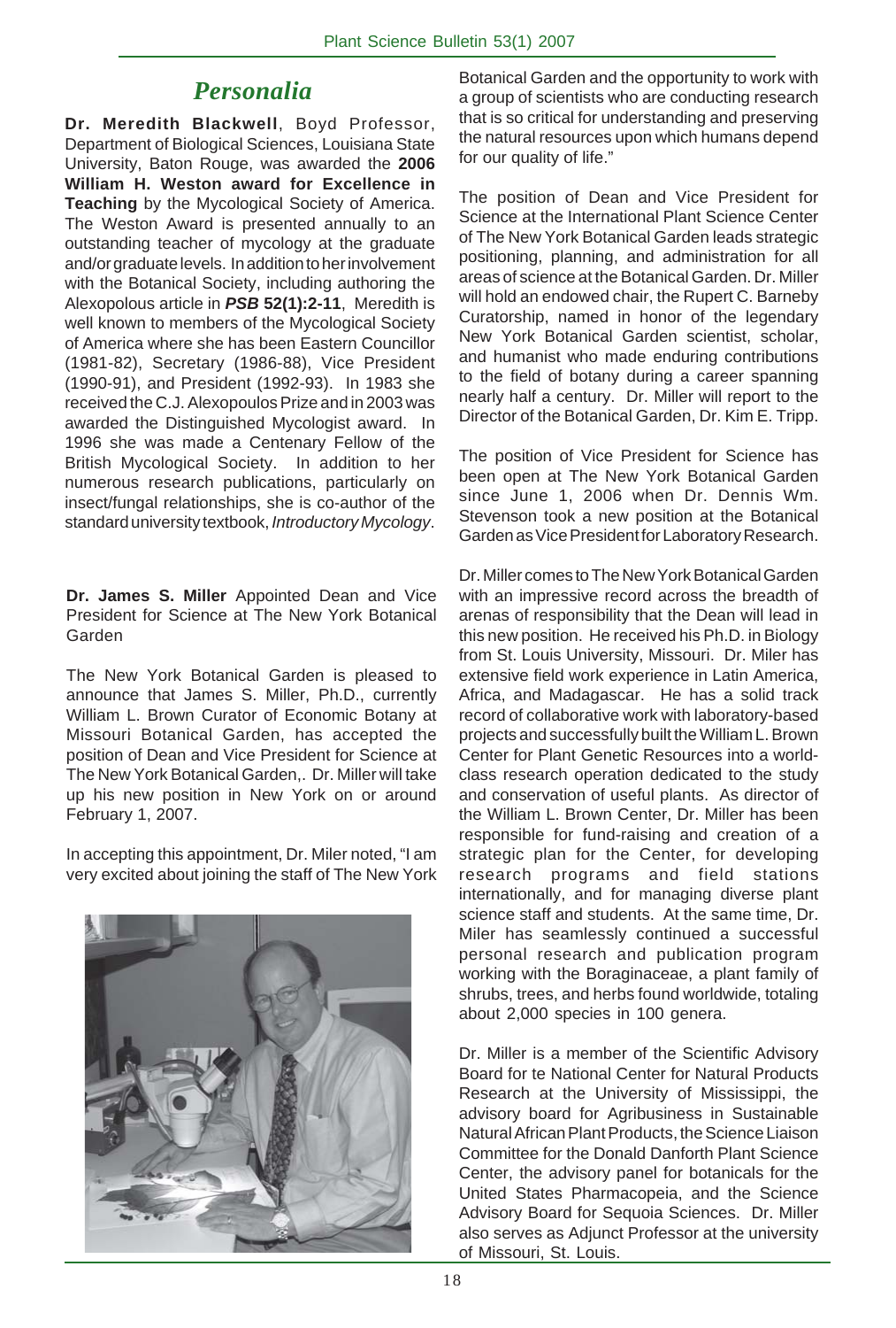# *Personalia*

**Dr. Meredith Blackwell**, Boyd Professor, Department of Biological Sciences, Louisiana State University, Baton Rouge, was awarded the **2006 William H. Weston award for Excellence in Teaching** by the Mycological Society of America. The Weston Award is presented annually to an outstanding teacher of mycology at the graduate and/or graduate levels. In addition to her involvement with the Botanical Society, including authoring the Alexopolous article in ***PSB* 52(1):2-11**, Meredith is well known to members of the Mycological Society of America where she has been Eastern Councillor (1981-82), Secretary (1986-88), Vice President (1990-91), and President (1992-93). In 1983 she received the C.J. Alexopoulos Prize and in 2003 was awarded the Distinguished Mycologist award. In 1996 she was made a Centenary Fellow of the British Mycological Society. In addition to her numerous research publications, particularly on insect/fungal relationships, she is co-author of the standard university textbook, *Introductory Mycology*.

**Dr. James S. Miller** Appointed Dean and Vice President for Science at The New York Botanical Garden

The New York Botanical Garden is pleased to announce that James S. Miller, Ph.D., currently William L. Brown Curator of Economic Botany at Missouri Botanical Garden, has accepted the position of Dean and Vice President for Science at The New York Botanical Garden,. Dr. Miller will take up his new position in New York on or around February 1, 2007.

In accepting this appointment, Dr. Miler noted, "I am very excited about joining the staff of The New York Botanical Garden and the opportunity to work with a group of scientists who are conducting research that is so critical for understanding and preserving the natural resources upon which humans depend for our quality of life."

The position of Dean and Vice President for Science at the International Plant Science Center of The New York Botanical Garden leads strategic positioning, planning, and administration for all areas of science at the Botanical Garden. Dr. Miller will hold an endowed chair, the Rupert C. Barneby Curatorship, named in honor of the legendary New York Botanical Garden scientist, scholar, and humanist who made enduring contributions to the field of botany during a career spanning nearly half a century. Dr. Miller will report to the Director of the Botanical Garden, Dr. Kim E. Tripp.

The position of Vice President for Science has been open at The New York Botanical Garden since June 1, 2006 when Dr. Dennis Wm. Stevenson took a new position at the Botanical Garden as Vice President for Laboratory Research.

Dr. Miller comes to The New York Botanical Garden with an impressive record across the breadth of arenas of responsibility that the Dean will lead in this new position. He received his Ph.D. in Biology from St. Louis University, Missouri. Dr. Miler has extensive field work experience in Latin America, Africa, and Madagascar. He has a solid track record of collaborative work with laboratory-based projects and successfully built the William L. Brown Center for Plant Genetic Resources into a world-class research operation dedicated to the study and conservation of useful plants. As director of the William L. Brown Center, Dr. Miller has been responsible for fund-raising and creation of a strategic plan for the Center, for developing research programs and field stations internationally, and for managing diverse plant science staff and students. At the same time, Dr. Miler has seamlessly continued a successful personal research and publication program working with the Boraginaceae, a plant family of shrubs, trees, and herbs found worldwide, totaling about 2,000 species in 100 genera.

Dr. Miller is a member of the Scientific Advisory Board for te National Center for Natural Products Research at the University of Mississippi, the advisory board for Agribusiness in Sustainable Natural African Plant Products, the Science Liaison Committee for the Donald Danforth Plant Science Center, the advisory panel for botanicals for the United States Pharmacopeia, and the Science Advisory Board for Sequoia Sciences. Dr. Miller also serves as Adjunct Professor at the university of Missouri, St. Louis.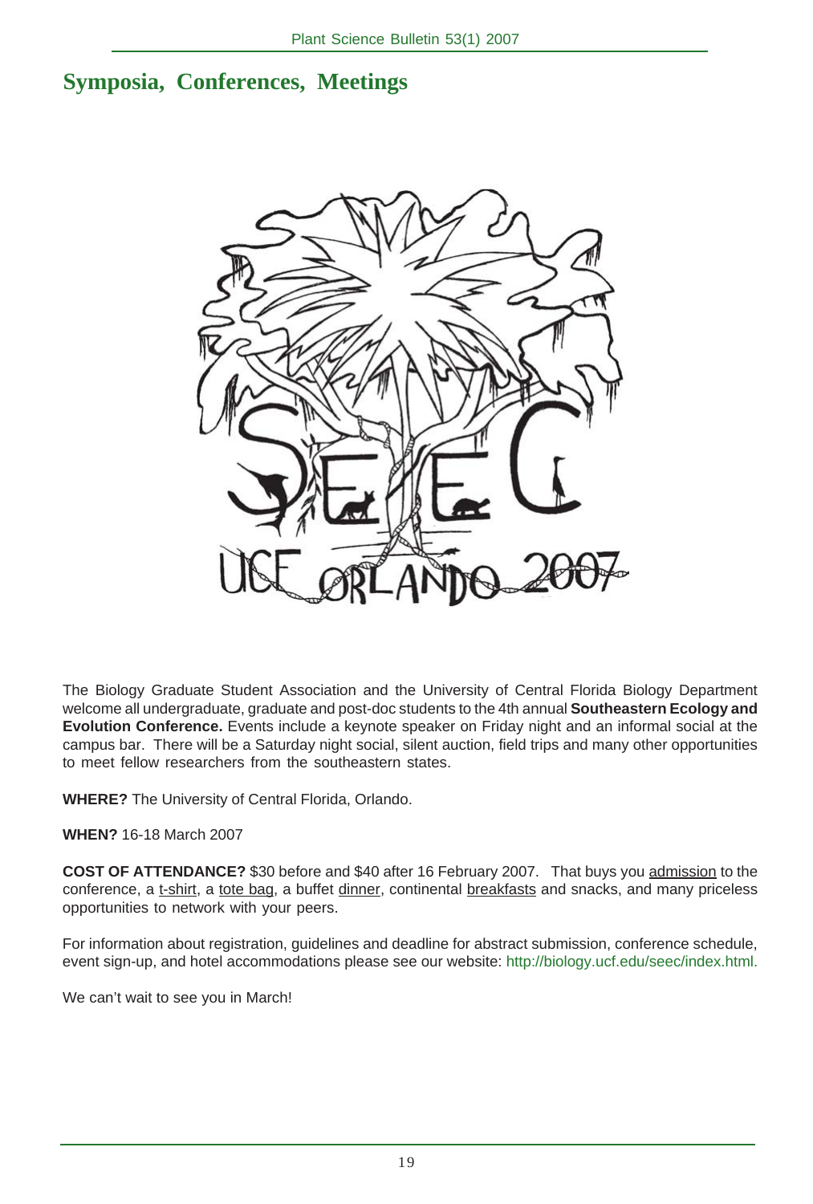# Symposia, Conferences, Meetings

The Biology Graduate Student Association and the University of Central Florida Biology Department welcome all undergraduate, graduate and post-doc students to the 4th annual **Southeastern Ecology and Evolution Conference.** Events include a keynote speaker on Friday night and an informal social at the campus bar. There will be a Saturday night social, silent auction, field trips and many other opportunities to meet fellow researchers from the southeastern states.

**WHERE?** The University of Central Florida, Orlando.

**WHEN?** 16-18 March 2007

**COST OF ATTENDANCE?** $30 before and $40 after 16 February 2007. That buys you admission to the conference, a t-shirt, a tote bag, a buffet dinner, continental breakfasts and snacks, and many priceless opportunities to network with your peers.

For information about registration, guidelines and deadline for abstract submission, conference schedule, event sign-up, and hotel accommodations please see our website: http://biology.ucf.edu/seec/index.html.

We can't wait to see you in March!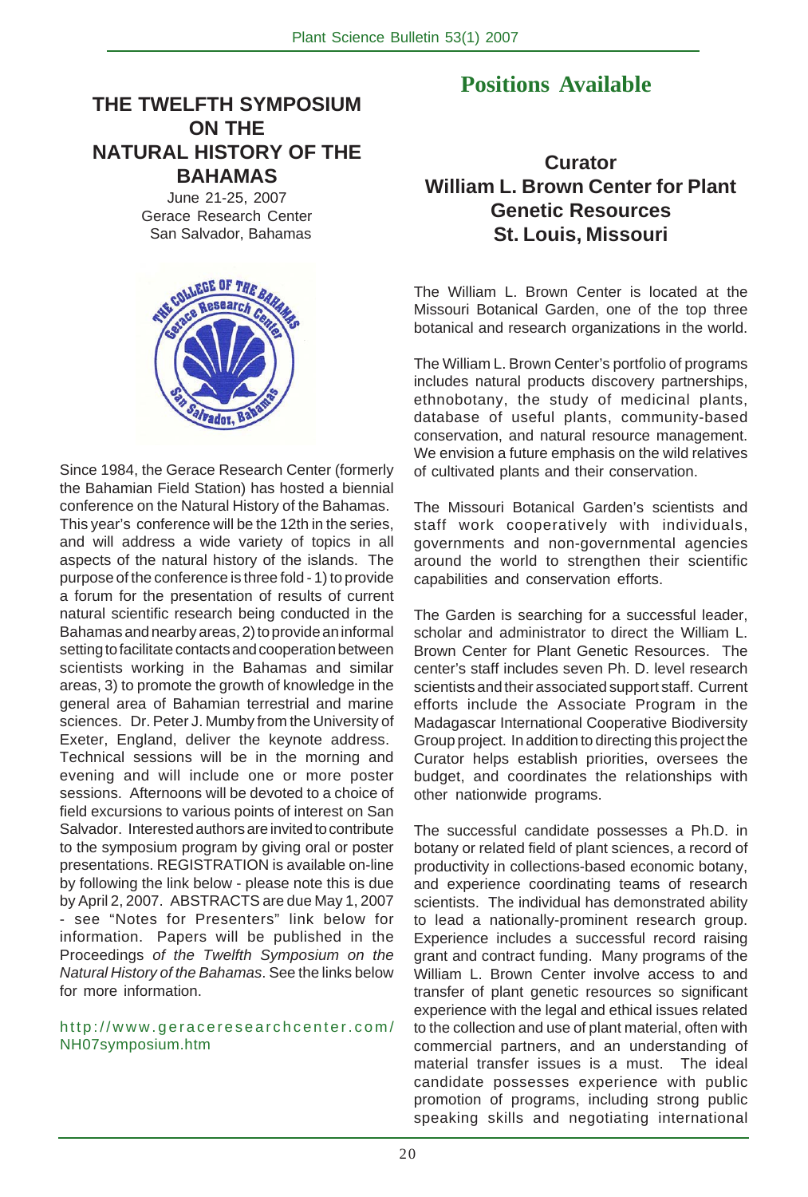# THE TWELFTH SYMPOSIUM ON THE NATURAL HISTORY OF THE BAHAMAS

June 21-25, 2007
Gerace Research Center
San Salvador, Bahamas

Since 1984, the Gerace Research Center (formerly the Bahamian Field Station) has hosted a biennial conference on the Natural History of the Bahamas. This year's conference will be the 12th in the series, and will address a wide variety of topics in all aspects of the natural history of the islands. The purpose of the conference is three fold - 1) to provide a forum for the presentation of results of current natural scientific research being conducted in the Bahamas and nearby areas, 2) to provide an informal setting to facilitate contacts and cooperation between scientists working in the Bahamas and similar areas, 3) to promote the growth of knowledge in the general area of Bahamian terrestrial and marine sciences. Dr. Peter J. Mumby from the University of Exeter, England, deliver the keynote address. Technical sessions will be in the morning and evening and will include one or more poster sessions. Afternoons will be devoted to a choice of field excursions to various points of interest on San Salvador. Interested authors are invited to contribute to the symposium program by giving oral or poster presentations. REGISTRATION is available on-line by following the link below - please note this is due by April 2, 2007. ABSTRACTS are due May 1, 2007 - see "Notes for Presenters" link below for information. Papers will be published in the Proceedings *of the Twelfth Symposium on the Natural History of the Bahamas*. See the links below for more information.

http://www.geraceresearchcenter.com/NH07symposium.htm

# Positions Available

## Curator
## William L. Brown Center for Plant Genetic Resources
## St. Louis, Missouri

The William L. Brown Center is located at the Missouri Botanical Garden, one of the top three botanical and research organizations in the world.

The William L. Brown Center's portfolio of programs includes natural products discovery partnerships, ethnobotany, the study of medicinal plants, database of useful plants, community-based conservation, and natural resource management. We envision a future emphasis on the wild relatives of cultivated plants and their conservation.

The Missouri Botanical Garden's scientists and staff work cooperatively with individuals, governments and non-governmental agencies around the world to strengthen their scientific capabilities and conservation efforts.

The Garden is searching for a successful leader, scholar and administrator to direct the William L. Brown Center for Plant Genetic Resources. The center's staff includes seven Ph. D. level research scientists and their associated support staff. Current efforts include the Associate Program in the Madagascar International Cooperative Biodiversity Group project. In addition to directing this project the Curator helps establish priorities, oversees the budget, and coordinates the relationships with other nationwide programs.

The successful candidate possesses a Ph.D. in botany or related field of plant sciences, a record of productivity in collections-based economic botany, and experience coordinating teams of research scientists. The individual has demonstrated ability to lead a nationally-prominent research group. Experience includes a successful record raising grant and contract funding. Many programs of the William L. Brown Center involve access to and transfer of plant genetic resources so significant experience with the legal and ethical issues related to the collection and use of plant material, often with commercial partners, and an understanding of material transfer issues is a must. The ideal candidate possesses experience with public promotion of programs, including strong public speaking skills and negotiating international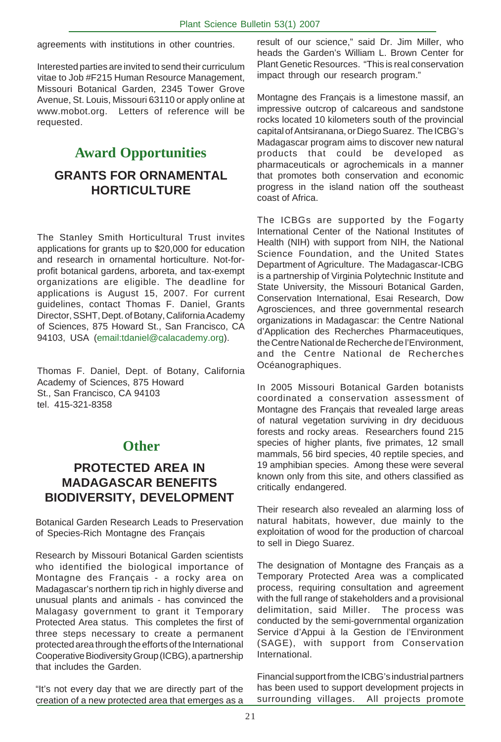agreements with institutions in other countries.

Interested parties are invited to send their curriculum vitae to Job #F215 Human Resource Management, Missouri Botanical Garden, 2345 Tower Grove Avenue, St. Louis, Missouri 63110 or apply online at www.mobot.org. Letters of reference will be requested.

# Award Opportunities

## GRANTS FOR ORNAMENTAL HORTICULTURE

The Stanley Smith Horticultural Trust invites applications for grants up to $20,000 for education and research in ornamental horticulture. Not-for-profit botanical gardens, arboreta, and tax-exempt organizations are eligible. The deadline for applications is August 15, 2007. For current guidelines, contact Thomas F. Daniel, Grants Director, SSHT, Dept. of Botany, California Academy of Sciences, 875 Howard St., San Francisco, CA 94103, USA (email:tdaniel@calacademy.org).

Thomas F. Daniel, Dept. of Botany, California Academy of Sciences, 875 Howard St., San Francisco, CA 94103
tel. 415-321-8358

# Other

## PROTECTED AREA IN MADAGASCAR BENEFITS BIODIVERSITY, DEVELOPMENT

Botanical Garden Research Leads to Preservation of Species-Rich Montagne des Français

Research by Missouri Botanical Garden scientists who identified the biological importance of Montagne des Français - a rocky area on Madagascar's northern tip rich in highly diverse and unusual plants and animals - has convinced the Malagasy government to grant it Temporary Protected Area status. This completes the first of three steps necessary to create a permanent protected area through the efforts of the International Cooperative Biodiversity Group (ICBG), a partnership that includes the Garden.

"It's not every day that we are directly part of the creation of a new protected area that emerges as a result of our science," said Dr. Jim Miller, who heads the Garden's William L. Brown Center for Plant Genetic Resources. "This is real conservation impact through our research program."

Montagne des Français is a limestone massif, an impressive outcrop of calcareous and sandstone rocks located 10 kilometers south of the provincial capital of Antsiranana, or Diego Suarez. The ICBG's Madagascar program aims to discover new natural products that could be developed as pharmaceuticals or agrochemicals in a manner that promotes both conservation and economic progress in the island nation off the southeast coast of Africa.

The ICBGs are supported by the Fogarty International Center of the National Institutes of Health (NIH) with support from NIH, the National Science Foundation, and the United States Department of Agriculture. The Madagascar-ICBG is a partnership of Virginia Polytechnic Institute and State University, the Missouri Botanical Garden, Conservation International, Esai Research, Dow Agrosciences, and three governmental research organizations in Madagascar: the Centre National d'Application des Recherches Pharmaceutiques, the Centre National de Recherche de l'Environment, and the Centre National de Recherches Océanographiques.

In 2005 Missouri Botanical Garden botanists coordinated a conservation assessment of Montagne des Français that revealed large areas of natural vegetation surviving in dry deciduous forests and rocky areas. Researchers found 215 species of higher plants, five primates, 12 small mammals, 56 bird species, 40 reptile species, and 19 amphibian species. Among these were several known only from this site, and others classified as critically endangered.

Their research also revealed an alarming loss of natural habitats, however, due mainly to the exploitation of wood for the production of charcoal to sell in Diego Suarez.

The designation of Montagne des Français as a Temporary Protected Area was a complicated process, requiring consultation and agreement with the full range of stakeholders and a provisional delimitation, said Miller. The process was conducted by the semi-governmental organization Service d'Appui à la Gestion de l'Environment (SAGE), with support from Conservation International.

Financial support from the ICBG's industrial partners has been used to support development projects in surrounding villages. All projects promote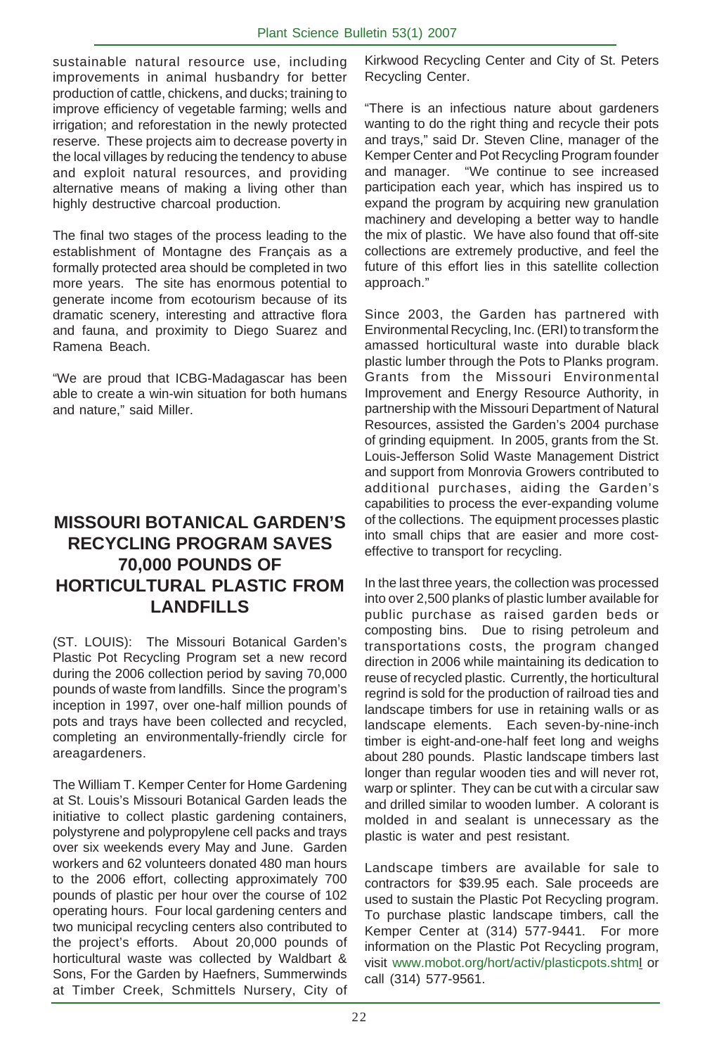sustainable natural resource use, including improvements in animal husbandry for better production of cattle, chickens, and ducks; training to improve efficiency of vegetable farming; wells and irrigation; and reforestation in the newly protected reserve. These projects aim to decrease poverty in the local villages by reducing the tendency to abuse and exploit natural resources, and providing alternative means of making a living other than highly destructive charcoal production.

The final two stages of the process leading to the establishment of Montagne des Français as a formally protected area should be completed in two more years. The site has enormous potential to generate income from ecotourism because of its dramatic scenery, interesting and attractive flora and fauna, and proximity to Diego Suarez and Ramena Beach.

"We are proud that ICBG-Madagascar has been able to create a win-win situation for both humans and nature," said Miller.

## MISSOURI BOTANICAL GARDEN'S RECYCLING PROGRAM SAVES 70,000 POUNDS OF HORTICULTURAL PLASTIC FROM LANDFILLS

(ST. LOUIS): The Missouri Botanical Garden's Plastic Pot Recycling Program set a new record during the 2006 collection period by saving 70,000 pounds of waste from landfills. Since the program's inception in 1997, over one-half million pounds of pots and trays have been collected and recycled, completing an environmentally-friendly circle for areagardeners.

The William T. Kemper Center for Home Gardening at St. Louis's Missouri Botanical Garden leads the initiative to collect plastic gardening containers, polystyrene and polypropylene cell packs and trays over six weekends every May and June. Garden workers and 62 volunteers donated 480 man hours to the 2006 effort, collecting approximately 700 pounds of plastic per hour over the course of 102 operating hours. Four local gardening centers and two municipal recycling centers also contributed to the project's efforts. About 20,000 pounds of horticultural waste was collected by Waldbart & Sons, For the Garden by Haefners, Summerwinds at Timber Creek, Schmittels Nursery, City of Kirkwood Recycling Center and City of St. Peters Recycling Center.

"There is an infectious nature about gardeners wanting to do the right thing and recycle their pots and trays," said Dr. Steven Cline, manager of the Kemper Center and Pot Recycling Program founder and manager. "We continue to see increased participation each year, which has inspired us to expand the program by acquiring new granulation machinery and developing a better way to handle the mix of plastic. We have also found that off-site collections are extremely productive, and feel the future of this effort lies in this satellite collection approach."

Since 2003, the Garden has partnered with Environmental Recycling, Inc. (ERI) to transform the amassed horticultural waste into durable black plastic lumber through the Pots to Planks program. Grants from the Missouri Environmental Improvement and Energy Resource Authority, in partnership with the Missouri Department of Natural Resources, assisted the Garden's 2004 purchase of grinding equipment. In 2005, grants from the St. Louis-Jefferson Solid Waste Management District and support from Monrovia Growers contributed to additional purchases, aiding the Garden's capabilities to process the ever-expanding volume of the collections. The equipment processes plastic into small chips that are easier and more cost-effective to transport for recycling.

In the last three years, the collection was processed into over 2,500 planks of plastic lumber available for public purchase as raised garden beds or composting bins. Due to rising petroleum and transportations costs, the program changed direction in 2006 while maintaining its dedication to reuse of recycled plastic. Currently, the horticultural regrind is sold for the production of railroad ties and landscape timbers for use in retaining walls or as landscape elements. Each seven-by-nine-inch timber is eight-and-one-half feet long and weighs about 280 pounds. Plastic landscape timbers last longer than regular wooden ties and will never rot, warp or splinter. They can be cut with a circular saw and drilled similar to wooden lumber. A colorant is molded in and sealant is unnecessary as the plastic is water and pest resistant.

Landscape timbers are available for sale to contractors for $39.95 each. Sale proceeds are used to sustain the Plastic Pot Recycling program. To purchase plastic landscape timbers, call the Kemper Center at (314) 577-9441. For more information on the Plastic Pot Recycling program, visit www.mobot.org/hort/activ/plasticpots.shtml or call (314) 577-9561.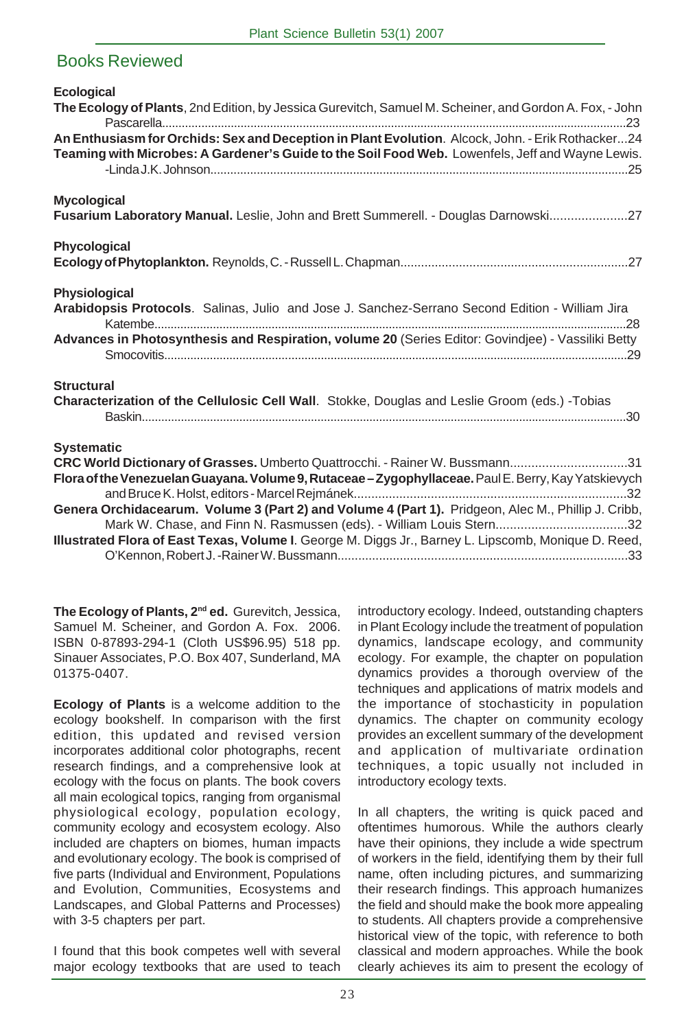## Books Reviewed

### Ecological

**The Ecology of Plants**, 2nd Edition, by Jessica Gurevitch, Samuel M. Scheiner, and Gordon A. Fox, - John Pascarella....23

**An Enthusiasm for Orchids: Sex and Deception in Plant Evolution**. Alcock, John. - Erik Rothacker...24

**Teaming with Microbes: A Gardener's Guide to the Soil Food Web.** Lowenfels, Jeff and Wayne Lewis. -Linda J.K. Johnson....25

### Mycological

**Fusarium Laboratory Manual.** Leslie, John and Brett Summerell. - Douglas Darnowski....27

### Phycological

**Ecology of Phytoplankton.** Reynolds, C. - Russell L. Chapman....27

### Physiological

**Arabidopsis Protocols**. Salinas, Julio and Jose J. Sanchez-Serrano Second Edition - William Jira Katembe....28

**Advances in Photosynthesis and Respiration, volume 20** (Series Editor: Govindjee) - Vassiliki Betty Smocovitis....29

### Structural

**Characterization of the Cellulosic Cell Wall**. Stokke, Douglas and Leslie Groom (eds.) -Tobias Baskin....30

### Systematic

**CRC World Dictionary of Grasses.** Umberto Quattrocchi. - Rainer W. Bussmann....31

**Flora of the Venezuelan Guayana. Volume 9, Rutaceae – Zygophyllaceae.** Paul E. Berry, Kay Yatskievych and Bruce K. Holst, editors - Marcel Rejmánek....32

**Genera Orchidacearum. Volume 3 (Part 2) and Volume 4 (Part 1).** Pridgeon, Alec M., Phillip J. Cribb, Mark W. Chase, and Finn N. Rasmussen (eds). - William Louis Stern....32

**Illustrated Flora of East Texas, Volume I**. George M. Diggs Jr., Barney L. Lipscomb, Monique D. Reed, O'Kennon, Robert J. -Rainer W. Bussmann....33

**The Ecology of Plants, 2nd ed.** Gurevitch, Jessica, Samuel M. Scheiner, and Gordon A. Fox. 2006. ISBN 0-87893-294-1 (Cloth US$96.95) 518 pp. Sinauer Associates, P.O. Box 407, Sunderland, MA 01375-0407.

**Ecology of Plants** is a welcome addition to the ecology bookshelf. In comparison with the first edition, this updated and revised version incorporates additional color photographs, recent research findings, and a comprehensive look at ecology with the focus on plants. The book covers all main ecological topics, ranging from organismal physiological ecology, population ecology, community ecology and ecosystem ecology. Also included are chapters on biomes, human impacts and evolutionary ecology. The book is comprised of five parts (Individual and Environment, Populations and Evolution, Communities, Ecosystems and Landscapes, and Global Patterns and Processes) with 3-5 chapters per part.

I found that this book competes well with several major ecology textbooks that are used to teach introductory ecology. Indeed, outstanding chapters in Plant Ecology include the treatment of population dynamics, landscape ecology, and community ecology. For example, the chapter on population dynamics provides a thorough overview of the techniques and applications of matrix models and the importance of stochasticity in population dynamics. The chapter on community ecology provides an excellent summary of the development and application of multivariate ordination techniques, a topic usually not included in introductory ecology texts.

In all chapters, the writing is quick paced and oftentimes humorous. While the authors clearly have their opinions, they include a wide spectrum of workers in the field, identifying them by their full name, often including pictures, and summarizing their research findings. This approach humanizes the field and should make the book more appealing to students. All chapters provide a comprehensive historical view of the topic, with reference to both classical and modern approaches. While the book clearly achieves its aim to present the ecology of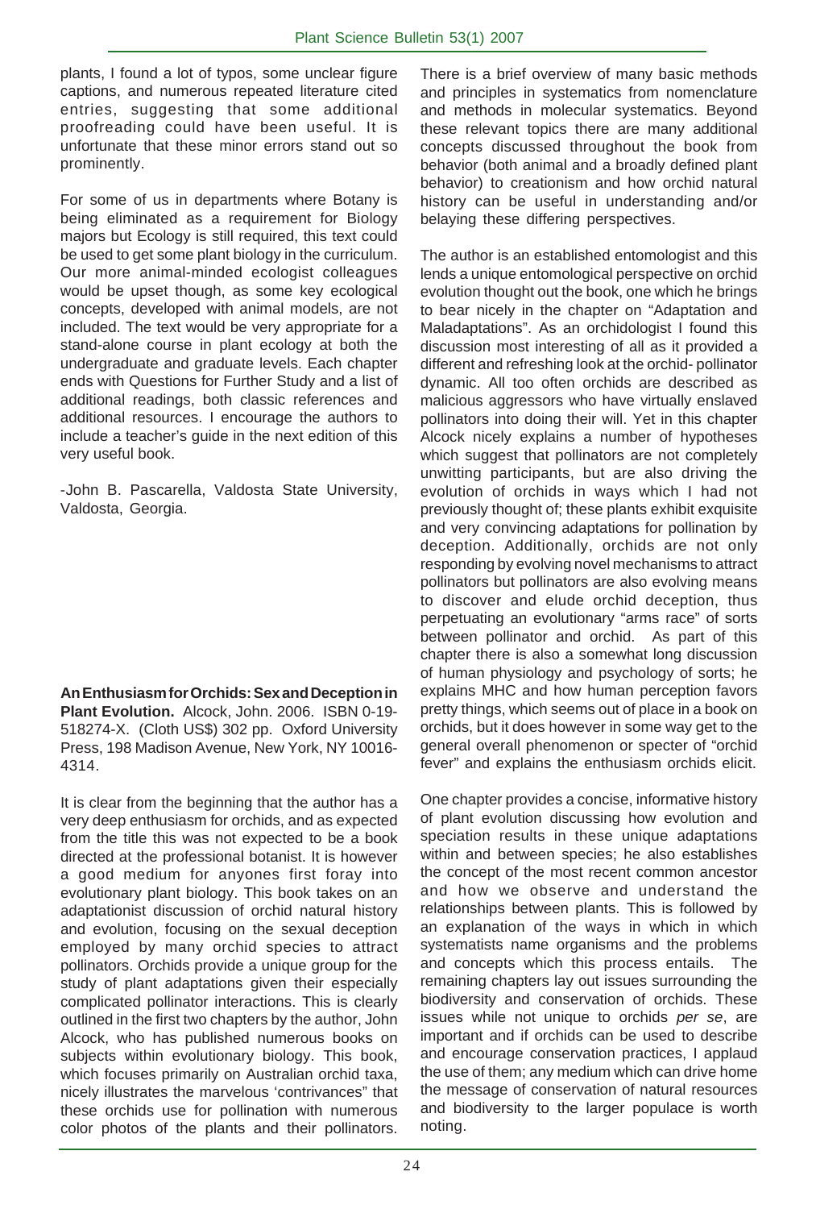plants, I found a lot of typos, some unclear figure captions, and numerous repeated literature cited entries, suggesting that some additional proofreading could have been useful. It is unfortunate that these minor errors stand out so prominently.

For some of us in departments where Botany is being eliminated as a requirement for Biology majors but Ecology is still required, this text could be used to get some plant biology in the curriculum. Our more animal-minded ecologist colleagues would be upset though, as some key ecological concepts, developed with animal models, are not included. The text would be very appropriate for a stand-alone course in plant ecology at both the undergraduate and graduate levels. Each chapter ends with Questions for Further Study and a list of additional readings, both classic references and additional resources. I encourage the authors to include a teacher's guide in the next edition of this very useful book.

-John B. Pascarella, Valdosta State University, Valdosta, Georgia.

**An Enthusiasm for Orchids: Sex and Deception in Plant Evolution.** Alcock, John. 2006. ISBN 0-19-518274-X. (Cloth US$) 302 pp. Oxford University Press, 198 Madison Avenue, New York, NY 10016-4314.

It is clear from the beginning that the author has a very deep enthusiasm for orchids, and as expected from the title this was not expected to be a book directed at the professional botanist. It is however a good medium for anyones first foray into evolutionary plant biology. This book takes on an adaptationist discussion of orchid natural history and evolution, focusing on the sexual deception employed by many orchid species to attract pollinators. Orchids provide a unique group for the study of plant adaptations given their especially complicated pollinator interactions. This is clearly outlined in the first two chapters by the author, John Alcock, who has published numerous books on subjects within evolutionary biology. This book, which focuses primarily on Australian orchid taxa, nicely illustrates the marvelous 'contrivances' that these orchids use for pollination with numerous color photos of the plants and their pollinators. There is a brief overview of many basic methods and principles in systematics from nomenclature and methods in molecular systematics. Beyond these relevant topics there are many additional concepts discussed throughout the book from behavior (both animal and a broadly defined plant behavior) to creationism and how orchid natural history can be useful in understanding and/or belaying these differing perspectives.

The author is an established entomologist and this lends a unique entomological perspective on orchid evolution thought out the book, one which he brings to bear nicely in the chapter on "Adaptation and Maladaptations". As an orchidologist I found this discussion most interesting of all as it provided a different and refreshing look at the orchid- pollinator dynamic. All too often orchids are described as malicious aggressors who have virtually enslaved pollinators into doing their will. Yet in this chapter Alcock nicely explains a number of hypotheses which suggest that pollinators are not completely unwitting participants, but are also driving the evolution of orchids in ways which I had not previously thought of; these plants exhibit exquisite and very convincing adaptations for pollination by deception. Additionally, orchids are not only responding by evolving novel mechanisms to attract pollinators but pollinators are also evolving means to discover and elude orchid deception, thus perpetuating an evolutionary "arms race" of sorts between pollinator and orchid. As part of this chapter there is also a somewhat long discussion of human physiology and psychology of sorts; he explains MHC and how human perception favors pretty things, which seems out of place in a book on orchids, but it does however in some way get to the general overall phenomenon or specter of "orchid fever" and explains the enthusiasm orchids elicit.

One chapter provides a concise, informative history of plant evolution discussing how evolution and speciation results in these unique adaptations within and between species; he also establishes the concept of the most recent common ancestor and how we observe and understand the relationships between plants. This is followed by an explanation of the ways in which in which systematists name organisms and the problems and concepts which this process entails. The remaining chapters lay out issues surrounding the biodiversity and conservation of orchids. These issues while not unique to orchids *per se*, are important and if orchids can be used to describe and encourage conservation practices, I applaud the use of them; any medium which can drive home the message of conservation of natural resources and biodiversity to the larger populace is worth noting.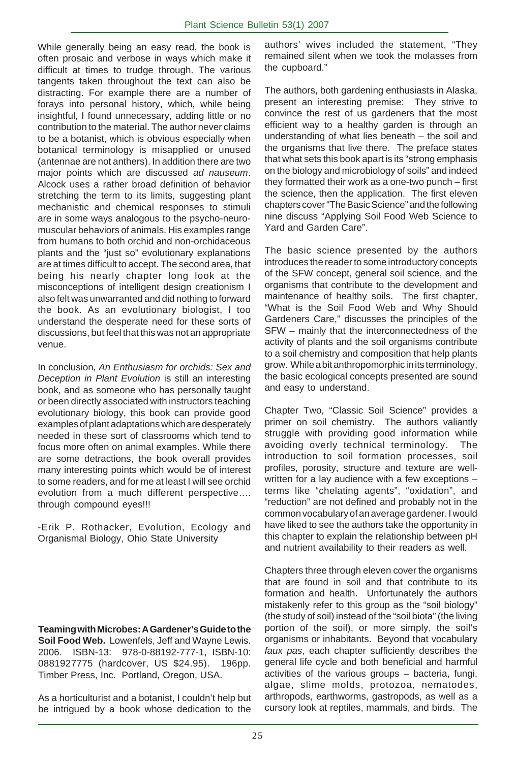While generally being an easy read, the book is often prosaic and verbose in ways which make it difficult at times to trudge through. The various tangents taken throughout the text can also be distracting. For example there are a number of forays into personal history, which, while being insightful, I found unnecessary, adding little or no contribution to the material. The author never claims to be a botanist, which is obvious especially when botanical terminology is misapplied or unused (antennae are not anthers). In addition there are two major points which are discussed *ad nauseum*. Alcock uses a rather broad definition of behavior stretching the term to its limits, suggesting plant mechanistic and chemical responses to stimuli are in some ways analogous to the psycho-neuro-muscular behaviors of animals. His examples range from humans to both orchid and non-orchidaceous plants and the "just so" evolutionary explanations are at times difficult to accept. The second area, that being his nearly chapter long look at the misconceptions of intelligent design creationism I also felt was unwarranted and did nothing to forward the book. As an evolutionary biologist, I too understand the desperate need for these sorts of discussions, but feel that this was not an appropriate venue.

In conclusion, *An Enthusiasm for orchids: Sex and Deception in Plant Evolution* is still an interesting book, and as someone who has personally taught or been directly associated with instructors teaching evolutionary biology, this book can provide good examples of plant adaptations which are desperately needed in these sort of classrooms which tend to focus more often on animal examples. While there are some detractions, the book overall provides many interesting points which would be of interest to some readers, and for me at least I will see orchid evolution from a much different perspective…. through compound eyes!!!

-Erik P. Rothacker, Evolution, Ecology and Organismal Biology, Ohio State University

**Teaming with Microbes: A Gardener's Guide to the Soil Food Web.** Lowenfels, Jeff and Wayne Lewis. 2006. ISBN-13: 978-0-88192-777-1, ISBN-10: 0881927775 (hardcover, US $24.95). 196pp. Timber Press, Inc. Portland, Oregon, USA.

As a horticulturist and a botanist, I couldn't help but be intrigued by a book whose dedication to the authors' wives included the statement, "They remained silent when we took the molasses from the cupboard."

The authors, both gardening enthusiasts in Alaska, present an interesting premise: They strive to convince the rest of us gardeners that the most efficient way to a healthy garden is through an understanding of what lies beneath – the soil and the organisms that live there. The preface states that what sets this book apart is its "strong emphasis on the biology and microbiology of soils" and indeed they formatted their work as a one-two punch – first the science, then the application. The first eleven chapters cover "The Basic Science" and the following nine discuss "Applying Soil Food Web Science to Yard and Garden Care".

The basic science presented by the authors introduces the reader to some introductory concepts of the SFW concept, general soil science, and the organisms that contribute to the development and maintenance of healthy soils. The first chapter, "What is the Soil Food Web and Why Should Gardeners Care," discusses the principles of the SFW – mainly that the interconnectedness of the activity of plants and the soil organisms contribute to a soil chemistry and composition that help plants grow. While a bit anthropomorphic in its terminology, the basic ecological concepts presented are sound and easy to understand.

Chapter Two, "Classic Soil Science" provides a primer on soil chemistry. The authors valiantly struggle with providing good information while avoiding overly technical terminology. The introduction to soil formation processes, soil profiles, porosity, structure and texture are well-written for a lay audience with a few exceptions – terms like "chelating agents", "oxidation", and "reduction" are not defined and probably not in the common vocabulary of an average gardener. I would have liked to see the authors take the opportunity in this chapter to explain the relationship between pH and nutrient availability to their readers as well.

Chapters three through eleven cover the organisms that are found in soil and that contribute to its formation and health. Unfortunately the authors mistakenly refer to this group as the "soil biology" (the study of soil) instead of the "soil biota" (the living portion of the soil), or more simply, the soil's organisms or inhabitants. Beyond that vocabulary *faux pas*, each chapter sufficiently describes the general life cycle and both beneficial and harmful activities of the various groups – bacteria, fungi, algae, slime molds, protozoa, nematodes, arthropods, earthworms, gastropods, as well as a cursory look at reptiles, mammals, and birds. The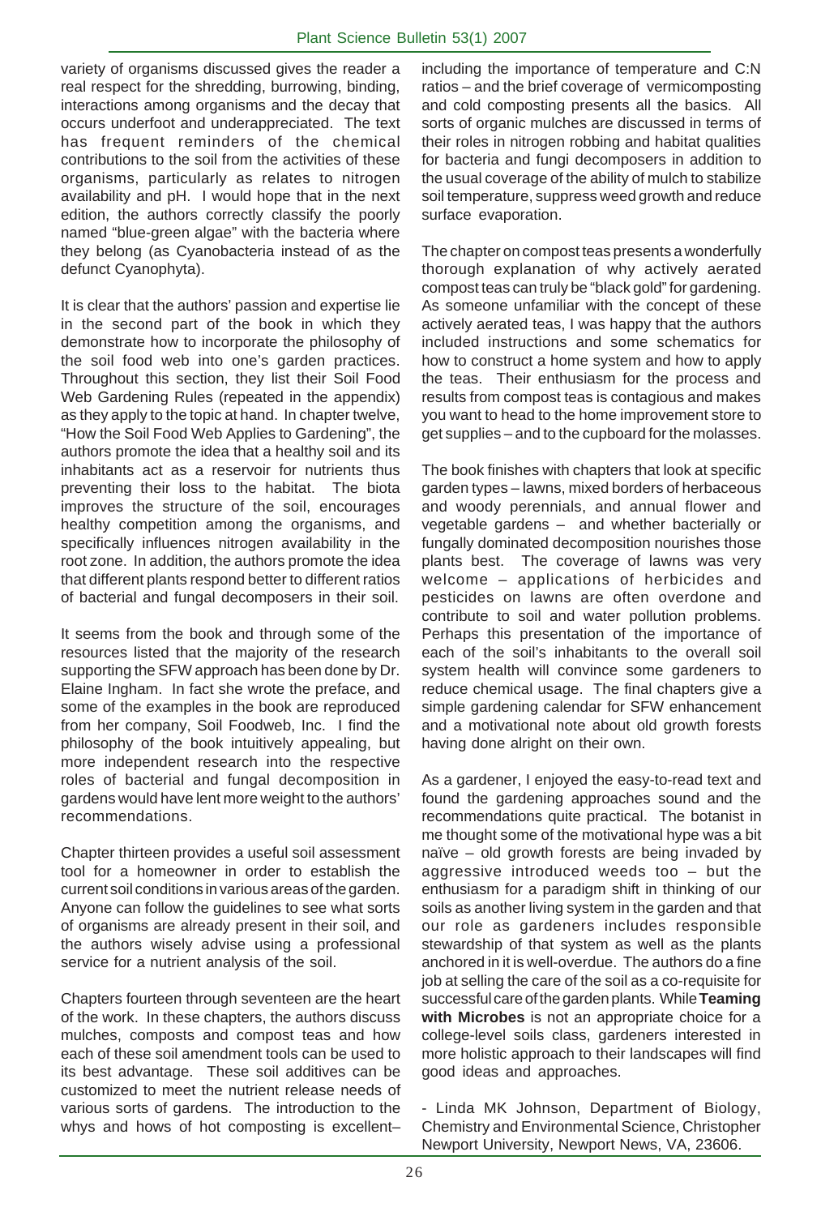variety of organisms discussed gives the reader a real respect for the shredding, burrowing, binding, interactions among organisms and the decay that occurs underfoot and underappreciated. The text has frequent reminders of the chemical contributions to the soil from the activities of these organisms, particularly as relates to nitrogen availability and pH. I would hope that in the next edition, the authors correctly classify the poorly named "blue-green algae" with the bacteria where they belong (as Cyanobacteria instead of as the defunct Cyanophyta).

It is clear that the authors' passion and expertise lie in the second part of the book in which they demonstrate how to incorporate the philosophy of the soil food web into one's garden practices. Throughout this section, they list their Soil Food Web Gardening Rules (repeated in the appendix) as they apply to the topic at hand. In chapter twelve, "How the Soil Food Web Applies to Gardening", the authors promote the idea that a healthy soil and its inhabitants act as a reservoir for nutrients thus preventing their loss to the habitat. The biota improves the structure of the soil, encourages healthy competition among the organisms, and specifically influences nitrogen availability in the root zone. In addition, the authors promote the idea that different plants respond better to different ratios of bacterial and fungal decomposers in their soil.

It seems from the book and through some of the resources listed that the majority of the research supporting the SFW approach has been done by Dr. Elaine Ingham. In fact she wrote the preface, and some of the examples in the book are reproduced from her company, Soil Foodweb, Inc. I find the philosophy of the book intuitively appealing, but more independent research into the respective roles of bacterial and fungal decomposition in gardens would have lent more weight to the authors' recommendations.

Chapter thirteen provides a useful soil assessment tool for a homeowner in order to establish the current soil conditions in various areas of the garden. Anyone can follow the guidelines to see what sorts of organisms are already present in their soil, and the authors wisely advise using a professional service for a nutrient analysis of the soil.

Chapters fourteen through seventeen are the heart of the work. In these chapters, the authors discuss mulches, composts and compost teas and how each of these soil amendment tools can be used to its best advantage. These soil additives can be customized to meet the nutrient release needs of various sorts of gardens. The introduction to the whys and hows of hot composting is excellent– including the importance of temperature and C:N ratios – and the brief coverage of vermicomposting and cold composting presents all the basics. All sorts of organic mulches are discussed in terms of their roles in nitrogen robbing and habitat qualities for bacteria and fungi decomposers in addition to the usual coverage of the ability of mulch to stabilize soil temperature, suppress weed growth and reduce surface evaporation.

The chapter on compost teas presents a wonderfully thorough explanation of why actively aerated compost teas can truly be "black gold" for gardening. As someone unfamiliar with the concept of these actively aerated teas, I was happy that the authors included instructions and some schematics for how to construct a home system and how to apply the teas. Their enthusiasm for the process and results from compost teas is contagious and makes you want to head to the home improvement store to get supplies – and to the cupboard for the molasses.

The book finishes with chapters that look at specific garden types – lawns, mixed borders of herbaceous and woody perennials, and annual flower and vegetable gardens – and whether bacterially or fungally dominated decomposition nourishes those plants best. The coverage of lawns was very welcome – applications of herbicides and pesticides on lawns are often overdone and contribute to soil and water pollution problems. Perhaps this presentation of the importance of each of the soil's inhabitants to the overall soil system health will convince some gardeners to reduce chemical usage. The final chapters give a simple gardening calendar for SFW enhancement and a motivational note about old growth forests having done alright on their own.

As a gardener, I enjoyed the easy-to-read text and found the gardening approaches sound and the recommendations quite practical. The botanist in me thought some of the motivational hype was a bit naïve – old growth forests are being invaded by aggressive introduced weeds too – but the enthusiasm for a paradigm shift in thinking of our soils as another living system in the garden and that our role as gardeners includes responsible stewardship of that system as well as the plants anchored in it is well-overdue. The authors do a fine job at selling the care of the soil as a co-requisite for successful care of the garden plants. While **Teaming with Microbes** is not an appropriate choice for a college-level soils class, gardeners interested in more holistic approach to their landscapes will find good ideas and approaches.

- Linda MK Johnson, Department of Biology, Chemistry and Environmental Science, Christopher Newport University, Newport News, VA, 23606.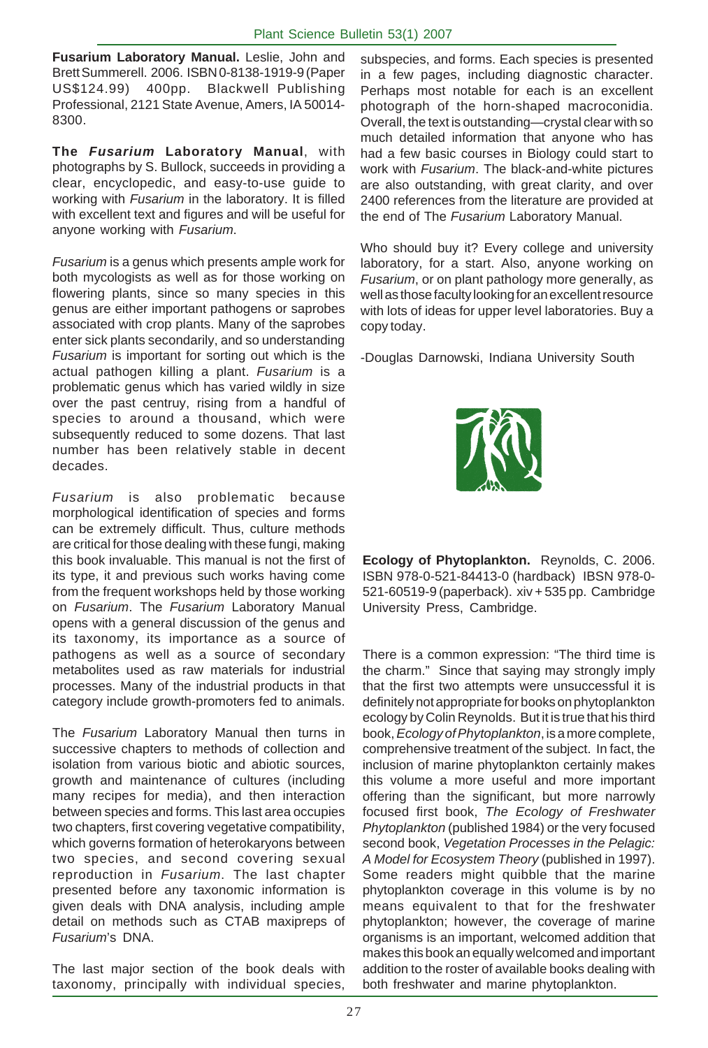**Fusarium Laboratory Manual.** Leslie, John and Brett Summerell. 2006. ISBN 0-8138-1919-9 (Paper US$124.99) 400pp. Blackwell Publishing Professional, 2121 State Avenue, Amers, IA 50014-8300.

**The *Fusarium* Laboratory Manual**, with photographs by S. Bullock, succeeds in providing a clear, encyclopedic, and easy-to-use guide to working with *Fusarium* in the laboratory. It is filled with excellent text and figures and will be useful for anyone working with *Fusarium*.

*Fusarium* is a genus which presents ample work for both mycologists as well as for those working on flowering plants, since so many species in this genus are either important pathogens or saprobes associated with crop plants. Many of the saprobes enter sick plants secondarily, and so understanding *Fusarium* is important for sorting out which is the actual pathogen killing a plant. *Fusarium* is a problematic genus which has varied wildly in size over the past centruy, rising from a handful of species to around a thousand, which were subsequently reduced to some dozens. That last number has been relatively stable in decent decades.

*Fusarium* is also problematic because morphological identification of species and forms can be extremely difficult. Thus, culture methods are critical for those dealing with these fungi, making this book invaluable. This manual is not the first of its type, it and previous such works having come from the frequent workshops held by those working on *Fusarium*. The *Fusarium* Laboratory Manual opens with a general discussion of the genus and its taxonomy, its importance as a source of pathogens as well as a source of secondary metabolites used as raw materials for industrial processes. Many of the industrial products in that category include growth-promoters fed to animals.

The *Fusarium* Laboratory Manual then turns in successive chapters to methods of collection and isolation from various biotic and abiotic sources, growth and maintenance of cultures (including many recipes for media), and then interaction between species and forms. This last area occupies two chapters, first covering vegetative compatibility, which governs formation of heterokaryons between two species, and second covering sexual reproduction in *Fusarium*. The last chapter presented before any taxonomic information is given deals with DNA analysis, including ample detail on methods such as CTAB maxipreps of *Fusarium*'s DNA.

The last major section of the book deals with taxonomy, principally with individual species, subspecies, and forms. Each species is presented in a few pages, including diagnostic character. Perhaps most notable for each is an excellent photograph of the horn-shaped macroconidia. Overall, the text is outstanding—crystal clear with so much detailed information that anyone who has had a few basic courses in Biology could start to work with *Fusarium*. The black-and-white pictures are also outstanding, with great clarity, and over 2400 references from the literature are provided at the end of The *Fusarium* Laboratory Manual.

Who should buy it? Every college and university laboratory, for a start. Also, anyone working on *Fusarium*, or on plant pathology more generally, as well as those faculty looking for an excellent resource with lots of ideas for upper level laboratories. Buy a copy today.

-Douglas Darnowski, Indiana University South

**Ecology of Phytoplankton.** Reynolds, C. 2006. ISBN 978-0-521-84413-0 (hardback) IBSN 978-0-521-60519-9 (paperback). xiv + 535 pp. Cambridge University Press, Cambridge.

There is a common expression: "The third time is the charm." Since that saying may strongly imply that the first two attempts were unsuccessful it is definitely not appropriate for books on phytoplankton ecology by Colin Reynolds. But it is true that his third book, *Ecology of Phytoplankton*, is a more complete, comprehensive treatment of the subject. In fact, the inclusion of marine phytoplankton certainly makes this volume a more useful and more important offering than the significant, but more narrowly focused first book, *The Ecology of Freshwater Phytoplankton* (published 1984) or the very focused second book, *Vegetation Processes in the Pelagic: A Model for Ecosystem Theory* (published in 1997). Some readers might quibble that the marine phytoplankton coverage in this volume is by no means equivalent to that for the freshwater phytoplankton; however, the coverage of marine organisms is an important, welcomed addition that makes this book an equally welcomed and important addition to the roster of available books dealing with both freshwater and marine phytoplankton.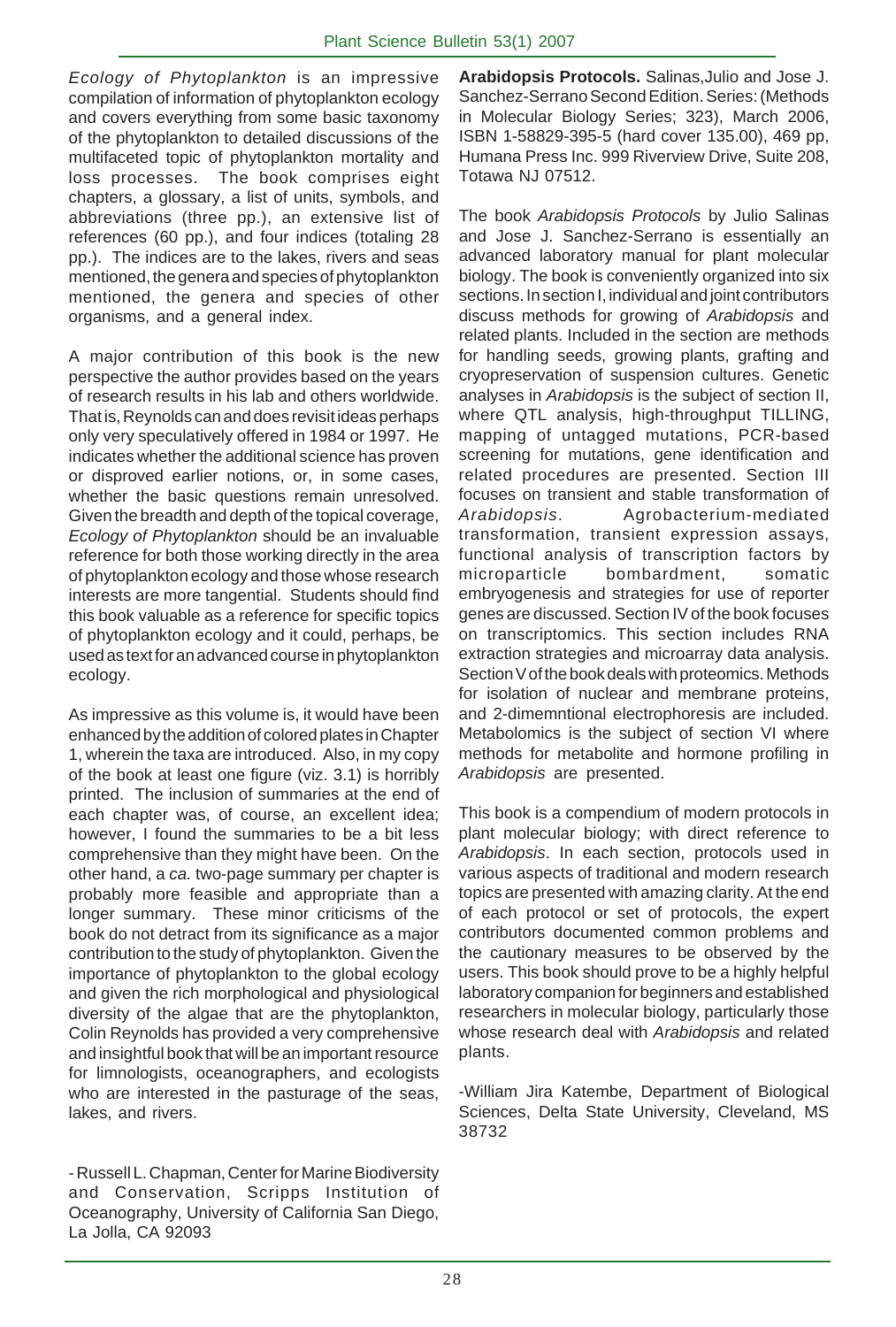*Ecology of Phytoplankton* is an impressive compilation of information of phytoplankton ecology and covers everything from some basic taxonomy of the phytoplankton to detailed discussions of the multifaceted topic of phytoplankton mortality and loss processes. The book comprises eight chapters, a glossary, a list of units, symbols, and abbreviations (three pp.), an extensive list of references (60 pp.), and four indices (totaling 28 pp.). The indices are to the lakes, rivers and seas mentioned, the genera and species of phytoplankton mentioned, the genera and species of other organisms, and a general index.

A major contribution of this book is the new perspective the author provides based on the years of research results in his lab and others worldwide. That is, Reynolds can and does revisit ideas perhaps only very speculatively offered in 1984 or 1997. He indicates whether the additional science has proven or disproved earlier notions, or, in some cases, whether the basic questions remain unresolved. Given the breadth and depth of the topical coverage, *Ecology of Phytoplankton* should be an invaluable reference for both those working directly in the area of phytoplankton ecology and those whose research interests are more tangential. Students should find this book valuable as a reference for specific topics of phytoplankton ecology and it could, perhaps, be used as text for an advanced course in phytoplankton ecology.

As impressive as this volume is, it would have been enhanced by the addition of colored plates in Chapter 1, wherein the taxa are introduced. Also, in my copy of the book at least one figure (viz. 3.1) is horribly printed. The inclusion of summaries at the end of each chapter was, of course, an excellent idea; however, I found the summaries to be a bit less comprehensive than they might have been. On the other hand, a *ca.* two-page summary per chapter is probably more feasible and appropriate than a longer summary. These minor criticisms of the book do not detract from its significance as a major contribution to the study of phytoplankton. Given the importance of phytoplankton to the global ecology and given the rich morphological and physiological diversity of the algae that are the phytoplankton, Colin Reynolds has provided a very comprehensive and insightful book that will be an important resource for limnologists, oceanographers, and ecologists who are interested in the pasturage of the seas, lakes, and rivers.

- Russell L. Chapman, Center for Marine Biodiversity and Conservation, Scripps Institution of Oceanography, University of California San Diego, La Jolla, CA 92093

**Arabidopsis Protocols.** Salinas,Julio and Jose J. Sanchez-Serrano Second Edition. Series: (Methods in Molecular Biology Series; 323), March 2006, ISBN 1-58829-395-5 (hard cover 135.00), 469 pp, Humana Press Inc. 999 Riverview Drive, Suite 208, Totawa NJ 07512.

The book *Arabidopsis Protocols* by Julio Salinas and Jose J. Sanchez-Serrano is essentially an advanced laboratory manual for plant molecular biology. The book is conveniently organized into six sections. In section I, individual and joint contributors discuss methods for growing of *Arabidopsis* and related plants. Included in the section are methods for handling seeds, growing plants, grafting and cryopreservation of suspension cultures. Genetic analyses in *Arabidopsis* is the subject of section II, where QTL analysis, high-throughput TILLING, mapping of untagged mutations, PCR-based screening for mutations, gene identification and related procedures are presented. Section III focuses on transient and stable transformation of *Arabidopsis*. Agrobacterium-mediated transformation, transient expression assays, functional analysis of transcription factors by microparticle bombardment, somatic embryogenesis and strategies for use of reporter genes are discussed. Section IV of the book focuses on transcriptomics. This section includes RNA extraction strategies and microarray data analysis. Section V of the book deals with proteomics. Methods for isolation of nuclear and membrane proteins, and 2-dimemntional electrophoresis are included. Metabolomics is the subject of section VI where methods for metabolite and hormone profiling in *Arabidopsis* are presented.

This book is a compendium of modern protocols in plant molecular biology; with direct reference to *Arabidopsis*. In each section, protocols used in various aspects of traditional and modern research topics are presented with amazing clarity. At the end of each protocol or set of protocols, the expert contributors documented common problems and the cautionary measures to be observed by the users. This book should prove to be a highly helpful laboratory companion for beginners and established researchers in molecular biology, particularly those whose research deal with *Arabidopsis* and related plants.

-William Jira Katembe, Department of Biological Sciences, Delta State University, Cleveland, MS 38732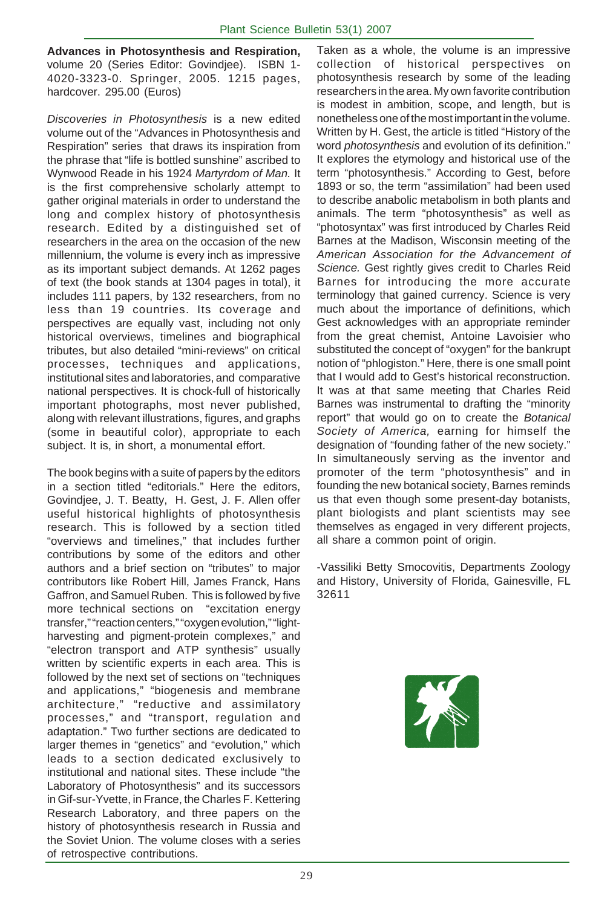**Advances in Photosynthesis and Respiration,** volume 20 (Series Editor: Govindjee). ISBN 1-4020-3323-0. Springer, 2005. 1215 pages, hardcover. 295.00 (Euros)

*Discoveries in Photosynthesis* is a new edited volume out of the "Advances in Photosynthesis and Respiration" series that draws its inspiration from the phrase that "life is bottled sunshine" ascribed to Wynwood Reade in his 1924 *Martyrdom of Man.* It is the first comprehensive scholarly attempt to gather original materials in order to understand the long and complex history of photosynthesis research. Edited by a distinguished set of researchers in the area on the occasion of the new millennium, the volume is every inch as impressive as its important subject demands. At 1262 pages of text (the book stands at 1304 pages in total), it includes 111 papers, by 132 researchers, from no less than 19 countries. Its coverage and perspectives are equally vast, including not only historical overviews, timelines and biographical tributes, but also detailed "mini-reviews" on critical processes, techniques and applications, institutional sites and laboratories, and comparative national perspectives. It is chock-full of historically important photographs, most never published, along with relevant illustrations, figures, and graphs (some in beautiful color), appropriate to each subject. It is, in short, a monumental effort.

The book begins with a suite of papers by the editors in a section titled "editorials." Here the editors, Govindjee, J. T. Beatty, H. Gest, J. F. Allen offer useful historical highlights of photosynthesis research. This is followed by a section titled "overviews and timelines," that includes further contributions by some of the editors and other authors and a brief section on "tributes" to major contributors like Robert Hill, James Franck, Hans Gaffron, and Samuel Ruben. This is followed by five more technical sections on "excitation energy transfer," "reaction centers," "oxygen evolution," "light-harvesting and pigment-protein complexes," and "electron transport and ATP synthesis" usually written by scientific experts in each area. This is followed by the next set of sections on "techniques and applications," "biogenesis and membrane architecture," "reductive and assimilatory processes," and "transport, regulation and adaptation." Two further sections are dedicated to larger themes in "genetics" and "evolution," which leads to a section dedicated exclusively to institutional and national sites. These include "the Laboratory of Photosynthesis" and its successors in Gif-sur-Yvette, in France, the Charles F. Kettering Research Laboratory, and three papers on the history of photosynthesis research in Russia and the Soviet Union. The volume closes with a series of retrospective contributions.

Taken as a whole, the volume is an impressive collection of historical perspectives on photosynthesis research by some of the leading researchers in the area. My own favorite contribution is modest in ambition, scope, and length, but is nonetheless one of the most important in the volume. Written by H. Gest, the article is titled "History of the word *photosynthesis* and evolution of its definition." It explores the etymology and historical use of the term "photosynthesis." According to Gest, before 1893 or so, the term "assimilation" had been used to describe anabolic metabolism in both plants and animals. The term "photosynthesis" as well as "photosyntax" was first introduced by Charles Reid Barnes at the Madison, Wisconsin meeting of the *American Association for the Advancement of Science.* Gest rightly gives credit to Charles Reid Barnes for introducing the more accurate terminology that gained currency. Science is very much about the importance of definitions, which Gest acknowledges with an appropriate reminder from the great chemist, Antoine Lavoisier who substituted the concept of "oxygen" for the bankrupt notion of "phlogiston." Here, there is one small point that I would add to Gest's historical reconstruction. It was at that same meeting that Charles Reid Barnes was instrumental to drafting the "minority report" that would go on to create the *Botanical Society of America,* earning for himself the designation of "founding father of the new society." In simultaneously serving as the inventor and promoter of the term "photosynthesis" and in founding the new botanical society, Barnes reminds us that even though some present-day botanists, plant biologists and plant scientists may see themselves as engaged in very different projects, all share a common point of origin.

-Vassiliki Betty Smocovitis, Departments Zoology and History, University of Florida, Gainesville, FL 32611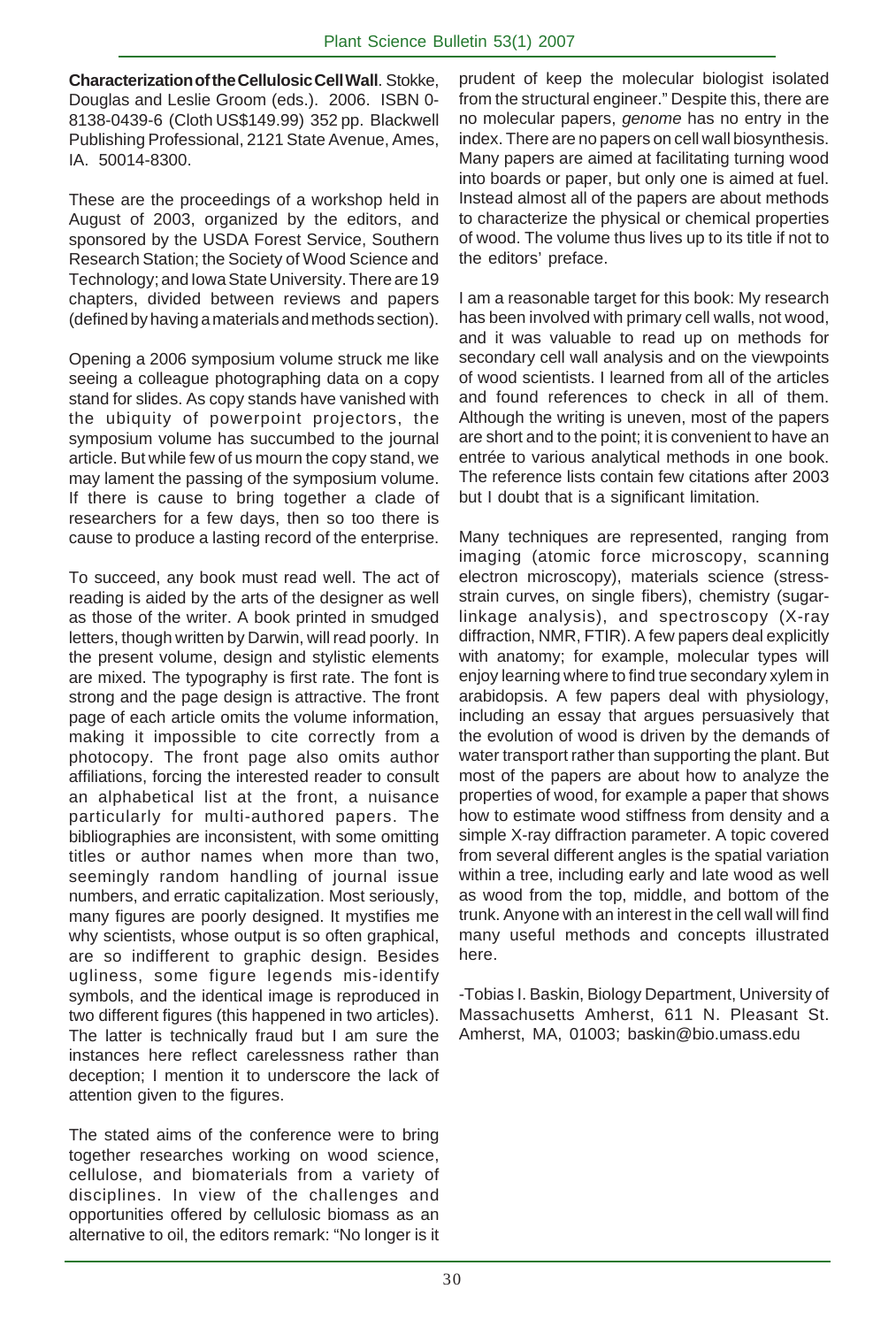**Characterization of the Cellulosic Cell Wall**. Stokke, Douglas and Leslie Groom (eds.). 2006. ISBN 0-8138-0439-6 (Cloth US$149.99) 352 pp. Blackwell Publishing Professional, 2121 State Avenue, Ames, IA. 50014-8300.

These are the proceedings of a workshop held in August of 2003, organized by the editors, and sponsored by the USDA Forest Service, Southern Research Station; the Society of Wood Science and Technology; and Iowa State University. There are 19 chapters, divided between reviews and papers (defined by having a materials and methods section).

Opening a 2006 symposium volume struck me like seeing a colleague photographing data on a copy stand for slides. As copy stands have vanished with the ubiquity of powerpoint projectors, the symposium volume has succumbed to the journal article. But while few of us mourn the copy stand, we may lament the passing of the symposium volume. If there is cause to bring together a clade of researchers for a few days, then so too there is cause to produce a lasting record of the enterprise.

To succeed, any book must read well. The act of reading is aided by the arts of the designer as well as those of the writer. A book printed in smudged letters, though written by Darwin, will read poorly. In the present volume, design and stylistic elements are mixed. The typography is first rate. The font is strong and the page design is attractive. The front page of each article omits the volume information, making it impossible to cite correctly from a photocopy. The front page also omits author affiliations, forcing the interested reader to consult an alphabetical list at the front, a nuisance particularly for multi-authored papers. The bibliographies are inconsistent, with some omitting titles or author names when more than two, seemingly random handling of journal issue numbers, and erratic capitalization. Most seriously, many figures are poorly designed. It mystifies me why scientists, whose output is so often graphical, are so indifferent to graphic design. Besides ugliness, some figure legends mis-identify symbols, and the identical image is reproduced in two different figures (this happened in two articles). The latter is technically fraud but I am sure the instances here reflect carelessness rather than deception; I mention it to underscore the lack of attention given to the figures.

The stated aims of the conference were to bring together researches working on wood science, cellulose, and biomaterials from a variety of disciplines. In view of the challenges and opportunities offered by cellulosic biomass as an alternative to oil, the editors remark: "No longer is it prudent of keep the molecular biologist isolated from the structural engineer." Despite this, there are no molecular papers, *genome* has no entry in the index. There are no papers on cell wall biosynthesis. Many papers are aimed at facilitating turning wood into boards or paper, but only one is aimed at fuel. Instead almost all of the papers are about methods to characterize the physical or chemical properties of wood. The volume thus lives up to its title if not to the editors' preface.

I am a reasonable target for this book: My research has been involved with primary cell walls, not wood, and it was valuable to read up on methods for secondary cell wall analysis and on the viewpoints of wood scientists. I learned from all of the articles and found references to check in all of them. Although the writing is uneven, most of the papers are short and to the point; it is convenient to have an entrée to various analytical methods in one book. The reference lists contain few citations after 2003 but I doubt that is a significant limitation.

Many techniques are represented, ranging from imaging (atomic force microscopy, scanning electron microscopy), materials science (stress-strain curves, on single fibers), chemistry (sugar-linkage analysis), and spectroscopy (X-ray diffraction, NMR, FTIR). A few papers deal explicitly with anatomy; for example, molecular types will enjoy learning where to find true secondary xylem in arabidopsis. A few papers deal with physiology, including an essay that argues persuasively that the evolution of wood is driven by the demands of water transport rather than supporting the plant. But most of the papers are about how to analyze the properties of wood, for example a paper that shows how to estimate wood stiffness from density and a simple X-ray diffraction parameter. A topic covered from several different angles is the spatial variation within a tree, including early and late wood as well as wood from the top, middle, and bottom of the trunk. Anyone with an interest in the cell wall will find many useful methods and concepts illustrated here.

-Tobias I. Baskin, Biology Department, University of Massachusetts Amherst, 611 N. Pleasant St. Amherst, MA, 01003; baskin@bio.umass.edu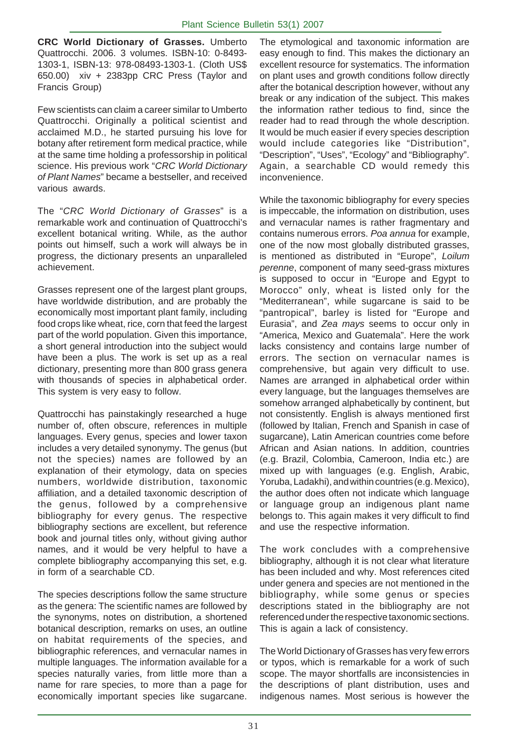**CRC World Dictionary of Grasses.** Umberto Quattrocchi. 2006. 3 volumes. ISBN-10: 0-8493-1303-1, ISBN-13: 978-08493-1303-1. (Cloth US$ 650.00) xiv + 2383pp CRC Press (Taylor and Francis Group)

Few scientists can claim a career similar to Umberto Quattrocchi. Originally a political scientist and acclaimed M.D., he started pursuing his love for botany after retirement form medical practice, while at the same time holding a professorship in political science. His previous work "*CRC World Dictionary of Plant Names*" became a bestseller, and received various awards.

The "*CRC World Dictionary of Grasses*" is a remarkable work and continuation of Quattrocchi's excellent botanical writing. While, as the author points out himself, such a work will always be in progress, the dictionary presents an unparalleled achievement.

Grasses represent one of the largest plant groups, have worldwide distribution, and are probably the economically most important plant family, including food crops like wheat, rice, corn that feed the largest part of the world population. Given this importance, a short general introduction into the subject would have been a plus. The work is set up as a real dictionary, presenting more than 800 grass genera with thousands of species in alphabetical order. This system is very easy to follow.

Quattrocchi has painstakingly researched a huge number of, often obscure, references in multiple languages. Every genus, species and lower taxon includes a very detailed synonymy. The genus (but not the species) names are followed by an explanation of their etymology, data on species numbers, worldwide distribution, taxonomic affiliation, and a detailed taxonomic description of the genus, followed by a comprehensive bibliography for every genus. The respective bibliography sections are excellent, but reference book and journal titles only, without giving author names, and it would be very helpful to have a complete bibliography accompanying this set, e.g. in form of a searchable CD.

The species descriptions follow the same structure as the genera: The scientific names are followed by the synonyms, notes on distribution, a shortened botanical description, remarks on uses, an outline on habitat requirements of the species, and bibliographic references, and vernacular names in multiple languages. The information available for a species naturally varies, from little more than a name for rare species, to more than a page for economically important species like sugarcane. The etymological and taxonomic information are easy enough to find. This makes the dictionary an excellent resource for systematics. The information on plant uses and growth conditions follow directly after the botanical description however, without any break or any indication of the subject. This makes the information rather tedious to find, since the reader had to read through the whole description. It would be much easier if every species description would include categories like "Distribution", "Description", "Uses", "Ecology" and "Bibliography". Again, a searchable CD would remedy this inconvenience.

While the taxonomic bibliography for every species is impeccable, the information on distribution, uses and vernacular names is rather fragmentary and contains numerous errors. *Poa annua* for example, one of the now most globally distributed grasses, is mentioned as distributed in "Europe", *Loilum perenne*, component of many seed-grass mixtures is supposed to occur in "Europe and Egypt to Morocco" only, wheat is listed only for the "Mediterranean", while sugarcane is said to be "pantropical", barley is listed for "Europe and Eurasia", and *Zea mays* seems to occur only in "America, Mexico and Guatemala". Here the work lacks consistency and contains large number of errors. The section on vernacular names is comprehensive, but again very difficult to use. Names are arranged in alphabetical order within every language, but the languages themselves are somehow arranged alphabetically by continent, but not consistently. English is always mentioned first (followed by Italian, French and Spanish in case of sugarcane), Latin American countries come before African and Asian nations. In addition, countries (e.g. Brazil, Colombia, Cameroon, India etc.) are mixed up with languages (e.g. English, Arabic, Yoruba, Ladakhi), and within countries (e.g. Mexico), the author does often not indicate which language or language group an indigenous plant name belongs to. This again makes it very difficult to find and use the respective information.

The work concludes with a comprehensive bibliography, although it is not clear what literature has been included and why. Most references cited under genera and species are not mentioned in the bibliography, while some genus or species descriptions stated in the bibliography are not referenced under the respective taxonomic sections. This is again a lack of consistency.

The World Dictionary of Grasses has very few errors or typos, which is remarkable for a work of such scope. The mayor shortfalls are inconsistencies in the descriptions of plant distribution, uses and indigenous names. Most serious is however the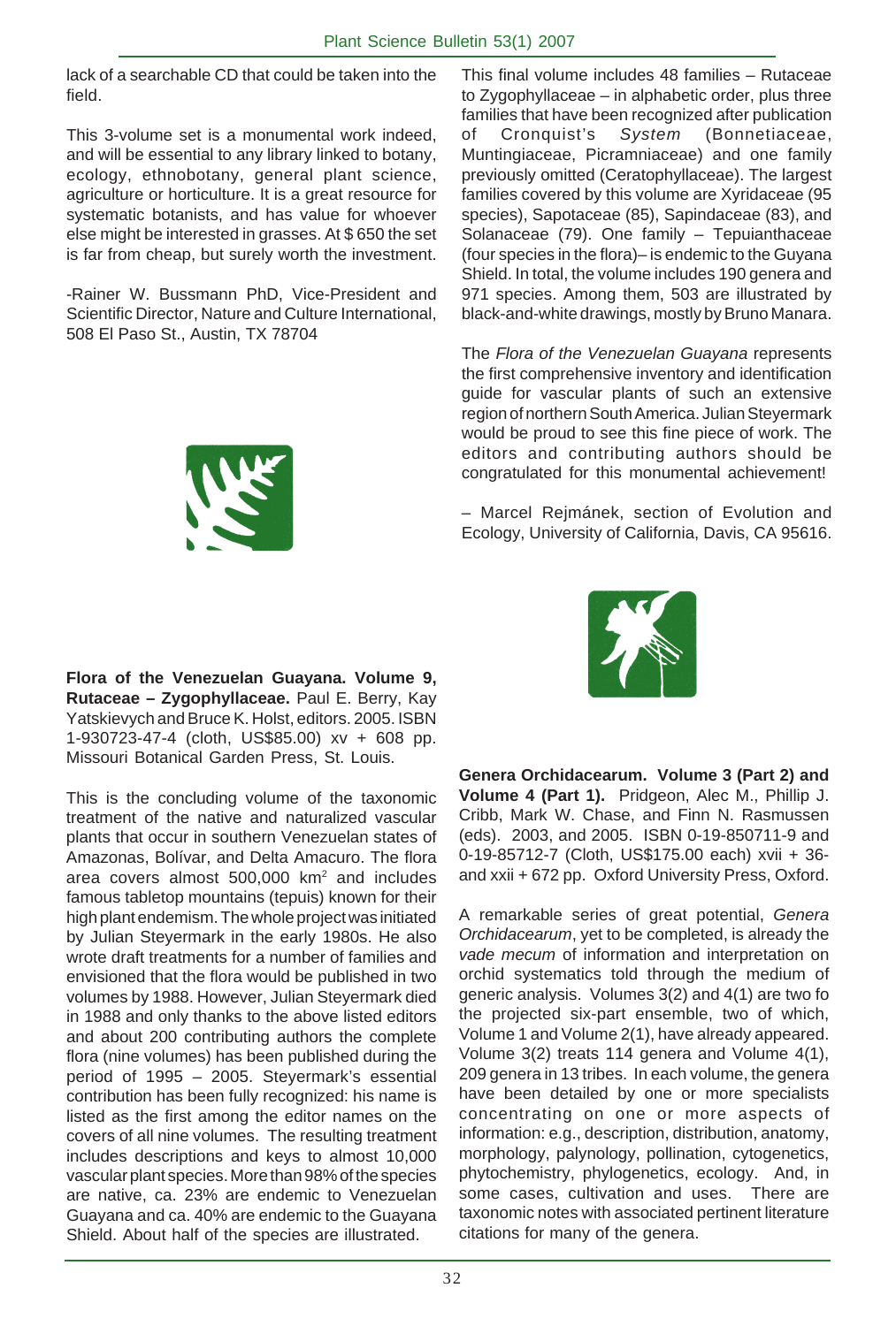lack of a searchable CD that could be taken into the field.

This 3-volume set is a monumental work indeed, and will be essential to any library linked to botany, ecology, ethnobotany, general plant science, agriculture or horticulture. It is a great resource for systematic botanists, and has value for whoever else might be interested in grasses. At $ 650 the set is far from cheap, but surely worth the investment.

-Rainer W. Bussmann PhD, Vice-President and Scientific Director, Nature and Culture International, 508 El Paso St., Austin, TX 78704

**Flora of the Venezuelan Guayana. Volume 9, Rutaceae – Zygophyllaceae.** Paul E. Berry, Kay Yatskievych and Bruce K. Holst, editors. 2005. ISBN 1-930723-47-4 (cloth, US$85.00) xv + 608 pp. Missouri Botanical Garden Press, St. Louis.

This is the concluding volume of the taxonomic treatment of the native and naturalized vascular plants that occur in southern Venezuelan states of Amazonas, Bolívar, and Delta Amacuro. The flora area covers almost 500,000 km$^2$ and includes famous tabletop mountains (tepuis) known for their high plant endemism. The whole project was initiated by Julian Steyermark in the early 1980s. He also wrote draft treatments for a number of families and envisioned that the flora would be published in two volumes by 1988. However, Julian Steyermark died in 1988 and only thanks to the above listed editors and about 200 contributing authors the complete flora (nine volumes) has been published during the period of 1995 – 2005. Steyermark's essential contribution has been fully recognized: his name is listed as the first among the editor names on the covers of all nine volumes. The resulting treatment includes descriptions and keys to almost 10,000 vascular plant species. More than 98% of the species are native, ca. 23% are endemic to Venezuelan Guayana and ca. 40% are endemic to the Guayana Shield. About half of the species are illustrated.

This final volume includes 48 families – Rutaceae to Zygophyllaceae – in alphabetic order, plus three families that have been recognized after publication of Cronquist's *System* (Bonnetiaceae, Muntingiaceae, Picramniaceae) and one family previously omitted (Ceratophyllaceae). The largest families covered by this volume are Xyridaceae (95 species), Sapotaceae (85), Sapindaceae (83), and Solanaceae (79). One family – Tepuianthaceae (four species in the flora)– is endemic to the Guyana Shield. In total, the volume includes 190 genera and 971 species. Among them, 503 are illustrated by black-and-white drawings, mostly by Bruno Manara.

The *Flora of the Venezuelan Guayana* represents the first comprehensive inventory and identification guide for vascular plants of such an extensive region of northern South America. Julian Steyermark would be proud to see this fine piece of work. The editors and contributing authors should be congratulated for this monumental achievement!

– Marcel Rejmánek, section of Evolution and Ecology, University of California, Davis, CA 95616.

**Genera Orchidacearum. Volume 3 (Part 2) and Volume 4 (Part 1).** Pridgeon, Alec M., Phillip J. Cribb, Mark W. Chase, and Finn N. Rasmussen (eds). 2003, and 2005. ISBN 0-19-850711-9 and 0-19-85712-7 (Cloth, US$175.00 each) xvii + 36- and xxii + 672 pp. Oxford University Press, Oxford.

A remarkable series of great potential, *Genera Orchidacearum*, yet to be completed, is already the *vade mecum* of information and interpretation on orchid systematics told through the medium of generic analysis. Volumes 3(2) and 4(1) are two fo the projected six-part ensemble, two of which, Volume 1 and Volume 2(1), have already appeared. Volume 3(2) treats 114 genera and Volume 4(1), 209 genera in 13 tribes. In each volume, the genera have been detailed by one or more specialists concentrating on one or more aspects of information: e.g., description, distribution, anatomy, morphology, palynology, pollination, cytogenetics, phytochemistry, phylogenetics, ecology. And, in some cases, cultivation and uses. There are taxonomic notes with associated pertinent literature citations for many of the genera.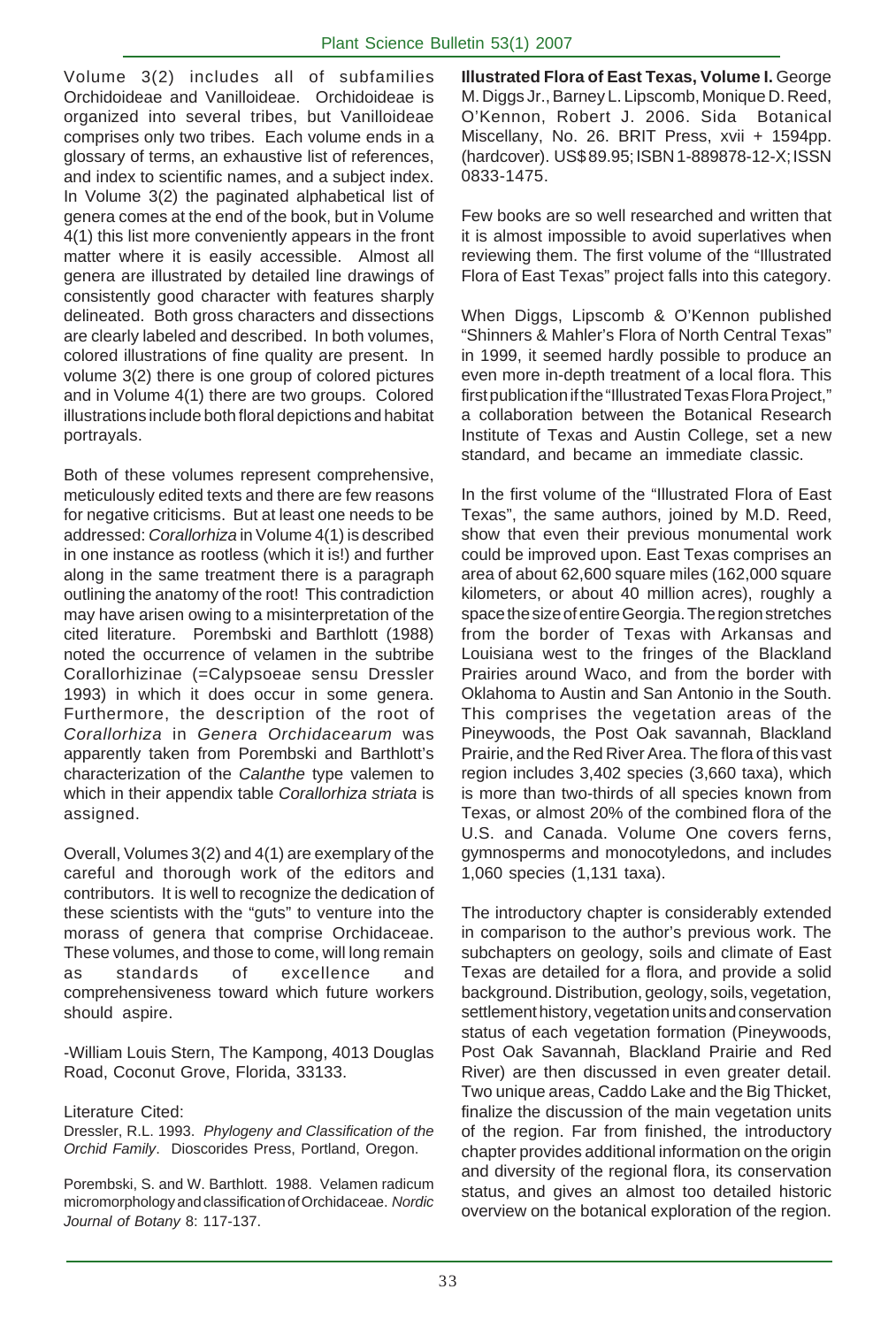Volume 3(2) includes all of subfamilies Orchidoideae and Vanilloideae. Orchidoideae is organized into several tribes, but Vanilloideae comprises only two tribes. Each volume ends in a glossary of terms, an exhaustive list of references, and index to scientific names, and a subject index. In Volume 3(2) the paginated alphabetical list of genera comes at the end of the book, but in Volume 4(1) this list more conveniently appears in the front matter where it is easily accessible. Almost all genera are illustrated by detailed line drawings of consistently good character with features sharply delineated. Both gross characters and dissections are clearly labeled and described. In both volumes, colored illustrations of fine quality are present. In volume 3(2) there is one group of colored pictures and in Volume 4(1) there are two groups. Colored illustrations include both floral depictions and habitat portrayals.

Both of these volumes represent comprehensive, meticulously edited texts and there are few reasons for negative criticisms. But at least one needs to be addressed: *Corallorhiza* in Volume 4(1) is described in one instance as rootless (which it is!) and further along in the same treatment there is a paragraph outlining the anatomy of the root! This contradiction may have arisen owing to a misinterpretation of the cited literature. Porembski and Barthlott (1988) noted the occurrence of velamen in the subtribe Corallorhizinae (=Calypsoeae sensu Dressler 1993) in which it does occur in some genera. Furthermore, the description of the root of *Corallorhiza* in *Genera Orchidacearum* was apparently taken from Porembski and Barthlott's characterization of the *Calanthe* type valemen to which in their appendix table *Corallorhiza striata* is assigned.

Overall, Volumes 3(2) and 4(1) are exemplary of the careful and thorough work of the editors and contributors. It is well to recognize the dedication of these scientists with the "guts" to venture into the morass of genera that comprise Orchidaceae. These volumes, and those to come, will long remain as standards of excellence and comprehensiveness toward which future workers should aspire.

-William Louis Stern, The Kampong, 4013 Douglas Road, Coconut Grove, Florida, 33133.

Literature Cited:

Dressler, R.L. 1993. *Phylogeny and Classification of the Orchid Family*. Dioscorides Press, Portland, Oregon.

Porembski, S. and W. Barthlott. 1988. Velamen radicum micromorphology and classification of Orchidaceae. *Nordic Journal of Botany* 8: 117-137.

**Illustrated Flora of East Texas, Volume I.** George M. Diggs Jr., Barney L. Lipscomb, Monique D. Reed, O'Kennon, Robert J. 2006. Sida Botanical Miscellany, No. 26. BRIT Press, xvii + 1594pp. (hardcover). US$89.95; ISBN 1-889878-12-X; ISSN 0833-1475.

Few books are so well researched and written that it is almost impossible to avoid superlatives when reviewing them. The first volume of the "Illustrated Flora of East Texas" project falls into this category.

When Diggs, Lipscomb & O'Kennon published "Shinners & Mahler's Flora of North Central Texas" in 1999, it seemed hardly possible to produce an even more in-depth treatment of a local flora. This first publication if the "Illustrated Texas Flora Project," a collaboration between the Botanical Research Institute of Texas and Austin College, set a new standard, and became an immediate classic.

In the first volume of the "Illustrated Flora of East Texas", the same authors, joined by M.D. Reed, show that even their previous monumental work could be improved upon. East Texas comprises an area of about 62,600 square miles (162,000 square kilometers, or about 40 million acres), roughly a space the size of entire Georgia. The region stretches from the border of Texas with Arkansas and Louisiana west to the fringes of the Blackland Prairies around Waco, and from the border with Oklahoma to Austin and San Antonio in the South. This comprises the vegetation areas of the Pineywoods, the Post Oak savannah, Blackland Prairie, and the Red River Area. The flora of this vast region includes 3,402 species (3,660 taxa), which is more than two-thirds of all species known from Texas, or almost 20% of the combined flora of the U.S. and Canada. Volume One covers ferns, gymnosperms and monocotyledons, and includes 1,060 species (1,131 taxa).

The introductory chapter is considerably extended in comparison to the author's previous work. The subchapters on geology, soils and climate of East Texas are detailed for a flora, and provide a solid background. Distribution, geology, soils, vegetation, settlement history, vegetation units and conservation status of each vegetation formation (Pineywoods, Post Oak Savannah, Blackland Prairie and Red River) are then discussed in even greater detail. Two unique areas, Caddo Lake and the Big Thicket, finalize the discussion of the main vegetation units of the region. Far from finished, the introductory chapter provides additional information on the origin and diversity of the regional flora, its conservation status, and gives an almost too detailed historic overview on the botanical exploration of the region.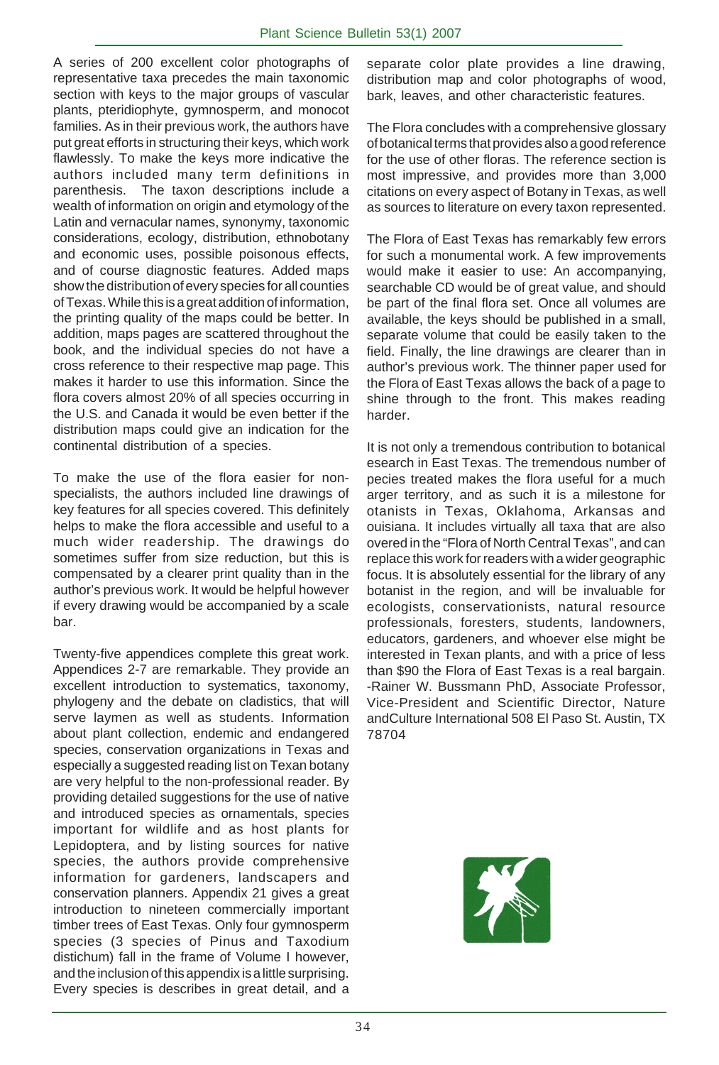A series of 200 excellent color photographs of representative taxa precedes the main taxonomic section with keys to the major groups of vascular plants, pteridiophyte, gymnosperm, and monocot families. As in their previous work, the authors have put great efforts in structuring their keys, which work flawlessly. To make the keys more indicative the authors included many term definitions in parenthesis. The taxon descriptions include a wealth of information on origin and etymology of the Latin and vernacular names, synonymy, taxonomic considerations, ecology, distribution, ethnobotany and economic uses, possible poisonous effects, and of course diagnostic features. Added maps show the distribution of every species for all counties of Texas. While this is a great addition of information, the printing quality of the maps could be better. In addition, maps pages are scattered throughout the book, and the individual species do not have a cross reference to their respective map page. This makes it harder to use this information. Since the flora covers almost 20% of all species occurring in the U.S. and Canada it would be even better if the distribution maps could give an indication for the continental distribution of a species.

To make the use of the flora easier for non-specialists, the authors included line drawings of key features for all species covered. This definitely helps to make the flora accessible and useful to a much wider readership. The drawings do sometimes suffer from size reduction, but this is compensated by a clearer print quality than in the author's previous work. It would be helpful however if every drawing would be accompanied by a scale bar.

Twenty-five appendices complete this great work. Appendices 2-7 are remarkable. They provide an excellent introduction to systematics, taxonomy, phylogeny and the debate on cladistics, that will serve laymen as well as students. Information about plant collection, endemic and endangered species, conservation organizations in Texas and especially a suggested reading list on Texan botany are very helpful to the non-professional reader. By providing detailed suggestions for the use of native and introduced species as ornamentals, species important for wildlife and as host plants for Lepidoptera, and by listing sources for native species, the authors provide comprehensive information for gardeners, landscapers and conservation planners. Appendix 21 gives a great introduction to nineteen commercially important timber trees of East Texas. Only four gymnosperm species (3 species of Pinus and Taxodium distichum) fall in the frame of Volume I however, and the inclusion of this appendix is a little surprising. Every species is describes in great detail, and a separate color plate provides a line drawing, distribution map and color photographs of wood, bark, leaves, and other characteristic features.

The Flora concludes with a comprehensive glossary of botanical terms that provides also a good reference for the use of other floras. The reference section is most impressive, and provides more than 3,000 citations on every aspect of Botany in Texas, as well as sources to literature on every taxon represented.

The Flora of East Texas has remarkably few errors for such a monumental work. A few improvements would make it easier to use: An accompanying, searchable CD would be of great value, and should be part of the final flora set. Once all volumes are available, the keys should be published in a small, separate volume that could be easily taken to the field. Finally, the line drawings are clearer than in author's previous work. The thinner paper used for the Flora of East Texas allows the back of a page to shine through to the front. This makes reading harder.

It is not only a tremendous contribution to botanical esearch in East Texas. The tremendous number of pecies treated makes the flora useful for a much arger territory, and as such it is a milestone for otanists in Texas, Oklahoma, Arkansas and ouisiana. It includes virtually all taxa that are also overed in the "Flora of North Central Texas", and can replace this work for readers with a wider geographic focus. It is absolutely essential for the library of any botanist in the region, and will be invaluable for ecologists, conservationists, natural resource professionals, foresters, students, landowners, educators, gardeners, and whoever else might be interested in Texan plants, and with a price of less than $90 the Flora of East Texas is a real bargain. -Rainer W. Bussmann PhD, Associate Professor, Vice-President and Scientific Director, Nature andCulture International 508 El Paso St. Austin, TX 78704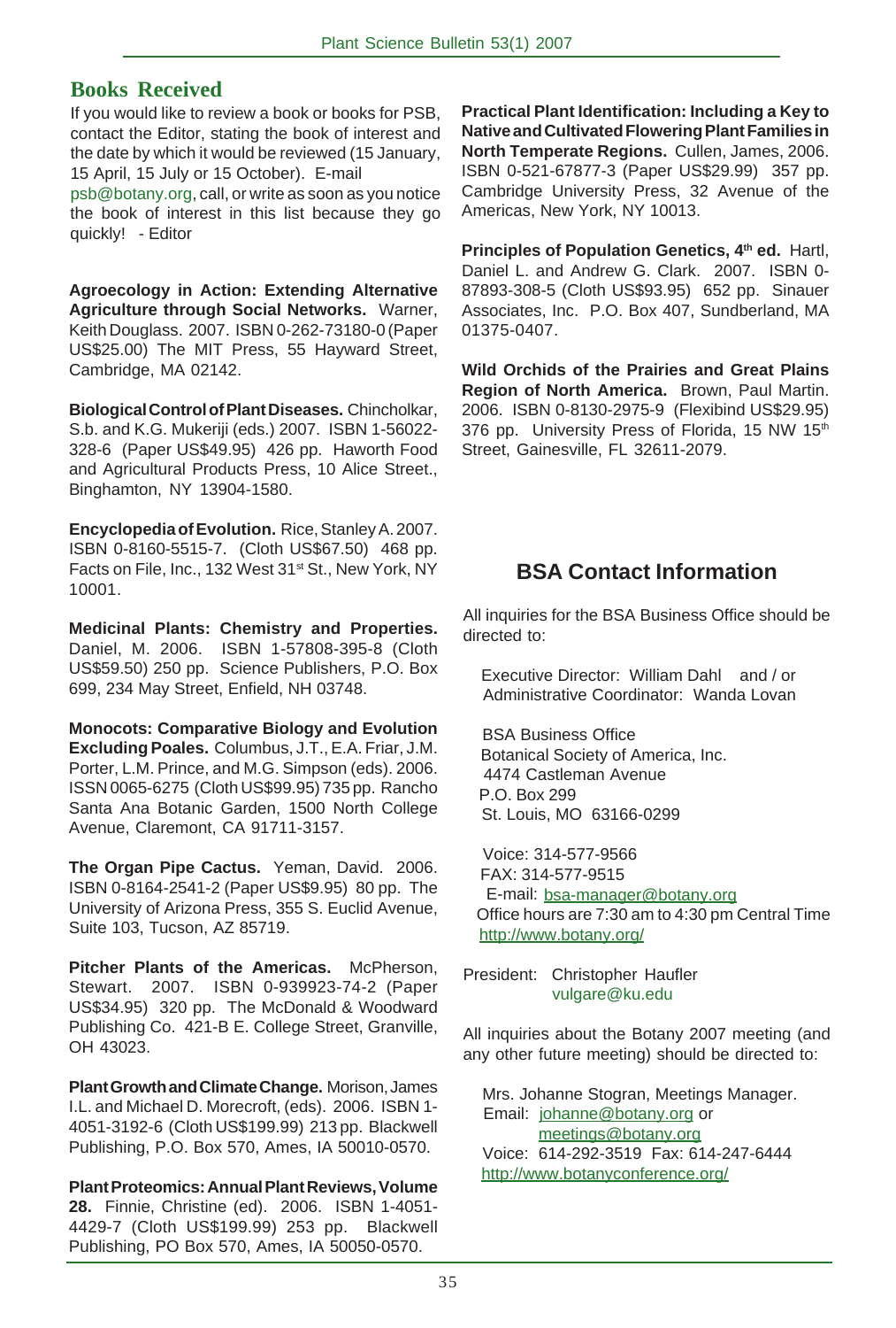## Books Received

If you would like to review a book or books for PSB, contact the Editor, stating the book of interest and the date by which it would be reviewed (15 January, 15 April, 15 July or 15 October). E-mail psb@botany.org, call, or write as soon as you notice the book of interest in this list because they go quickly! - Editor

**Agroecology in Action: Extending Alternative Agriculture through Social Networks.** Warner, Keith Douglass. 2007. ISBN 0-262-73180-0 (Paper US$25.00) The MIT Press, 55 Hayward Street, Cambridge, MA 02142.

**Biological Control of Plant Diseases.** Chincholkar, S.b. and K.G. Mukeriji (eds.) 2007. ISBN 1-56022-328-6 (Paper US$49.95) 426 pp. Haworth Food and Agricultural Products Press, 10 Alice Street., Binghamton, NY 13904-1580.

**Encyclopedia of Evolution.** Rice, Stanley A. 2007. ISBN 0-8160-5515-7. (Cloth US$67.50) 468 pp. Facts on File, Inc., 132 West 31st St., New York, NY 10001.

**Medicinal Plants: Chemistry and Properties.** Daniel, M. 2006. ISBN 1-57808-395-8 (Cloth US$59.50) 250 pp. Science Publishers, P.O. Box 699, 234 May Street, Enfield, NH 03748.

**Monocots: Comparative Biology and Evolution Excluding Poales.** Columbus, J.T., E.A. Friar, J.M. Porter, L.M. Prince, and M.G. Simpson (eds). 2006. ISSN 0065-6275 (Cloth US$99.95) 735 pp. Rancho Santa Ana Botanic Garden, 1500 North College Avenue, Claremont, CA 91711-3157.

**The Organ Pipe Cactus.** Yeman, David. 2006. ISBN 0-8164-2541-2 (Paper US$9.95) 80 pp. The University of Arizona Press, 355 S. Euclid Avenue, Suite 103, Tucson, AZ 85719.

**Pitcher Plants of the Americas.** McPherson, Stewart. 2007. ISBN 0-939923-74-2 (Paper US$34.95) 320 pp. The McDonald & Woodward Publishing Co. 421-B E. College Street, Granville, OH 43023.

**Plant Growth and Climate Change.** Morison, James I.L. and Michael D. Morecroft, (eds). 2006. ISBN 1-4051-3192-6 (Cloth US$199.99) 213 pp. Blackwell Publishing, P.O. Box 570, Ames, IA 50010-0570.

**Plant Proteomics: Annual Plant Reviews, Volume 28.** Finnie, Christine (ed). 2006. ISBN 1-4051-4429-7 (Cloth US$199.99) 253 pp. Blackwell Publishing, PO Box 570, Ames, IA 50050-0570.

**Practical Plant Identification: Including a Key to Native and Cultivated Flowering Plant Families in North Temperate Regions.** Cullen, James, 2006. ISBN 0-521-67877-3 (Paper US$29.99) 357 pp. Cambridge University Press, 32 Avenue of the Americas, New York, NY 10013.

**Principles of Population Genetics, 4th ed.** Hartl, Daniel L. and Andrew G. Clark. 2007. ISBN 0-87893-308-5 (Cloth US$93.95) 652 pp. Sinauer Associates, Inc. P.O. Box 407, Sundberland, MA 01375-0407.

**Wild Orchids of the Prairies and Great Plains Region of North America.** Brown, Paul Martin. 2006. ISBN 0-8130-2975-9 (Flexibind US$29.95) 376 pp. University Press of Florida, 15 NW 15th Street, Gainesville, FL 32611-2079.

## BSA Contact Information

All inquiries for the BSA Business Office should be directed to:

Executive Director: William Dahl and / or
Administrative Coordinator: Wanda Lovan

BSA Business Office
Botanical Society of America, Inc.
4474 Castleman Avenue
P.O. Box 299
St. Louis, MO 63166-0299

Voice: 314-577-9566
FAX: 314-577-9515
E-mail: bsa-manager@botany.org
Office hours are 7:30 am to 4:30 pm Central Time
http://www.botany.org/

President: Christopher Haufler
vulgare@ku.edu

All inquiries about the Botany 2007 meeting (and any other future meeting) should be directed to:

Mrs. Johanne Stogran, Meetings Manager.
Email: johanne@botany.org or meetings@botany.org
Voice: 614-292-3519 Fax: 614-247-6444
http://www.botanyconference.org/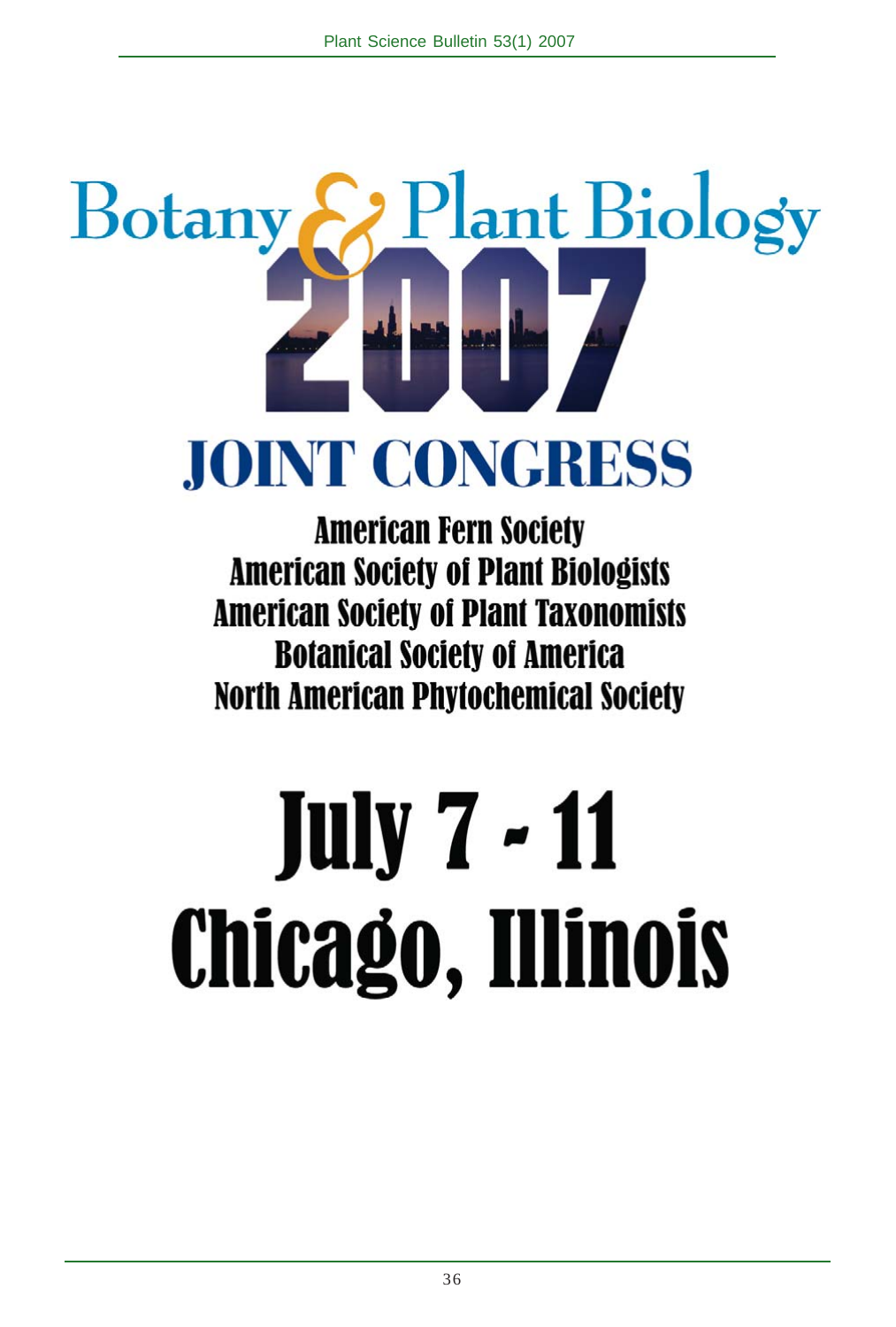# Botany & Plant Biology 2007

# JOINT CONGRESS

**American Fern Society**
**American Society of Plant Biologists**
**American Society of Plant Taxonomists**
**Botanical Society of America**
**North American Phytochemical Society**

# July 7 - 11
# Chicago, Illinois